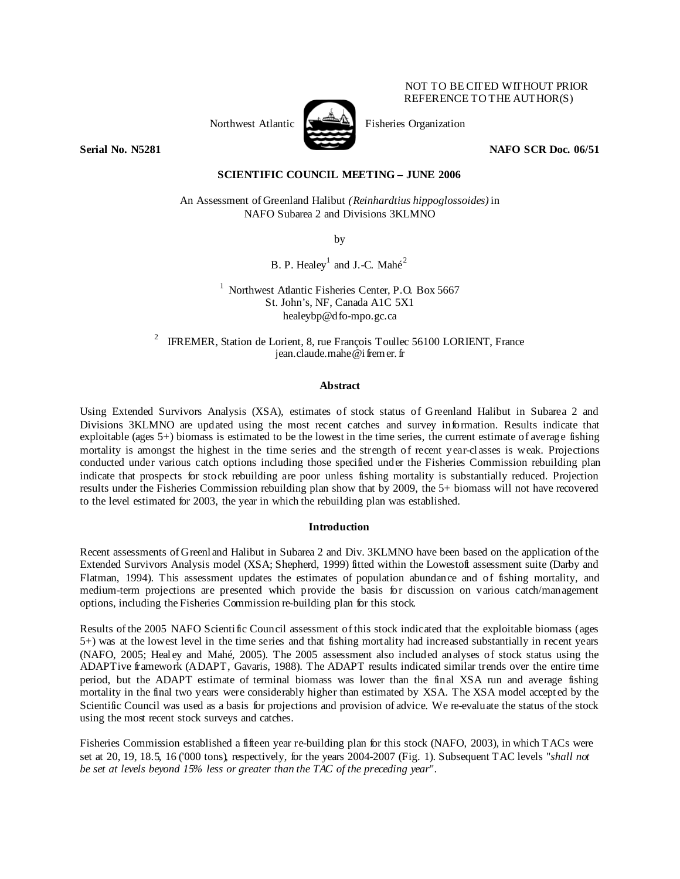NOT TO BE CITED WITHOUT PRIOR REFERENCE TO THE AUTHOR(S)

Northwest Atlantic Fisheries Organization

**Serial No. N5281** **NAFO SCR Doc. 06/51**

**SCIENTIFIC COUNCIL MEETING – JUNE 2006**

An Assessment of Greenland Halibut *(Reinhardtius hippoglossoides)* in NAFO Subarea 2 and Divisions 3KLMNO

by

B. P. Healey[1] and J.-C. Mahé[2]

[1] Northwest Atlantic Fisheries Center, P.O. Box 5667
St. John's, NF, Canada A1C 5X1
healeybp@dfo-mpo.gc.ca

[2] IFREMER, Station de Lorient, 8, rue François Toullec 56100 LORIENT, France
jean.claude.mahe@ifremer.fr

## Abstract

Using Extended Survivors Analysis (XSA), estimates of stock status of Greenland Halibut in Subarea 2 and Divisions 3KLMNO are updated using the most recent catches and survey information. Results indicate that exploitable (ages 5+) biomass is estimated to be the lowest in the time series, the current estimate of average fishing mortality is amongst the highest in the time series and the strength of recent year-classes is weak. Projections conducted under various catch options including those specified under the Fisheries Commission rebuilding plan indicate that prospects for stock rebuilding are poor unless fishing mortality is substantially reduced. Projection results under the Fisheries Commission rebuilding plan show that by 2009, the 5+ biomass will not have recovered to the level estimated for 2003, the year in which the rebuilding plan was established.

## Introduction

Recent assessments of Greenland Halibut in Subarea 2 and Div. 3KLMNO have been based on the application of the Extended Survivors Analysis model (XSA; Shepherd, 1999) fitted within the Lowestoft assessment suite (Darby and Flatman, 1994). This assessment updates the estimates of population abundance and of fishing mortality, and medium-term projections are presented which provide the basis for discussion on various catch/management options, including the Fisheries Commission re-building plan for this stock.

Results of the 2005 NAFO Scientific Council assessment of this stock indicated that the exploitable biomass (ages 5+) was at the lowest level in the time series and that fishing mortality had increased substantially in recent years (NAFO, 2005; Healey and Mahé, 2005). The 2005 assessment also included analyses of stock status using the ADAPTive framework (ADAPT, Gavaris, 1988). The ADAPT results indicated similar trends over the entire time period, but the ADAPT estimate of terminal biomass was lower than the final XSA run and average fishing mortality in the final two years were considerably higher than estimated by XSA. The XSA model accepted by the Scientific Council was used as a basis for projections and provision of advice. We re-evaluate the status of the stock using the most recent stock surveys and catches.

Fisheries Commission established a fifteen year re-building plan for this stock (NAFO, 2003), in which TACs were set at 20, 19, 18.5, 16 ('000 tons), respectively, for the years 2004-2007 (Fig. 1). Subsequent TAC levels "*shall not be set at levels beyond 15% less or greater than the TAC of the preceding year*".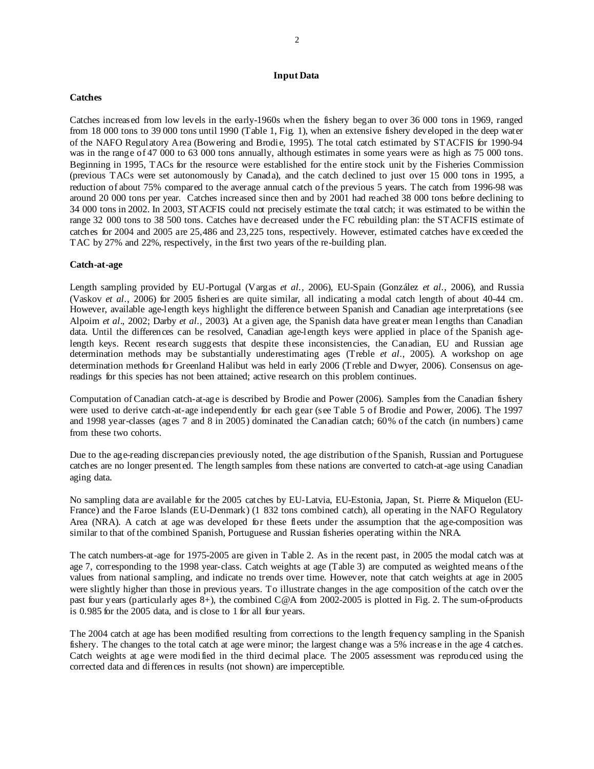## Input Data

### Catches

Catches increased from low levels in the early-1960s when the fishery began to over 36 000 tons in 1969, ranged from 18 000 tons to 39 000 tons until 1990 (Table 1, Fig. 1), when an extensive fishery developed in the deep water of the NAFO Regulatory Area (Bowering and Brodie, 1995). The total catch estimated by STACFIS for 1990-94 was in the range of 47 000 to 63 000 tons annually, although estimates in some years were as high as 75 000 tons. Beginning in 1995, TACs for the resource were established for the entire stock unit by the Fisheries Commission (previous TACs were set autonomously by Canada), and the catch declined to just over 15 000 tons in 1995, a reduction of about 75% compared to the average annual catch of the previous 5 years. The catch from 1996-98 was around 20 000 tons per year. Catches increased since then and by 2001 had reached 38 000 tons before declining to 34 000 tons in 2002. In 2003, STACFIS could not precisely estimate the total catch; it was estimated to be within the range 32 000 tons to 38 500 tons. Catches have decreased under the FC rebuilding plan: the STACFIS estimate of catches for 2004 and 2005 are 25,486 and 23,225 tons, respectively. However, estimated catches have exceeded the TAC by 27% and 22%, respectively, in the first two years of the re-building plan.

### Catch-at-age

Length sampling provided by EU-Portugal (Vargas *et al.*, 2006), EU-Spain (González *et al.*, 2006), and Russia (Vaskov *et al.*, 2006) for 2005 fisheries are quite similar, all indicating a modal catch length of about 40-44 cm. However, available age-length keys highlight the difference between Spanish and Canadian age interpretations (see Alpoim *et al.*, 2002; Darby *et al.*, 2003). At a given age, the Spanish data have greater mean lengths than Canadian data. Until the differences can be resolved, Canadian age-length keys were applied in place of the Spanish age-length keys. Recent research suggests that despite these inconsistencies, the Canadian, EU and Russian age determination methods may be substantially underestimating ages (Treble *et al.*, 2005). A workshop on age determination methods for Greenland Halibut was held in early 2006 (Treble and Dwyer, 2006). Consensus on age-readings for this species has not been attained; active research on this problem continues.

Computation of Canadian catch-at-age is described by Brodie and Power (2006). Samples from the Canadian fishery were used to derive catch-at-age independently for each gear (see Table 5 of Brodie and Power, 2006). The 1997 and 1998 year-classes (ages 7 and 8 in 2005) dominated the Canadian catch; 60% of the catch (in numbers) came from these two cohorts.

Due to the age-reading discrepancies previously noted, the age distribution of the Spanish, Russian and Portuguese catches are no longer presented. The length samples from these nations are converted to catch-at-age using Canadian aging data.

No sampling data are available for the 2005 catches by EU-Latvia, EU-Estonia, Japan, St. Pierre & Miquelon (EU-France) and the Faroe Islands (EU-Denmark) (1 832 tons combined catch), all operating in the NAFO Regulatory Area (NRA). A catch at age was developed for these fleets under the assumption that the age-composition was similar to that of the combined Spanish, Portuguese and Russian fisheries operating within the NRA.

The catch numbers-at-age for 1975-2005 are given in Table 2. As in the recent past, in 2005 the modal catch was at age 7, corresponding to the 1998 year-class. Catch weights at age (Table 3) are computed as weighted means of the values from national sampling, and indicate no trends over time. However, note that catch weights at age in 2005 were slightly higher than those in previous years. To illustrate changes in the age composition of the catch over the past four years (particularly ages 8+), the combined C@A from 2002-2005 is plotted in Fig. 2. The sum-of-products is 0.985 for the 2005 data, and is close to 1 for all four years.

The 2004 catch at age has been modified resulting from corrections to the length frequency sampling in the Spanish fishery. The changes to the total catch at age were minor; the largest change was a 5% increase in the age 4 catches. Catch weights at age were modified in the third decimal place. The 2005 assessment was reproduced using the corrected data and differences in results (not shown) are imperceptible.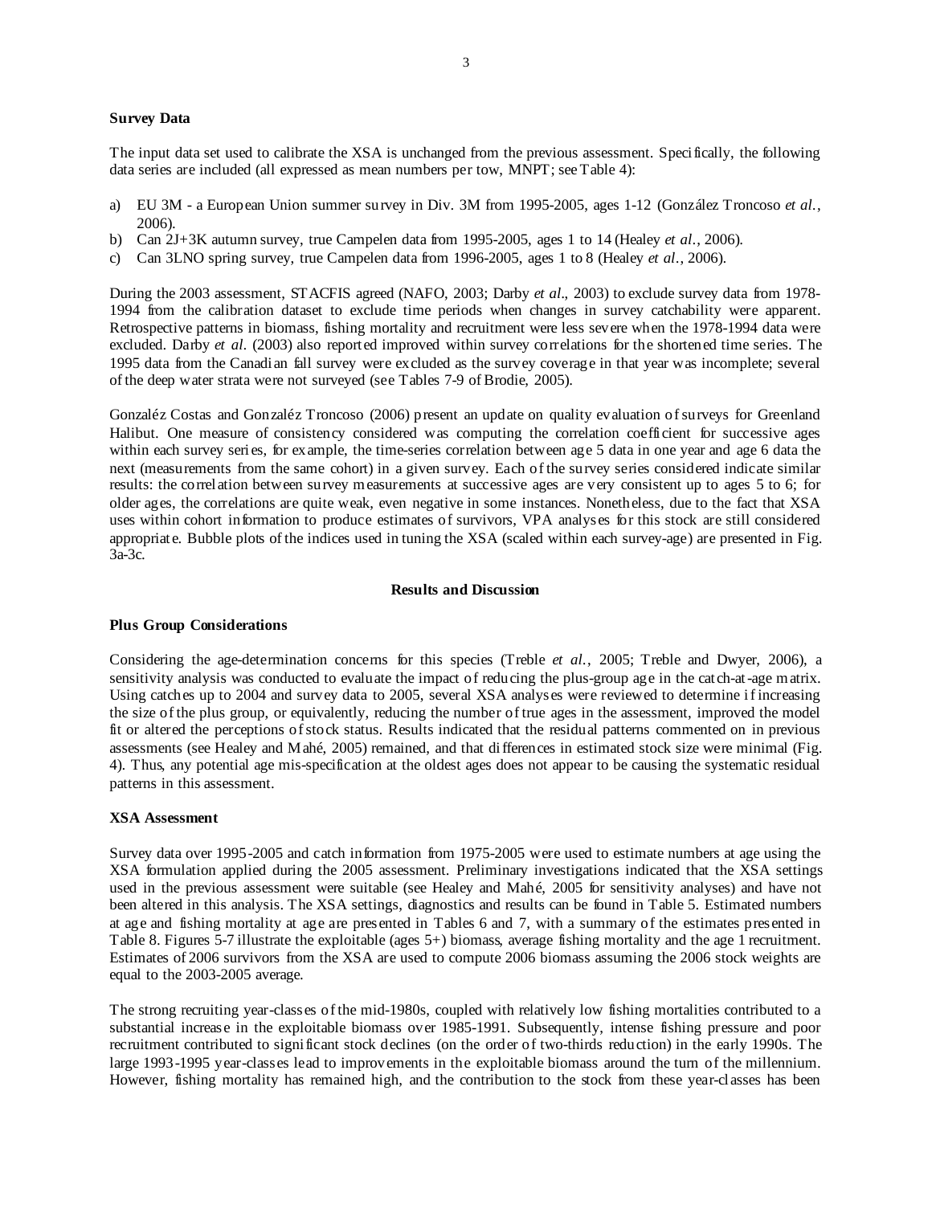**Survey Data**

The input data set used to calibrate the XSA is unchanged from the previous assessment. Specifically, the following data series are included (all expressed as mean numbers per tow, MNPT; see Table 4):

a) EU 3M - a European Union summer survey in Div. 3M from 1995-2005, ages 1-12 (González Troncoso *et al.*, 2006).
b) Can 2J+3K autumn survey, true Campelen data from 1995-2005, ages 1 to 14 (Healey *et al.*, 2006).
c) Can 3LNO spring survey, true Campelen data from 1996-2005, ages 1 to 8 (Healey *et al.*, 2006).

During the 2003 assessment, STACFIS agreed (NAFO, 2003; Darby *et al*., 2003) to exclude survey data from 1978-1994 from the calibration dataset to exclude time periods when changes in survey catchability were apparent. Retrospective patterns in biomass, fishing mortality and recruitment were less severe when the 1978-1994 data were excluded. Darby *et al*. (2003) also reported improved within survey correlations for the shortened time series. The 1995 data from the Canadian fall survey were excluded as the survey coverage in that year was incomplete; several of the deep water strata were not surveyed (see Tables 7-9 of Brodie, 2005).

Gonzaléz Costas and Gonzaléz Troncoso (2006) present an update on quality evaluation of surveys for Greenland Halibut. One measure of consistency considered was computing the correlation coefficient for successive ages within each survey series, for example, the time-series correlation between age 5 data in one year and age 6 data the next (measurements from the same cohort) in a given survey. Each of the survey series considered indicate similar results: the correlation between survey measurements at successive ages are very consistent up to ages 5 to 6; for older ages, the correlations are quite weak, even negative in some instances. Nonetheless, due to the fact that XSA uses within cohort information to produce estimates of survivors, VPA analyses for this stock are still considered appropriate. Bubble plots of the indices used in tuning the XSA (scaled within each survey-age) are presented in Fig. 3a-3c.

## Results and Discussion

**Plus Group Considerations**

Considering the age-determination concerns for this species (Treble *et al.*, 2005; Treble and Dwyer, 2006), a sensitivity analysis was conducted to evaluate the impact of reducing the plus-group age in the catch-at-age matrix. Using catches up to 2004 and survey data to 2005, several XSA analyses were reviewed to determine if increasing the size of the plus group, or equivalently, reducing the number of true ages in the assessment, improved the model fit or altered the perceptions of stock status. Results indicated that the residual patterns commented on in previous assessments (see Healey and Mahé, 2005) remained, and that differences in estimated stock size were minimal (Fig. 4). Thus, any potential age mis-specification at the oldest ages does not appear to be causing the systematic residual patterns in this assessment.

**XSA Assessment**

Survey data over 1995-2005 and catch information from 1975-2005 were used to estimate numbers at age using the XSA formulation applied during the 2005 assessment. Preliminary investigations indicated that the XSA settings used in the previous assessment were suitable (see Healey and Mahé, 2005 for sensitivity analyses) and have not been altered in this analysis. The XSA settings, diagnostics and results can be found in Table 5. Estimated numbers at age and fishing mortality at age are presented in Tables 6 and 7, with a summary of the estimates presented in Table 8. Figures 5-7 illustrate the exploitable (ages 5+) biomass, average fishing mortality and the age 1 recruitment. Estimates of 2006 survivors from the XSA are used to compute 2006 biomass assuming the 2006 stock weights are equal to the 2003-2005 average.

The strong recruiting year-classes of the mid-1980s, coupled with relatively low fishing mortalities contributed to a substantial increase in the exploitable biomass over 1985-1991. Subsequently, intense fishing pressure and poor recruitment contributed to significant stock declines (on the order of two-thirds reduction) in the early 1990s. The large 1993-1995 year-classes lead to improvements in the exploitable biomass around the turn of the millennium. However, fishing mortality has remained high, and the contribution to the stock from these year-classes has been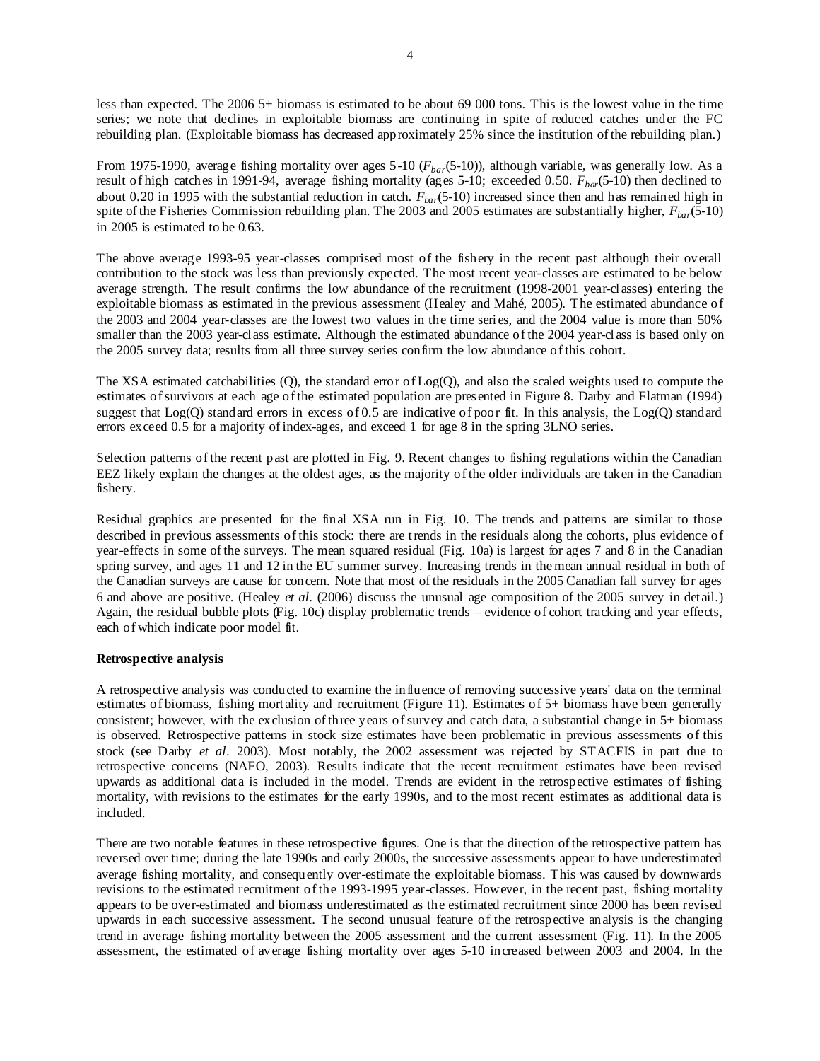less than expected. The 2006 5+ biomass is estimated to be about 69 000 tons. This is the lowest value in the time series; we note that declines in exploitable biomass are continuing in spite of reduced catches under the FC rebuilding plan. (Exploitable biomass has decreased approximately 25% since the institution of the rebuilding plan.)

From 1975-1990, average fishing mortality over ages 5-10 ($F_{bar}$(5-10)), although variable, was generally low. As a result of high catches in 1991-94, average fishing mortality (ages 5-10; exceeded 0.50. $F_{bar}$(5-10) then declined to about 0.20 in 1995 with the substantial reduction in catch. $F_{bar}$(5-10) increased since then and has remained high in spite of the Fisheries Commission rebuilding plan. The 2003 and 2005 estimates are substantially higher, $F_{bar}$(5-10) in 2005 is estimated to be 0.63.

The above average 1993-95 year-classes comprised most of the fishery in the recent past although their overall contribution to the stock was less than previously expected. The most recent year-classes are estimated to be below average strength. The result confirms the low abundance of the recruitment (1998-2001 year-classes) entering the exploitable biomass as estimated in the previous assessment (Healey and Mahé, 2005). The estimated abundance of the 2003 and 2004 year-classes are the lowest two values in the time series, and the 2004 value is more than 50% smaller than the 2003 year-class estimate. Although the estimated abundance of the 2004 year-class is based only on the 2005 survey data; results from all three survey series confirm the low abundance of this cohort.

The XSA estimated catchabilities (Q), the standard error of Log(Q), and also the scaled weights used to compute the estimates of survivors at each age of the estimated population are presented in Figure 8. Darby and Flatman (1994) suggest that Log(Q) standard errors in excess of 0.5 are indicative of poor fit. In this analysis, the Log(Q) standard errors exceed 0.5 for a majority of index-ages, and exceed 1 for age 8 in the spring 3LNO series.

Selection patterns of the recent past are plotted in Fig. 9. Recent changes to fishing regulations within the Canadian EEZ likely explain the changes at the oldest ages, as the majority of the older individuals are taken in the Canadian fishery.

Residual graphics are presented for the final XSA run in Fig. 10. The trends and patterns are similar to those described in previous assessments of this stock: there are trends in the residuals along the cohorts, plus evidence of year-effects in some of the surveys. The mean squared residual (Fig. 10a) is largest for ages 7 and 8 in the Canadian spring survey, and ages 11 and 12 in the EU summer survey. Increasing trends in the mean annual residual in both of the Canadian surveys are cause for concern. Note that most of the residuals in the 2005 Canadian fall survey for ages 6 and above are positive. (Healey *et al*. (2006) discuss the unusual age composition of the 2005 survey in detail.) Again, the residual bubble plots (Fig. 10c) display problematic trends – evidence of cohort tracking and year effects, each of which indicate poor model fit.

**Retrospective analysis**

A retrospective analysis was conducted to examine the influence of removing successive years' data on the terminal estimates of biomass, fishing mortality and recruitment (Figure 11). Estimates of 5+ biomass have been generally consistent; however, with the exclusion of three years of survey and catch data, a substantial change in 5+ biomass is observed. Retrospective patterns in stock size estimates have been problematic in previous assessments of this stock (see Darby *et al*. 2003). Most notably, the 2002 assessment was rejected by STACFIS in part due to retrospective concerns (NAFO, 2003). Results indicate that the recent recruitment estimates have been revised upwards as additional data is included in the model. Trends are evident in the retrospective estimates of fishing mortality, with revisions to the estimates for the early 1990s, and to the most recent estimates as additional data is included.

There are two notable features in these retrospective figures. One is that the direction of the retrospective pattern has reversed over time; during the late 1990s and early 2000s, the successive assessments appear to have underestimated average fishing mortality, and consequently over-estimate the exploitable biomass. This was caused by downwards revisions to the estimated recruitment of the 1993-1995 year-classes. However, in the recent past, fishing mortality appears to be over-estimated and biomass underestimated as the estimated recruitment since 2000 has been revised upwards in each successive assessment. The second unusual feature of the retrospective analysis is the changing trend in average fishing mortality between the 2005 assessment and the current assessment (Fig. 11). In the 2005 assessment, the estimated of average fishing mortality over ages 5-10 increased between 2003 and 2004. In the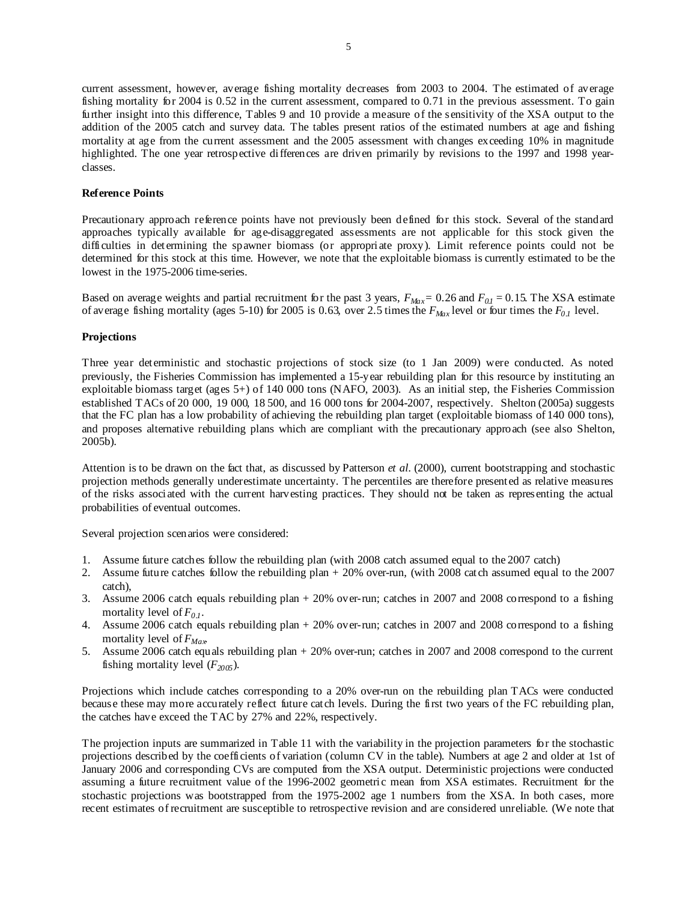current assessment, however, average fishing mortality decreases from 2003 to 2004. The estimated of average fishing mortality for 2004 is 0.52 in the current assessment, compared to 0.71 in the previous assessment. To gain further insight into this difference, Tables 9 and 10 provide a measure of the sensitivity of the XSA output to the addition of the 2005 catch and survey data. The tables present ratios of the estimated numbers at age and fishing mortality at age from the current assessment and the 2005 assessment with changes exceeding 10% in magnitude highlighted. The one year retrospective differences are driven primarily by revisions to the 1997 and 1998 year-classes.

**Reference Points**

Precautionary approach reference points have not previously been defined for this stock. Several of the standard approaches typically available for age-disaggregated assessments are not applicable for this stock given the difficulties in determining the spawner biomass (or appropriate proxy). Limit reference points could not be determined for this stock at this time. However, we note that the exploitable biomass is currently estimated to be the lowest in the 1975-2006 time-series.

Based on average weights and partial recruitment for the past 3 years, $F_{Max} = 0.26$ and $F_{0.1} = 0.15$. The XSA estimate of average fishing mortality (ages 5-10) for 2005 is 0.63, over 2.5 times the $F_{Max}$ level or four times the $F_{0.1}$ level.

**Projections**

Three year deterministic and stochastic projections of stock size (to 1 Jan 2009) were conducted. As noted previously, the Fisheries Commission has implemented a 15-year rebuilding plan for this resource by instituting an exploitable biomass target (ages 5+) of 140 000 tons (NAFO, 2003). As an initial step, the Fisheries Commission established TACs of 20 000, 19 000, 18 500, and 16 000 tons for 2004-2007, respectively. Shelton (2005a) suggests that the FC plan has a low probability of achieving the rebuilding plan target (exploitable biomass of 140 000 tons), and proposes alternative rebuilding plans which are compliant with the precautionary approach (see also Shelton, 2005b).

Attention is to be drawn on the fact that, as discussed by Patterson *et al*. (2000), current bootstrapping and stochastic projection methods generally underestimate uncertainty. The percentiles are therefore presented as relative measures of the risks associated with the current harvesting practices. They should not be taken as representing the actual probabilities of eventual outcomes.

Several projection scenarios were considered:

1. Assume future catches follow the rebuilding plan (with 2008 catch assumed equal to the 2007 catch)
2. Assume future catches follow the rebuilding plan + 20% over-run, (with 2008 catch assumed equal to the 2007 catch),
3. Assume 2006 catch equals rebuilding plan + 20% over-run; catches in 2007 and 2008 correspond to a fishing mortality level of $F_{0.1}$.
4. Assume 2006 catch equals rebuilding plan + 20% over-run; catches in 2007 and 2008 correspond to a fishing mortality level of $F_{Max}$.
5. Assume 2006 catch equals rebuilding plan + 20% over-run; catches in 2007 and 2008 correspond to the current fishing mortality level ($F_{2005}$).

Projections which include catches corresponding to a 20% over-run on the rebuilding plan TACs were conducted because these may more accurately reflect future catch levels. During the first two years of the FC rebuilding plan, the catches have exceed the TAC by 27% and 22%, respectively.

The projection inputs are summarized in Table 11 with the variability in the projection parameters for the stochastic projections described by the coefficients of variation (column CV in the table). Numbers at age 2 and older at 1st of January 2006 and corresponding CVs are computed from the XSA output. Deterministic projections were conducted assuming a future recruitment value of the 1996-2002 geometric mean from XSA estimates. Recruitment for the stochastic projections was bootstrapped from the 1975-2002 age 1 numbers from the XSA. In both cases, more recent estimates of recruitment are susceptible to retrospective revision and are considered unreliable. (We note that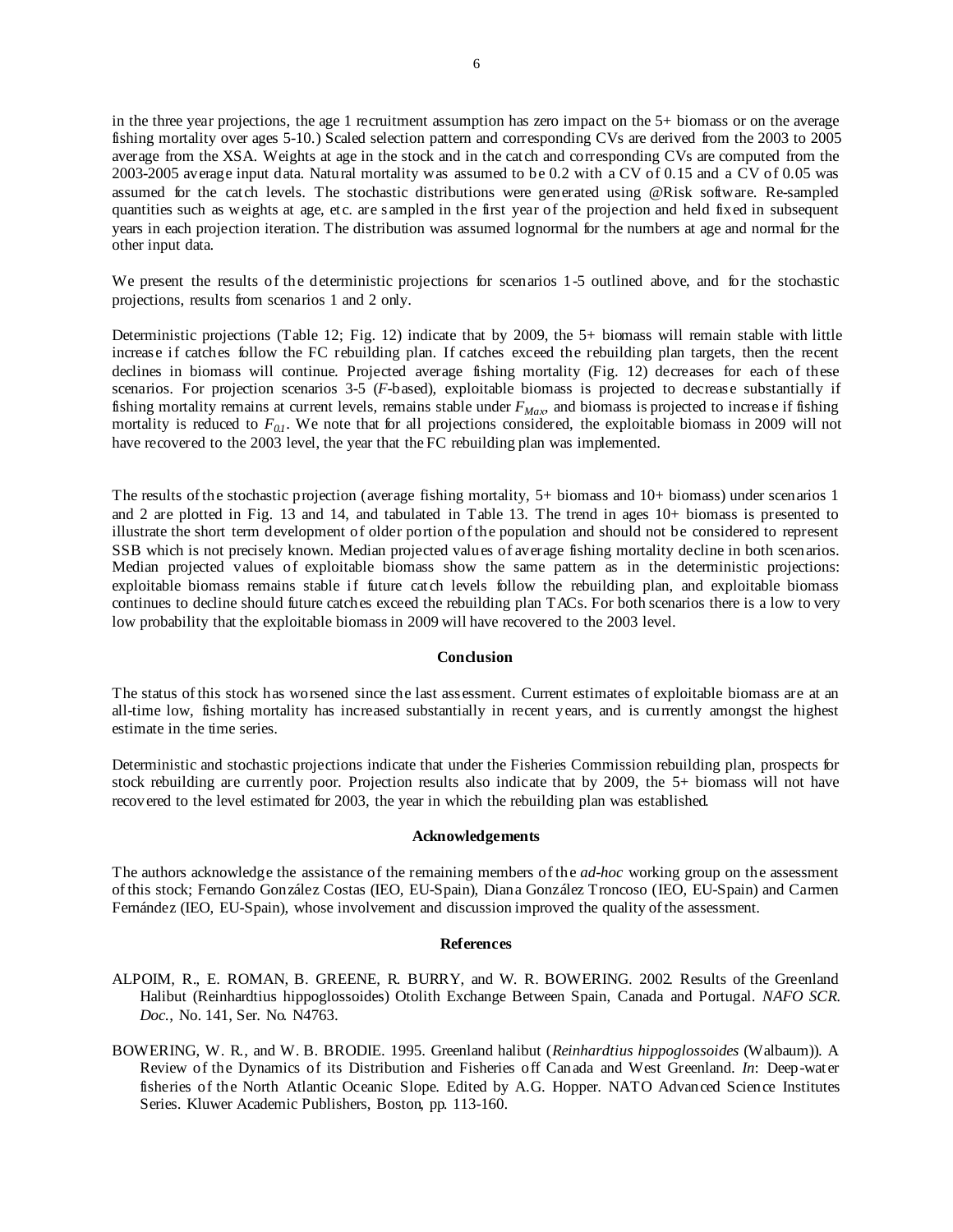in the three year projections, the age 1 recruitment assumption has zero impact on the 5+ biomass or on the average fishing mortality over ages 5-10.) Scaled selection pattern and corresponding CVs are derived from the 2003 to 2005 average from the XSA. Weights at age in the stock and in the catch and corresponding CVs are computed from the 2003-2005 average input data. Natural mortality was assumed to be 0.2 with a CV of 0.15 and a CV of 0.05 was assumed for the catch levels. The stochastic distributions were generated using @Risk software. Re-sampled quantities such as weights at age, etc. are sampled in the first year of the projection and held fixed in subsequent years in each projection iteration. The distribution was assumed lognormal for the numbers at age and normal for the other input data.

We present the results of the deterministic projections for scenarios 1-5 outlined above, and for the stochastic projections, results from scenarios 1 and 2 only.

Deterministic projections (Table 12; Fig. 12) indicate that by 2009, the 5+ biomass will remain stable with little increase if catches follow the FC rebuilding plan. If catches exceed the rebuilding plan targets, then the recent declines in biomass will continue. Projected average fishing mortality (Fig. 12) decreases for each of these scenarios. For projection scenarios 3-5 (*F*-based), exploitable biomass is projected to decrease substantially if fishing mortality remains at current levels, remains stable under $F_{Max}$, and biomass is projected to increase if fishing mortality is reduced to $F_{0.1}$. We note that for all projections considered, the exploitable biomass in 2009 will not have recovered to the 2003 level, the year that the FC rebuilding plan was implemented.

The results of the stochastic projection (average fishing mortality, 5+ biomass and 10+ biomass) under scenarios 1 and 2 are plotted in Fig. 13 and 14, and tabulated in Table 13. The trend in ages 10+ biomass is presented to illustrate the short term development of older portion of the population and should not be considered to represent SSB which is not precisely known. Median projected values of average fishing mortality decline in both scenarios. Median projected values of exploitable biomass show the same pattern as in the deterministic projections: exploitable biomass remains stable if future catch levels follow the rebuilding plan, and exploitable biomass continues to decline should future catches exceed the rebuilding plan TACs. For both scenarios there is a low to very low probability that the exploitable biomass in 2009 will have recovered to the 2003 level.

## Conclusion

The status of this stock has worsened since the last assessment. Current estimates of exploitable biomass are at an all-time low, fishing mortality has increased substantially in recent years, and is currently amongst the highest estimate in the time series.

Deterministic and stochastic projections indicate that under the Fisheries Commission rebuilding plan, prospects for stock rebuilding are currently poor. Projection results also indicate that by 2009, the 5+ biomass will not have recovered to the level estimated for 2003, the year in which the rebuilding plan was established.

## Acknowledgements

The authors acknowledge the assistance of the remaining members of the *ad-hoc* working group on the assessment of this stock; Fernando González Costas (IEO, EU-Spain), Diana González Troncoso (IEO, EU-Spain) and Carmen Fernández (IEO, EU-Spain), whose involvement and discussion improved the quality of the assessment.

## References

ALPOIM, R., E. ROMAN, B. GREENE, R. BURRY, and W. R. BOWERING. 2002. Results of the Greenland Halibut (Reinhardtius hippoglossoides) Otolith Exchange Between Spain, Canada and Portugal. *NAFO SCR. Doc.*, No. 141, Ser. No. N4763.

BOWERING, W. R., and W. B. BRODIE. 1995. Greenland halibut (*Reinhardtius hippoglossoides* (Walbaum)). A Review of the Dynamics of its Distribution and Fisheries off Canada and West Greenland. *In*: Deep-water fisheries of the North Atlantic Oceanic Slope. Edited by A.G. Hopper. NATO Advanced Science Institutes Series. Kluwer Academic Publishers, Boston, pp. 113-160.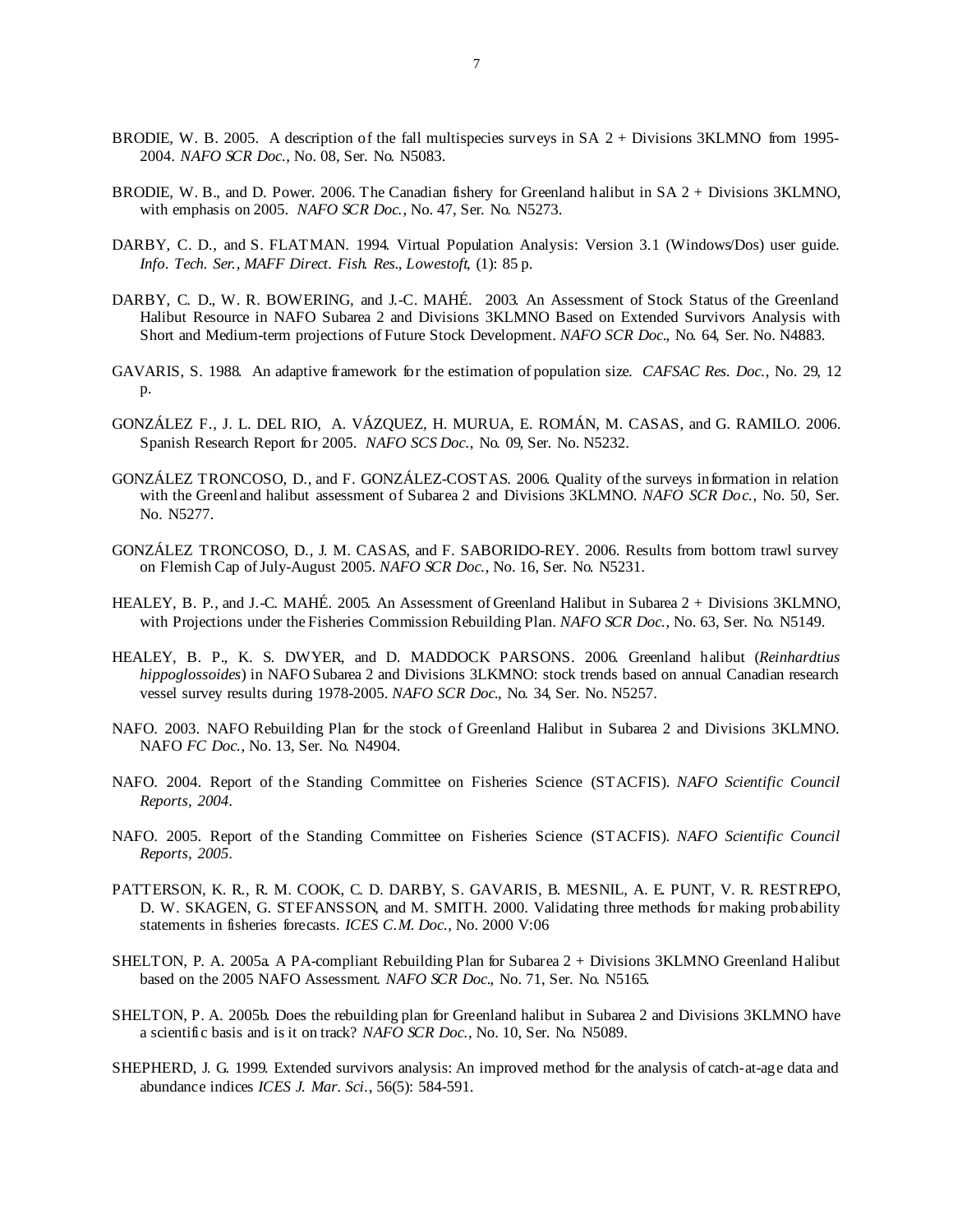BRODIE, W. B. 2005. A description of the fall multispecies surveys in SA 2 + Divisions 3KLMNO from 1995-2004. *NAFO SCR Doc.*, No. 08, Ser. No. N5083.

BRODIE, W. B., and D. Power. 2006. The Canadian fishery for Greenland halibut in SA 2 + Divisions 3KLMNO, with emphasis on 2005. *NAFO SCR Doc.*, No. 47, Ser. No. N5273.

DARBY, C. D., and S. FLATMAN. 1994. Virtual Population Analysis: Version 3.1 (Windows/Dos) user guide. *Info. Tech. Ser., MAFF Direct. Fish. Res., Lowestoft*, (1): 85 p.

DARBY, C. D., W. R. BOWERING, and J.-C. MAHÉ. 2003. An Assessment of Stock Status of the Greenland Halibut Resource in NAFO Subarea 2 and Divisions 3KLMNO Based on Extended Survivors Analysis with Short and Medium-term projections of Future Stock Development. *NAFO SCR Doc.*, No. 64, Ser. No. N4883.

GAVARIS, S. 1988. An adaptive framework for the estimation of population size. *CAFSAC Res. Doc.*, No. 29, 12 p.

GONZÁLEZ F., J. L. DEL RIO, A. VÁZQUEZ, H. MURUA, E. ROMÁN, M. CASAS, and G. RAMILO. 2006. Spanish Research Report for 2005. *NAFO SCS Doc.*, No. 09, Ser. No. N5232.

GONZÁLEZ TRONCOSO, D., and F. GONZÁLEZ-COSTAS. 2006. Quality of the surveys information in relation with the Greenland halibut assessment of Subarea 2 and Divisions 3KLMNO. *NAFO SCR Doc.*, No. 50, Ser. No. N5277.

GONZÁLEZ TRONCOSO, D., J. M. CASAS, and F. SABORIDO-REY. 2006. Results from bottom trawl survey on Flemish Cap of July-August 2005. *NAFO SCR Doc.*, No. 16, Ser. No. N5231.

HEALEY, B. P., and J.-C. MAHÉ. 2005. An Assessment of Greenland Halibut in Subarea 2 + Divisions 3KLMNO, with Projections under the Fisheries Commission Rebuilding Plan. *NAFO SCR Doc.*, No. 63, Ser. No. N5149.

HEALEY, B. P., K. S. DWYER, and D. MADDOCK PARSONS. 2006. Greenland halibut (*Reinhardtius hippoglossoides*) in NAFO Subarea 2 and Divisions 3LKMNO: stock trends based on annual Canadian research vessel survey results during 1978-2005. *NAFO SCR Doc.*, No. 34, Ser. No. N5257.

NAFO. 2003. NAFO Rebuilding Plan for the stock of Greenland Halibut in Subarea 2 and Divisions 3KLMNO. NAFO *FC Doc.*, No. 13, Ser. No. N4904.

NAFO. 2004. Report of the Standing Committee on Fisheries Science (STACFIS). *NAFO Scientific Council Reports, 2004*.

NAFO. 2005. Report of the Standing Committee on Fisheries Science (STACFIS). *NAFO Scientific Council Reports, 2005*.

PATTERSON, K. R., R. M. COOK, C. D. DARBY, S. GAVARIS, B. MESNIL, A. E. PUNT, V. R. RESTREPO, D. W. SKAGEN, G. STEFANSSON, and M. SMITH. 2000. Validating three methods for making probability statements in fisheries forecasts. *ICES C.M. Doc.*, No. 2000 V:06

SHELTON, P. A. 2005a. A PA-compliant Rebuilding Plan for Subarea 2 + Divisions 3KLMNO Greenland Halibut based on the 2005 NAFO Assessment. *NAFO SCR Doc.*, No. 71, Ser. No. N5165.

SHELTON, P. A. 2005b. Does the rebuilding plan for Greenland halibut in Subarea 2 and Divisions 3KLMNO have a scientific basis and is it on track? *NAFO SCR Doc.*, No. 10, Ser. No. N5089.

SHEPHERD, J. G. 1999. Extended survivors analysis: An improved method for the analysis of catch-at-age data and abundance indices *ICES J. Mar. Sci.*, 56(5): 584-591.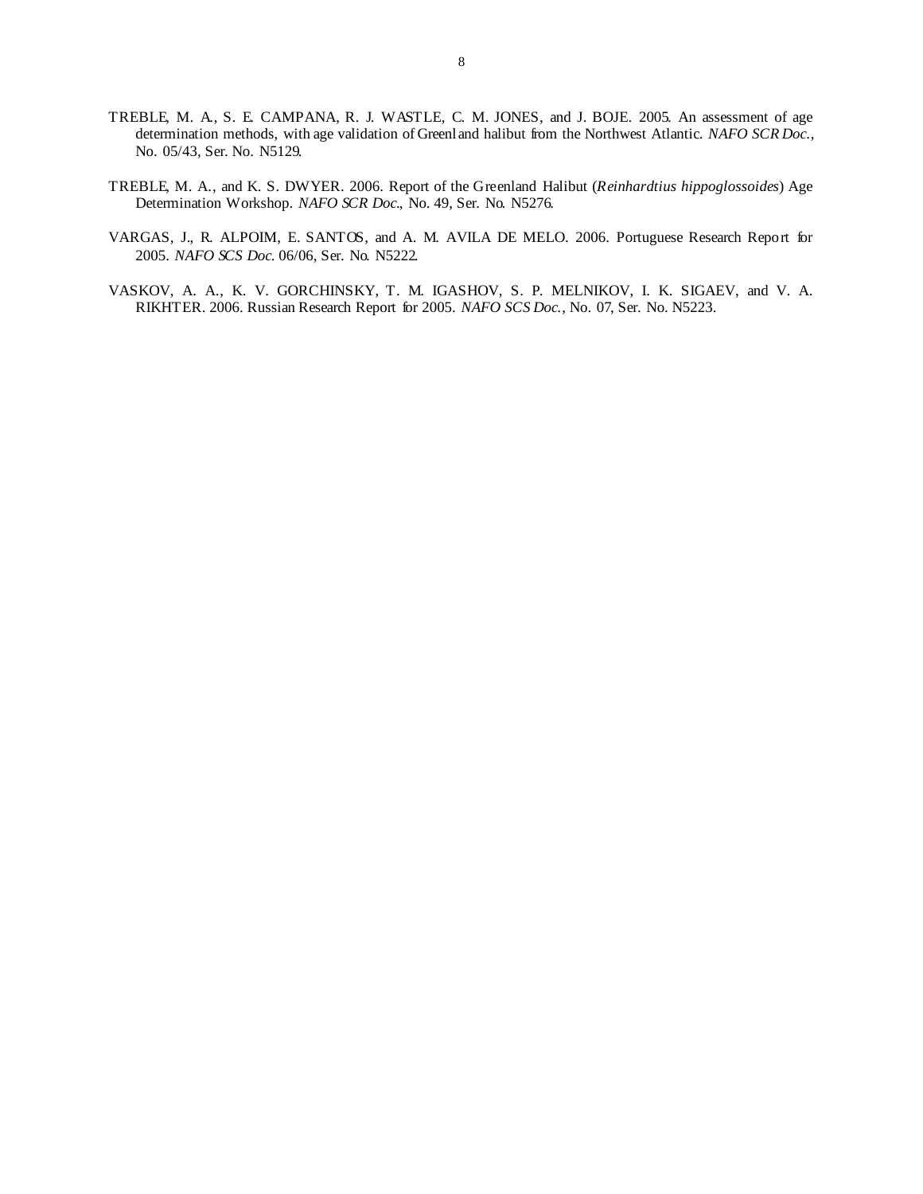TREBLE, M. A., S. E. CAMPANA, R. J. WASTLE, C. M. JONES, and J. BOJE. 2005. An assessment of age determination methods, with age validation of Greenland halibut from the Northwest Atlantic. *NAFO SCR Doc.*, No. 05/43, Ser. No. N5129.

TREBLE, M. A., and K. S. DWYER. 2006. Report of the Greenland Halibut (*Reinhardtius hippoglossoides*) Age Determination Workshop. *NAFO SCR Doc.*, No. 49, Ser. No. N5276.

VARGAS, J., R. ALPOIM, E. SANTOS, and A. M. AVILA DE MELO. 2006. Portuguese Research Report for 2005. *NAFO SCS Doc.* 06/06, Ser. No. N5222.

VASKOV, A. A., K. V. GORCHINSKY, T. M. IGASHOV, S. P. MELNIKOV, I. K. SIGAEV, and V. A. RIKHTER. 2006. Russian Research Report for 2005. *NAFO SCS Doc.*, No. 07, Ser. No. N5223.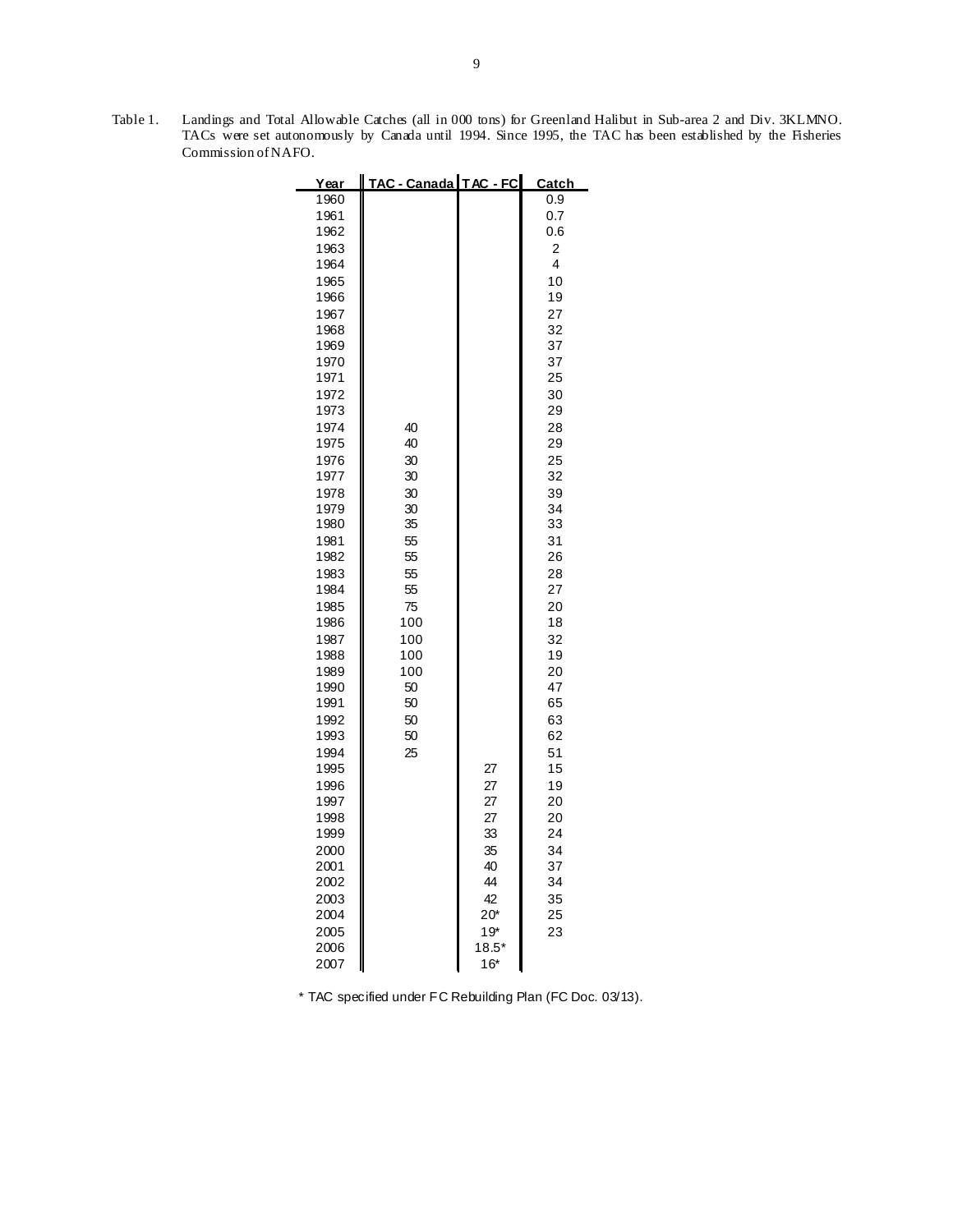Table 1. Landings and Total Allowable Catches (all in 000 tons) for Greenland Halibut in Sub-area 2 and Div. 3KLMNO. TACs were set autonomously by Canada until 1994. Since 1995, the TAC has been established by the Fisheries Commission of NAFO.

| Year | TAC - Canada | TAC - FC | Catch |
|---|---|---|---|
| 1960 | | | 0.9 |
| 1961 | | | 0.7 |
| 1962 | | | 0.6 |
| 1963 | | | 2 |
| 1964 | | | 4 |
| 1965 | | | 10 |
| 1966 | | | 19 |
| 1967 | | | 27 |
| 1968 | | | 32 |
| 1969 | | | 37 |
| 1970 | | | 37 |
| 1971 | | | 25 |
| 1972 | | | 30 |
| 1973 | | | 29 |
| 1974 | 40 | | 28 |
| 1975 | 40 | | 29 |
| 1976 | 30 | | 25 |
| 1977 | 30 | | 32 |
| 1978 | 30 | | 39 |
| 1979 | 30 | | 34 |
| 1980 | 35 | | 33 |
| 1981 | 55 | | 31 |
| 1982 | 55 | | 26 |
| 1983 | 55 | | 28 |
| 1984 | 55 | | 27 |
| 1985 | 75 | | 20 |
| 1986 | 100 | | 18 |
| 1987 | 100 | | 32 |
| 1988 | 100 | | 19 |
| 1989 | 100 | | 20 |
| 1990 | 50 | | 47 |
| 1991 | 50 | | 65 |
| 1992 | 50 | | 63 |
| 1993 | 50 | | 62 |
| 1994 | 25 | | 51 |
| 1995 | | 27 | 15 |
| 1996 | | 27 | 19 |
| 1997 | | 27 | 20 |
| 1998 | | 27 | 20 |
| 1999 | | 33 | 24 |
| 2000 | | 35 | 34 |
| 2001 | | 40 | 37 |
| 2002 | | 44 | 34 |
| 2003 | | 42 | 35 |
| 2004 | | 20* | 25 |
| 2005 | | 19* | 23 |
| 2006 | | 18.5* | |
| 2007 | | 16* | |

* TAC specified under FC Rebuilding Plan (FC Doc. 03/13).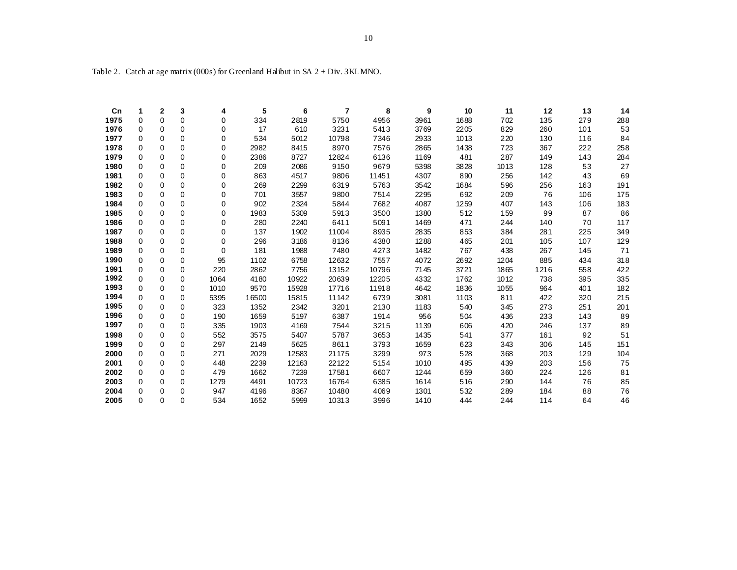Table 2. Catch at age matrix (000s) for Greenland Halibut in SA 2 + Div. 3KLMNO.

| Cn | 1 | 2 | 3 | 4 | 5 | 6 | 7 | 8 | 9 | 10 | 11 | 12 | 13 | 14 |
|---|---|---|---|---|---|---|---|---|---|---|---|---|---|---|
| **1975** | 0 | 0 | 0 | 0 | 334 | 2819 | 5750 | 4956 | 3961 | 1688 | 702 | 135 | 279 | 288 |
| **1976** | 0 | 0 | 0 | 0 | 17 | 610 | 3231 | 5413 | 3769 | 2205 | 829 | 260 | 101 | 53 |
| **1977** | 0 | 0 | 0 | 0 | 534 | 5012 | 10798 | 7346 | 2933 | 1013 | 220 | 130 | 116 | 84 |
| **1978** | 0 | 0 | 0 | 0 | 2982 | 8415 | 8970 | 7576 | 2865 | 1438 | 723 | 367 | 222 | 258 |
| **1979** | 0 | 0 | 0 | 0 | 2386 | 8727 | 12824 | 6136 | 1169 | 481 | 287 | 149 | 143 | 284 |
| **1980** | 0 | 0 | 0 | 0 | 209 | 2086 | 9150 | 9679 | 5398 | 3828 | 1013 | 128 | 53 | 27 |
| **1981** | 0 | 0 | 0 | 0 | 863 | 4517 | 9806 | 11451 | 4307 | 890 | 256 | 142 | 43 | 69 |
| **1982** | 0 | 0 | 0 | 0 | 269 | 2299 | 6319 | 5763 | 3542 | 1684 | 596 | 256 | 163 | 191 |
| **1983** | 0 | 0 | 0 | 0 | 701 | 3557 | 9800 | 7514 | 2295 | 692 | 209 | 76 | 106 | 175 |
| **1984** | 0 | 0 | 0 | 0 | 902 | 2324 | 5844 | 7682 | 4087 | 1259 | 407 | 143 | 106 | 183 |
| **1985** | 0 | 0 | 0 | 0 | 1983 | 5309 | 5913 | 3500 | 1380 | 512 | 159 | 99 | 87 | 86 |
| **1986** | 0 | 0 | 0 | 0 | 280 | 2240 | 6411 | 5091 | 1469 | 471 | 244 | 140 | 70 | 117 |
| **1987** | 0 | 0 | 0 | 0 | 137 | 1902 | 11004 | 8935 | 2835 | 853 | 384 | 281 | 225 | 349 |
| **1988** | 0 | 0 | 0 | 0 | 296 | 3186 | 8136 | 4380 | 1288 | 465 | 201 | 105 | 107 | 129 |
| **1989** | 0 | 0 | 0 | 0 | 181 | 1988 | 7480 | 4273 | 1482 | 767 | 438 | 267 | 145 | 71 |
| **1990** | 0 | 0 | 0 | 95 | 1102 | 6758 | 12632 | 7557 | 4072 | 2692 | 1204 | 885 | 434 | 318 |
| **1991** | 0 | 0 | 0 | 220 | 2862 | 7756 | 13152 | 10796 | 7145 | 3721 | 1865 | 1216 | 558 | 422 |
| **1992** | 0 | 0 | 0 | 1064 | 4180 | 10922 | 20639 | 12205 | 4332 | 1762 | 1012 | 738 | 395 | 335 |
| **1993** | 0 | 0 | 0 | 1010 | 9570 | 15928 | 17716 | 11918 | 4642 | 1836 | 1055 | 964 | 401 | 182 |
| **1994** | 0 | 0 | 0 | 5395 | 16500 | 15815 | 11142 | 6739 | 3081 | 1103 | 811 | 422 | 320 | 215 |
| **1995** | 0 | 0 | 0 | 323 | 1352 | 2342 | 3201 | 2130 | 1183 | 540 | 345 | 273 | 251 | 201 |
| **1996** | 0 | 0 | 0 | 190 | 1659 | 5197 | 6387 | 1914 | 956 | 504 | 436 | 233 | 143 | 89 |
| **1997** | 0 | 0 | 0 | 335 | 1903 | 4169 | 7544 | 3215 | 1139 | 606 | 420 | 246 | 137 | 89 |
| **1998** | 0 | 0 | 0 | 552 | 3575 | 5407 | 5787 | 3653 | 1435 | 541 | 377 | 161 | 92 | 51 |
| **1999** | 0 | 0 | 0 | 297 | 2149 | 5625 | 8611 | 3793 | 1659 | 623 | 343 | 306 | 145 | 151 |
| **2000** | 0 | 0 | 0 | 271 | 2029 | 12583 | 21175 | 3299 | 973 | 528 | 368 | 203 | 129 | 104 |
| **2001** | 0 | 0 | 0 | 448 | 2239 | 12163 | 22122 | 5154 | 1010 | 495 | 439 | 203 | 156 | 75 |
| **2002** | 0 | 0 | 0 | 479 | 1662 | 7239 | 17581 | 6607 | 1244 | 659 | 360 | 224 | 126 | 81 |
| **2003** | 0 | 0 | 0 | 1279 | 4491 | 10723 | 16764 | 6385 | 1614 | 516 | 290 | 144 | 76 | 85 |
| **2004** | 0 | 0 | 0 | 947 | 4196 | 8367 | 10480 | 4069 | 1301 | 532 | 289 | 184 | 88 | 76 |
| **2005** | 0 | 0 | 0 | 534 | 1652 | 5999 | 10313 | 3996 | 1410 | 444 | 244 | 114 | 64 | 46 |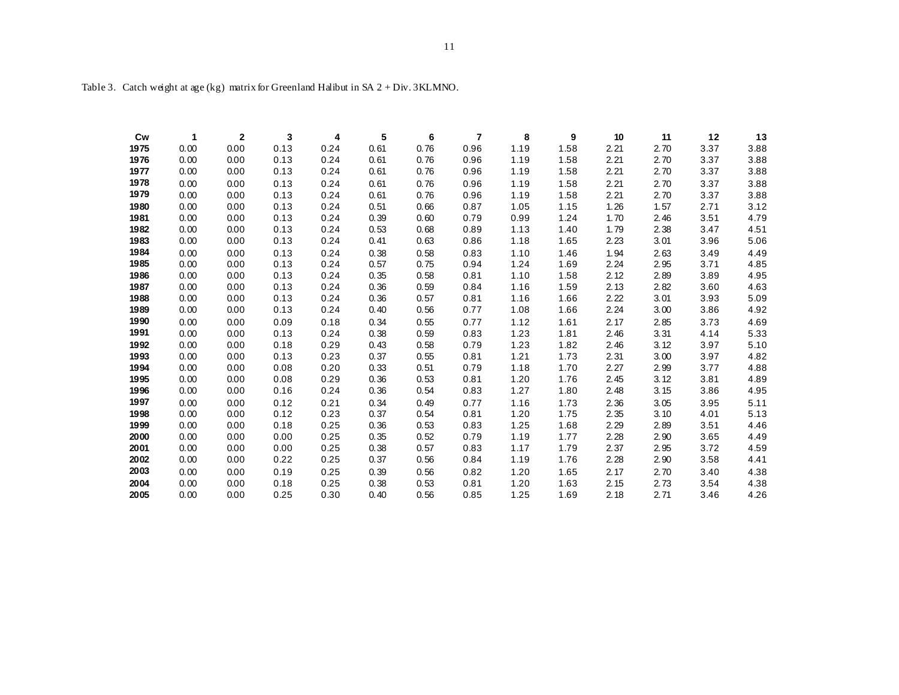Table 3. Catch weight at age (kg) matrix for Greenland Halibut in SA 2 + Div. 3KLMNO.

| Cw | 1 | 2 | 3 | 4 | 5 | 6 | 7 | 8 | 9 | 10 | 11 | 12 | 13 |
|---|---|---|---|---|---|---|---|---|---|---|---|---|---|
| **1975** | 0.00 | 0.00 | 0.13 | 0.24 | 0.61 | 0.76 | 0.96 | 1.19 | 1.58 | 2.21 | 2.70 | 3.37 | 3.88 |
| **1976** | 0.00 | 0.00 | 0.13 | 0.24 | 0.61 | 0.76 | 0.96 | 1.19 | 1.58 | 2.21 | 2.70 | 3.37 | 3.88 |
| **1977** | 0.00 | 0.00 | 0.13 | 0.24 | 0.61 | 0.76 | 0.96 | 1.19 | 1.58 | 2.21 | 2.70 | 3.37 | 3.88 |
| **1978** | 0.00 | 0.00 | 0.13 | 0.24 | 0.61 | 0.76 | 0.96 | 1.19 | 1.58 | 2.21 | 2.70 | 3.37 | 3.88 |
| **1979** | 0.00 | 0.00 | 0.13 | 0.24 | 0.61 | 0.76 | 0.96 | 1.19 | 1.58 | 2.21 | 2.70 | 3.37 | 3.88 |
| **1980** | 0.00 | 0.00 | 0.13 | 0.24 | 0.51 | 0.66 | 0.87 | 1.05 | 1.15 | 1.26 | 1.57 | 2.71 | 3.12 |
| **1981** | 0.00 | 0.00 | 0.13 | 0.24 | 0.39 | 0.60 | 0.79 | 0.99 | 1.24 | 1.70 | 2.46 | 3.51 | 4.79 |
| **1982** | 0.00 | 0.00 | 0.13 | 0.24 | 0.53 | 0.68 | 0.89 | 1.13 | 1.40 | 1.79 | 2.38 | 3.47 | 4.51 |
| **1983** | 0.00 | 0.00 | 0.13 | 0.24 | 0.41 | 0.63 | 0.86 | 1.18 | 1.65 | 2.23 | 3.01 | 3.96 | 5.06 |
| **1984** | 0.00 | 0.00 | 0.13 | 0.24 | 0.38 | 0.58 | 0.83 | 1.10 | 1.46 | 1.94 | 2.63 | 3.49 | 4.49 |
| **1985** | 0.00 | 0.00 | 0.13 | 0.24 | 0.57 | 0.75 | 0.94 | 1.24 | 1.69 | 2.24 | 2.95 | 3.71 | 4.85 |
| **1986** | 0.00 | 0.00 | 0.13 | 0.24 | 0.35 | 0.58 | 0.81 | 1.10 | 1.58 | 2.12 | 2.89 | 3.89 | 4.95 |
| **1987** | 0.00 | 0.00 | 0.13 | 0.24 | 0.36 | 0.59 | 0.84 | 1.16 | 1.59 | 2.13 | 2.82 | 3.60 | 4.63 |
| **1988** | 0.00 | 0.00 | 0.13 | 0.24 | 0.36 | 0.57 | 0.81 | 1.16 | 1.66 | 2.22 | 3.01 | 3.93 | 5.09 |
| **1989** | 0.00 | 0.00 | 0.13 | 0.24 | 0.40 | 0.56 | 0.77 | 1.08 | 1.66 | 2.24 | 3.00 | 3.86 | 4.92 |
| **1990** | 0.00 | 0.00 | 0.09 | 0.18 | 0.34 | 0.55 | 0.77 | 1.12 | 1.61 | 2.17 | 2.85 | 3.73 | 4.69 |
| **1991** | 0.00 | 0.00 | 0.13 | 0.24 | 0.38 | 0.59 | 0.83 | 1.23 | 1.81 | 2.46 | 3.31 | 4.14 | 5.33 |
| **1992** | 0.00 | 0.00 | 0.18 | 0.29 | 0.43 | 0.58 | 0.79 | 1.23 | 1.82 | 2.46 | 3.12 | 3.97 | 5.10 |
| **1993** | 0.00 | 0.00 | 0.13 | 0.23 | 0.37 | 0.55 | 0.81 | 1.21 | 1.73 | 2.31 | 3.00 | 3.97 | 4.82 |
| **1994** | 0.00 | 0.00 | 0.08 | 0.20 | 0.33 | 0.51 | 0.79 | 1.18 | 1.70 | 2.27 | 2.99 | 3.77 | 4.88 |
| **1995** | 0.00 | 0.00 | 0.08 | 0.29 | 0.36 | 0.53 | 0.81 | 1.20 | 1.76 | 2.45 | 3.12 | 3.81 | 4.89 |
| **1996** | 0.00 | 0.00 | 0.16 | 0.24 | 0.36 | 0.54 | 0.83 | 1.27 | 1.80 | 2.48 | 3.15 | 3.86 | 4.95 |
| **1997** | 0.00 | 0.00 | 0.12 | 0.21 | 0.34 | 0.49 | 0.77 | 1.16 | 1.73 | 2.36 | 3.05 | 3.95 | 5.11 |
| **1998** | 0.00 | 0.00 | 0.12 | 0.23 | 0.37 | 0.54 | 0.81 | 1.20 | 1.75 | 2.35 | 3.10 | 4.01 | 5.13 |
| **1999** | 0.00 | 0.00 | 0.18 | 0.25 | 0.36 | 0.53 | 0.83 | 1.25 | 1.68 | 2.29 | 2.89 | 3.51 | 4.46 |
| **2000** | 0.00 | 0.00 | 0.00 | 0.25 | 0.35 | 0.52 | 0.79 | 1.19 | 1.77 | 2.28 | 2.90 | 3.65 | 4.49 |
| **2001** | 0.00 | 0.00 | 0.00 | 0.25 | 0.38 | 0.57 | 0.83 | 1.17 | 1.79 | 2.37 | 2.95 | 3.72 | 4.59 |
| **2002** | 0.00 | 0.00 | 0.22 | 0.25 | 0.37 | 0.56 | 0.84 | 1.19 | 1.76 | 2.28 | 2.90 | 3.58 | 4.41 |
| **2003** | 0.00 | 0.00 | 0.19 | 0.25 | 0.39 | 0.56 | 0.82 | 1.20 | 1.65 | 2.17 | 2.70 | 3.40 | 4.38 |
| **2004** | 0.00 | 0.00 | 0.18 | 0.25 | 0.38 | 0.53 | 0.81 | 1.20 | 1.63 | 2.15 | 2.73 | 3.54 | 4.38 |
| **2005** | 0.00 | 0.00 | 0.25 | 0.30 | 0.40 | 0.56 | 0.85 | 1.25 | 1.69 | 2.18 | 2.71 | 3.46 | 4.26 |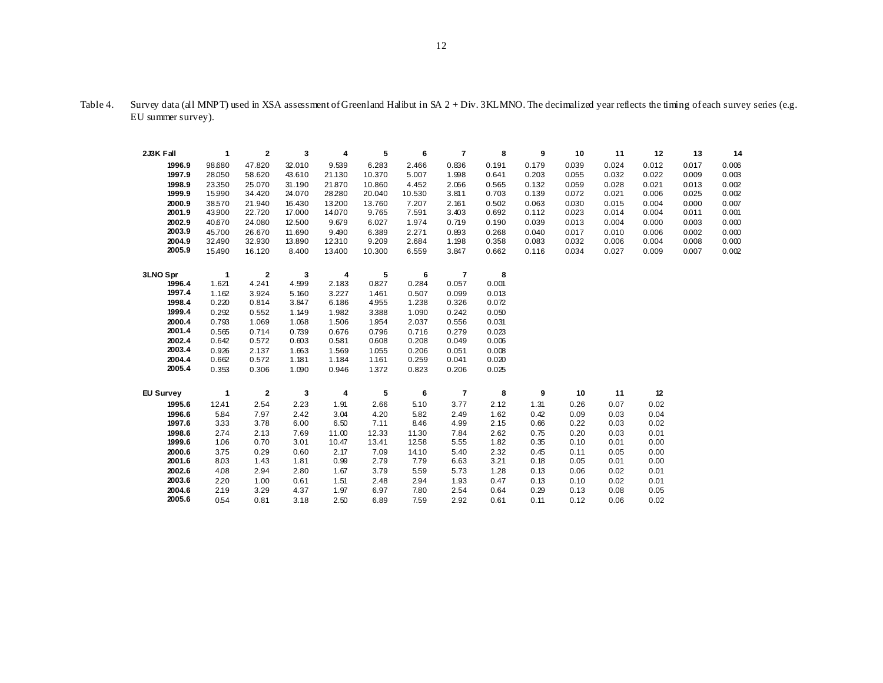Table 4. Survey data (all MNPT) used in XSA assessment of Greenland Halibut in SA 2 + Div. 3KLMNO. The decimalized year reflects the timing of each survey series (e.g. EU summer survey).

| 2J3K Fall | 1 | 2 | 3 | 4 | 5 | 6 | 7 | 8 | 9 | 10 | 11 | 12 | 13 | 14 |
|---|---|---|---|---|---|---|---|---|---|---|---|---|---|---|
| 1996.9 | 98.680 | 47.820 | 32.010 | 9.539 | 6.283 | 2.466 | 0.836 | 0.191 | 0.179 | 0.039 | 0.024 | 0.012 | 0.017 | 0.006 |
| 1997.9 | 28.050 | 58.620 | 43.610 | 21.130 | 10.370 | 5.007 | 1.998 | 0.641 | 0.203 | 0.055 | 0.032 | 0.022 | 0.009 | 0.003 |
| 1998.9 | 23.350 | 25.070 | 31.190 | 21.870 | 10.860 | 4.452 | 2.066 | 0.565 | 0.132 | 0.059 | 0.028 | 0.021 | 0.013 | 0.002 |
| 1999.9 | 15.990 | 34.420 | 24.070 | 28.280 | 20.040 | 10.530 | 3.811 | 0.703 | 0.139 | 0.072 | 0.021 | 0.006 | 0.025 | 0.002 |
| 2000.9 | 38.570 | 21.940 | 16.430 | 13.200 | 13.760 | 7.207 | 2.161 | 0.502 | 0.063 | 0.030 | 0.015 | 0.004 | 0.000 | 0.007 |
| 2001.9 | 43.900 | 22.720 | 17.000 | 14.070 | 9.765 | 7.591 | 3.403 | 0.692 | 0.112 | 0.023 | 0.014 | 0.004 | 0.011 | 0.001 |
| 2002.9 | 40.670 | 24.080 | 12.500 | 9.679 | 6.027 | 1.974 | 0.719 | 0.190 | 0.039 | 0.013 | 0.004 | 0.000 | 0.003 | 0.000 |
| 2003.9 | 45.700 | 26.670 | 11.690 | 9.490 | 6.389 | 2.271 | 0.893 | 0.268 | 0.040 | 0.017 | 0.010 | 0.006 | 0.002 | 0.000 |
| 2004.9 | 32.490 | 32.930 | 13.890 | 12.310 | 9.209 | 2.684 | 1.198 | 0.358 | 0.083 | 0.032 | 0.006 | 0.004 | 0.008 | 0.000 |
| 2005.9 | 15.490 | 16.120 | 8.400 | 13.400 | 10.300 | 6.559 | 3.847 | 0.662 | 0.116 | 0.034 | 0.027 | 0.009 | 0.007 | 0.002 |

| 3LNO Spr | 1 | 2 | 3 | 4 | 5 | 6 | 7 | 8 |
|---|---|---|---|---|---|---|---|---|
| 1996.4 | 1.621 | 4.241 | 4.599 | 2.183 | 0.827 | 0.284 | 0.057 | 0.001 |
| 1997.4 | 1.162 | 3.924 | 5.160 | 3.227 | 1.461 | 0.507 | 0.099 | 0.013 |
| 1998.4 | 0.220 | 0.814 | 3.847 | 6.186 | 4.955 | 1.238 | 0.326 | 0.072 |
| 1999.4 | 0.292 | 0.552 | 1.149 | 1.982 | 3.388 | 1.090 | 0.242 | 0.050 |
| 2000.4 | 0.793 | 1.069 | 1.068 | 1.506 | 1.954 | 2.037 | 0.556 | 0.031 |
| 2001.4 | 0.565 | 0.714 | 0.739 | 0.676 | 0.796 | 0.716 | 0.279 | 0.023 |
| 2002.4 | 0.642 | 0.572 | 0.603 | 0.581 | 0.608 | 0.208 | 0.049 | 0.006 |
| 2003.4 | 0.926 | 2.137 | 1.663 | 1.569 | 1.055 | 0.206 | 0.051 | 0.008 |
| 2004.4 | 0.662 | 0.572 | 1.181 | 1.184 | 1.161 | 0.259 | 0.041 | 0.020 |
| 2005.4 | 0.353 | 0.306 | 1.090 | 0.946 | 1.372 | 0.823 | 0.206 | 0.025 |

| EU Survey | 1 | 2 | 3 | 4 | 5 | 6 | 7 | 8 | 9 | 10 | 11 | 12 |
|---|---|---|---|---|---|---|---|---|---|---|---|---|
| 1995.6 | 12.41 | 2.54 | 2.23 | 1.91 | 2.66 | 5.10 | 3.77 | 2.12 | 1.31 | 0.26 | 0.07 | 0.02 |
| 1996.6 | 5.84 | 7.97 | 2.42 | 3.04 | 4.20 | 5.82 | 2.49 | 1.62 | 0.42 | 0.09 | 0.03 | 0.04 |
| 1997.6 | 3.33 | 3.78 | 6.00 | 6.50 | 7.11 | 8.46 | 4.99 | 2.15 | 0.66 | 0.22 | 0.03 | 0.02 |
| 1998.6 | 2.74 | 2.13 | 7.69 | 11.00 | 12.33 | 11.30 | 7.84 | 2.62 | 0.75 | 0.20 | 0.03 | 0.01 |
| 1999.6 | 1.06 | 0.70 | 3.01 | 10.47 | 13.41 | 12.58 | 5.55 | 1.82 | 0.35 | 0.10 | 0.01 | 0.00 |
| 2000.6 | 3.75 | 0.29 | 0.60 | 2.17 | 7.09 | 14.10 | 5.40 | 2.32 | 0.45 | 0.11 | 0.05 | 0.00 |
| 2001.6 | 8.03 | 1.43 | 1.81 | 0.99 | 2.79 | 7.79 | 6.63 | 3.21 | 0.18 | 0.05 | 0.01 | 0.00 |
| 2002.6 | 4.08 | 2.94 | 2.80 | 1.67 | 3.79 | 5.59 | 5.73 | 1.28 | 0.13 | 0.06 | 0.02 | 0.01 |
| 2003.6 | 2.20 | 1.00 | 0.61 | 1.51 | 2.48 | 2.94 | 1.93 | 0.47 | 0.13 | 0.10 | 0.02 | 0.01 |
| 2004.6 | 2.19 | 3.29 | 4.37 | 1.97 | 6.97 | 7.80 | 2.54 | 0.64 | 0.29 | 0.13 | 0.08 | 0.05 |
| 2005.6 | 0.54 | 0.81 | 3.18 | 2.50 | 6.89 | 7.59 | 2.92 | 0.61 | 0.11 | 0.12 | 0.06 | 0.02 |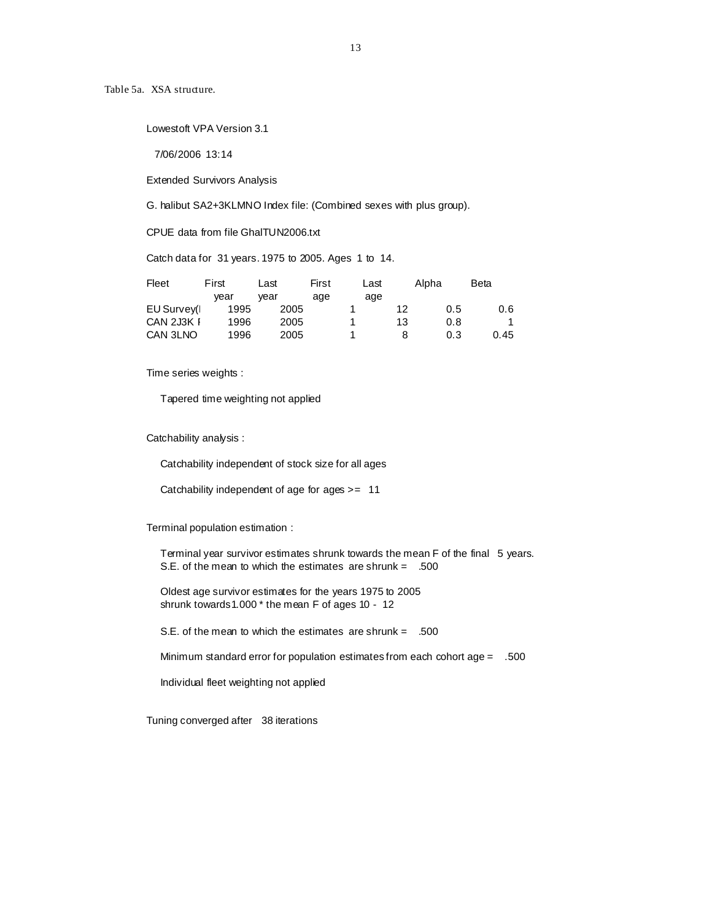Table 5a. XSA structure.

Lowestoft VPA Version 3.1

7/06/2006 13:14

Extended Survivors Analysis

G. halibut SA2+3KLMNO Index file: (Combined sexes with plus group).

CPUE data from file GhalTUN2006.txt

Catch data for 31 years. 1975 to 2005. Ages 1 to 14.

| Fleet | First year | Last year | First age | Last age | Alpha | Beta |
|---|---|---|---|---|---|---|
| EU Survey(I | 1995 | 2005 | 1 | 12 | 0.5 | 0.6 |
| CAN 2J3K F | 1996 | 2005 | 1 | 13 | 0.8 | 1 |
| CAN 3LNO | 1996 | 2005 | 1 | 8 | 0.3 | 0.45 |

Time series weights :

Tapered time weighting not applied

Catchability analysis :

Catchability independent of stock size for all ages

Catchability independent of age for ages >= 11

Terminal population estimation :

Terminal year survivor estimates shrunk towards the mean F of the final 5 years.
S.E. of the mean to which the estimates are shrunk = .500

Oldest age survivor estimates for the years 1975 to 2005
shrunk towards 1.000 * the mean F of ages 10 - 12

S.E. of the mean to which the estimates are shrunk = .500

Minimum standard error for population estimates from each cohort age = .500

Individual fleet weighting not applied

Tuning converged after 38 iterations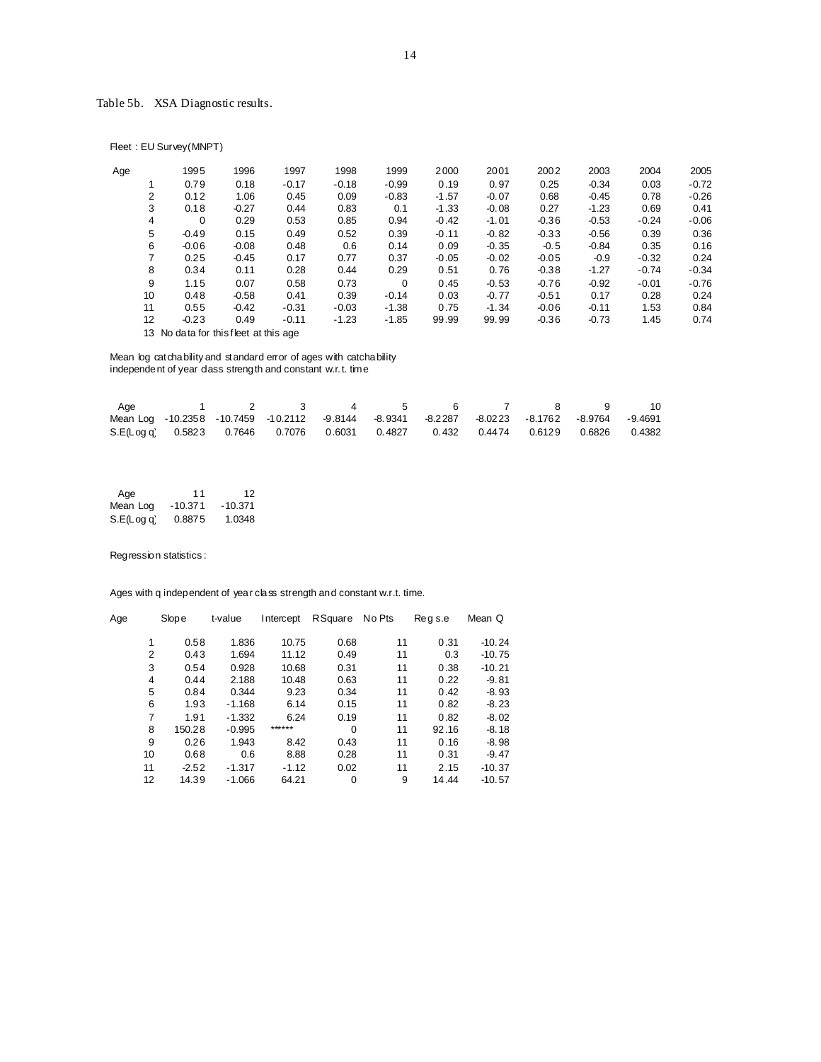Table 5b. XSA Diagnostic results.

Fleet : EU Survey(MNPT)

| Age | 1995 | 1996 | 1997 | 1998 | 1999 | 2000 | 2001 | 2002 | 2003 | 2004 | 2005 |
|---|---|---|---|---|---|---|---|---|---|---|---|
| 1 | 0.79 | 0.18 | -0.17 | -0.18 | -0.99 | 0.19 | 0.97 | 0.25 | -0.34 | 0.03 | -0.72 |
| 2 | 0.12 | 1.06 | 0.45 | 0.09 | -0.83 | -1.57 | -0.07 | 0.68 | -0.45 | 0.78 | -0.26 |
| 3 | 0.18 | -0.27 | 0.44 | 0.83 | 0.1 | -1.33 | -0.08 | 0.27 | -1.23 | 0.69 | 0.41 |
| 4 | 0 | 0.29 | 0.53 | 0.85 | 0.94 | -0.42 | -1.01 | -0.36 | -0.53 | -0.24 | -0.06 |
| 5 | -0.49 | 0.15 | 0.49 | 0.52 | 0.39 | -0.11 | -0.82 | -0.33 | -0.56 | 0.39 | 0.36 |
| 6 | -0.06 | -0.08 | 0.48 | 0.6 | 0.14 | 0.09 | -0.35 | -0.5 | -0.84 | 0.35 | 0.16 |
| 7 | 0.25 | -0.45 | 0.17 | 0.77 | 0.37 | -0.05 | -0.02 | -0.05 | -0.9 | -0.32 | 0.24 |
| 8 | 0.34 | 0.11 | 0.28 | 0.44 | 0.29 | 0.51 | 0.76 | -0.38 | -1.27 | -0.74 | -0.34 |
| 9 | 1.15 | 0.07 | 0.58 | 0.73 | 0 | 0.45 | -0.53 | -0.76 | -0.92 | -0.01 | -0.76 |
| 10 | 0.48 | -0.58 | 0.41 | 0.39 | -0.14 | 0.03 | -0.77 | -0.51 | 0.17 | 0.28 | 0.24 |
| 11 | 0.55 | -0.42 | -0.31 | -0.03 | -1.38 | 0.75 | -1.34 | -0.06 | -0.11 | 1.53 | 0.84 |
| 12 | -0.23 | 0.49 | -0.11 | -1.23 | -1.85 | 99.99 | 99.99 | -0.36 | -0.73 | 1.45 | 0.74 |
| 13 | No data for this fleet at this age | | | | | | | | | | |

Mean log catchability and standard error of ages with catchability independent of year class strength and constant w.r.t. time

| Age | 1 | 2 | 3 | 4 | 5 | 6 | 7 | 8 | 9 | 10 |
|---|---|---|---|---|---|---|---|---|---|---|
| Mean Log | -10.2358 | -10.7459 | -10.2112 | -9.8144 | -8.9341 | -8.2287 | -8.0223 | -8.1762 | -8.9764 | -9.4691 |
| S.E(Log q) | 0.5823 | 0.7646 | 0.7076 | 0.6031 | 0.4827 | 0.432 | 0.4474 | 0.6129 | 0.6826 | 0.4382 |

| Age | 11 | 12 |
|---|---|---|
| Mean Log | -10.371 | -10.371 |
| S.E(Log q) | 0.8875 | 1.0348 |

Regression statistics :

Ages with q independent of year class strength and constant w.r.t. time.

| Age | Slope | t-value | Intercept | RSquare | No Pts | Reg s.e | Mean Q |
|---|---|---|---|---|---|---|---|
| 1 | 0.58 | 1.836 | 10.75 | 0.68 | 11 | 0.31 | -10.24 |
| 2 | 0.43 | 1.694 | 11.12 | 0.49 | 11 | 0.3 | -10.75 |
| 3 | 0.54 | 0.928 | 10.68 | 0.31 | 11 | 0.38 | -10.21 |
| 4 | 0.44 | 2.188 | 10.48 | 0.63 | 11 | 0.22 | -9.81 |
| 5 | 0.84 | 0.344 | 9.23 | 0.34 | 11 | 0.42 | -8.93 |
| 6 | 1.93 | -1.168 | 6.14 | 0.15 | 11 | 0.82 | -8.23 |
| 7 | 1.91 | -1.332 | 6.24 | 0.19 | 11 | 0.82 | -8.02 |
| 8 | 150.28 | -0.995 | ****** | 0 | 11 | 92.16 | -8.18 |
| 9 | 0.26 | 1.943 | 8.42 | 0.43 | 11 | 0.16 | -8.98 |
| 10 | 0.68 | 0.6 | 8.88 | 0.28 | 11 | 0.31 | -9.47 |
| 11 | -2.52 | -1.317 | -1.12 | 0.02 | 11 | 2.15 | -10.37 |
| 12 | 14.39 | -1.066 | 64.21 | 0 | 9 | 14.44 | -10.57 |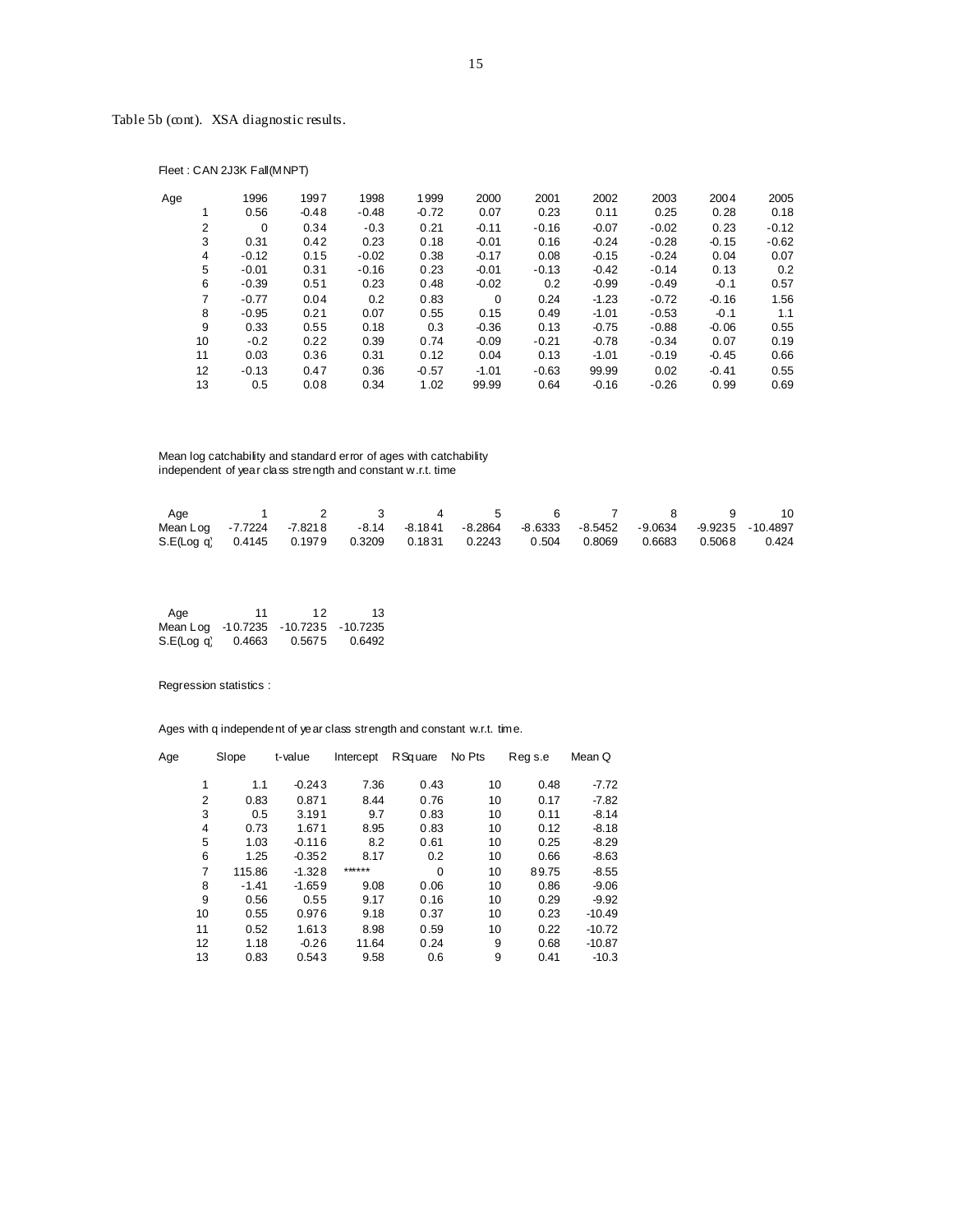Table 5b (cont). XSA diagnostic results.

Fleet : CAN 2J3K Fall(MNPT)

| Age | 1996 | 1997 | 1998 | 1999 | 2000 | 2001 | 2002 | 2003 | 2004 | 2005 |
|---|---|---|---|---|---|---|---|---|---|---|
| 1 | 0.56 | -0.48 | -0.48 | -0.72 | 0.07 | 0.23 | 0.11 | 0.25 | 0.28 | 0.18 |
| 2 | 0 | 0.34 | -0.3 | 0.21 | -0.11 | -0.16 | -0.07 | -0.02 | 0.23 | -0.12 |
| 3 | 0.31 | 0.42 | 0.23 | 0.18 | -0.01 | 0.16 | -0.24 | -0.28 | -0.15 | -0.62 |
| 4 | -0.12 | 0.15 | -0.02 | 0.38 | -0.17 | 0.08 | -0.15 | -0.24 | 0.04 | 0.07 |
| 5 | -0.01 | 0.31 | -0.16 | 0.23 | -0.01 | -0.13 | -0.42 | -0.14 | 0.13 | 0.2 |
| 6 | -0.39 | 0.51 | 0.23 | 0.48 | -0.02 | 0.2 | -0.99 | -0.49 | -0.1 | 0.57 |
| 7 | -0.77 | 0.04 | 0.2 | 0.83 | 0 | 0.24 | -1.23 | -0.72 | -0.16 | 1.56 |
| 8 | -0.95 | 0.21 | 0.07 | 0.55 | 0.15 | 0.49 | -1.01 | -0.53 | -0.1 | 1.1 |
| 9 | 0.33 | 0.55 | 0.18 | 0.3 | -0.36 | 0.13 | -0.75 | -0.88 | -0.06 | 0.55 |
| 10 | -0.2 | 0.22 | 0.39 | 0.74 | -0.09 | -0.21 | -0.78 | -0.34 | 0.07 | 0.19 |
| 11 | 0.03 | 0.36 | 0.31 | 0.12 | 0.04 | 0.13 | -1.01 | -0.19 | -0.45 | 0.66 |
| 12 | -0.13 | 0.47 | 0.36 | -0.57 | -1.01 | -0.63 | 99.99 | 0.02 | -0.41 | 0.55 |
| 13 | 0.5 | 0.08 | 0.34 | 1.02 | 99.99 | 0.64 | -0.16 | -0.26 | 0.99 | 0.69 |

Mean log catchability and standard error of ages with catchability independent of year class strength and constant w.r.t. time

| Age | 1 | 2 | 3 | 4 | 5 | 6 | 7 | 8 | 9 | 10 |
|---|---|---|---|---|---|---|---|---|---|---|
| Mean Log | -7.7224 | -7.8218 | -8.14 | -8.1841 | -8.2864 | -8.6333 | -8.5452 | -9.0634 | -9.9235 | -10.4897 |
| S.E(Log q) | 0.4145 | 0.1979 | 0.3209 | 0.1831 | 0.2243 | 0.504 | 0.8069 | 0.6683 | 0.5068 | 0.424 |

| Age | 11 | 12 | 13 |
|---|---|---|---|
| Mean Log | -10.7235 | -10.7235 | -10.7235 |
| S.E(Log q) | 0.4663 | 0.5675 | 0.6492 |

Regression statistics :

Ages with q independent of year class strength and constant w.r.t. time.

| Age | Slope | t-value | Intercept | RSquare | No Pts | Reg s.e | Mean Q |
|---|---|---|---|---|---|---|---|
| 1 | 1.1 | -0.243 | 7.36 | 0.43 | 10 | 0.48 | -7.72 |
| 2 | 0.83 | 0.871 | 8.44 | 0.76 | 10 | 0.17 | -7.82 |
| 3 | 0.5 | 3.191 | 9.7 | 0.83 | 10 | 0.11 | -8.14 |
| 4 | 0.73 | 1.671 | 8.95 | 0.83 | 10 | 0.12 | -8.18 |
| 5 | 1.03 | -0.116 | 8.2 | 0.61 | 10 | 0.25 | -8.29 |
| 6 | 1.25 | -0.352 | 8.17 | 0.2 | 10 | 0.66 | -8.63 |
| 7 | 115.86 | -1.328 | ****** | 0 | 10 | 89.75 | -8.55 |
| 8 | -1.41 | -1.659 | 9.08 | 0.06 | 10 | 0.86 | -9.06 |
| 9 | 0.56 | 0.55 | 9.17 | 0.16 | 10 | 0.29 | -9.92 |
| 10 | 0.55 | 0.976 | 9.18 | 0.37 | 10 | 0.23 | -10.49 |
| 11 | 0.52 | 1.613 | 8.98 | 0.59 | 10 | 0.22 | -10.72 |
| 12 | 1.18 | -0.26 | 11.64 | 0.24 | 9 | 0.68 | -10.87 |
| 13 | 0.83 | 0.543 | 9.58 | 0.6 | 9 | 0.41 | -10.3 |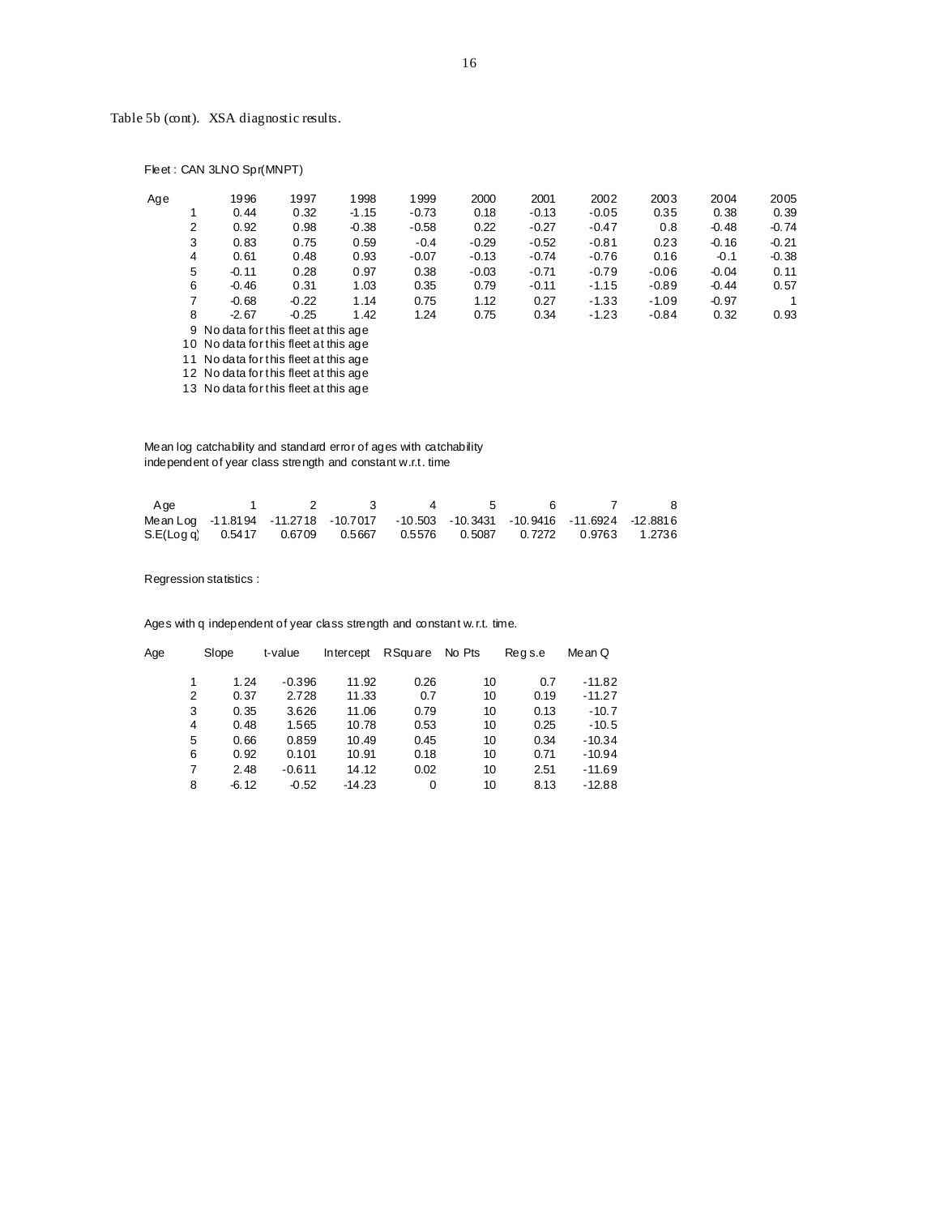Table 5b (cont). XSA diagnostic results.

Fleet : CAN 3LNO Spr(MNPT)

| Age | 1996 | 1997 | 1998 | 1999 | 2000 | 2001 | 2002 | 2003 | 2004 | 2005 |
|---|---|---|---|---|---|---|---|---|---|---|
| 1 | 0.44 | 0.32 | -1.15 | -0.73 | 0.18 | -0.13 | -0.05 | 0.35 | 0.38 | 0.39 |
| 2 | 0.92 | 0.98 | -0.38 | -0.58 | 0.22 | -0.27 | -0.47 | 0.8 | -0.48 | -0.74 |
| 3 | 0.83 | 0.75 | 0.59 | -0.4 | -0.29 | -0.52 | -0.81 | 0.23 | -0.16 | -0.21 |
| 4 | 0.61 | 0.48 | 0.93 | -0.07 | -0.13 | -0.74 | -0.76 | 0.16 | -0.1 | -0.38 |
| 5 | -0.11 | 0.28 | 0.97 | 0.38 | -0.03 | -0.71 | -0.79 | -0.06 | -0.04 | 0.11 |
| 6 | -0.46 | 0.31 | 1.03 | 0.35 | 0.79 | -0.11 | -1.15 | -0.89 | -0.44 | 0.57 |
| 7 | -0.68 | -0.22 | 1.14 | 0.75 | 1.12 | 0.27 | -1.33 | -1.09 | -0.97 | 1 |
| 8 | -2.67 | -0.25 | 1.42 | 1.24 | 0.75 | 0.34 | -1.23 | -0.84 | 0.32 | 0.93 |
| 9 | No data for this fleet at this age | | | | | | | | | |
| 10 | No data for this fleet at this age | | | | | | | | | |
| 11 | No data for this fleet at this age | | | | | | | | | |
| 12 | No data for this fleet at this age | | | | | | | | | |
| 13 | No data for this fleet at this age | | | | | | | | | |

Mean log catchability and standard error of ages with catchability independent of year class strength and constant w.r.t. time

| Age | 1 | 2 | 3 | 4 | 5 | 6 | 7 | 8 |
|---|---|---|---|---|---|---|---|---|
| Mean Log | -11.8194 | -11.2718 | -10.7017 | -10.503 | -10.3431 | -10.9416 | -11.6924 | -12.8816 |
| S.E(Log q) | 0.5417 | 0.6709 | 0.5667 | 0.5576 | 0.5087 | 0.7272 | 0.9763 | 1.2736 |

Regression statistics :

Ages with q independent of year class strength and constant w.r.t. time.

| Age | Slope | t-value | Intercept | RSquare | No Pts | Reg s.e | Mean Q |
|---|---|---|---|---|---|---|---|
| 1 | 1.24 | -0.396 | 11.92 | 0.26 | 10 | 0.7 | -11.82 |
| 2 | 0.37 | 2.728 | 11.33 | 0.7 | 10 | 0.19 | -11.27 |
| 3 | 0.35 | 3.626 | 11.06 | 0.79 | 10 | 0.13 | -10.7 |
| 4 | 0.48 | 1.565 | 10.78 | 0.53 | 10 | 0.25 | -10.5 |
| 5 | 0.66 | 0.859 | 10.49 | 0.45 | 10 | 0.34 | -10.34 |
| 6 | 0.92 | 0.101 | 10.91 | 0.18 | 10 | 0.71 | -10.94 |
| 7 | 2.48 | -0.611 | 14.12 | 0.02 | 10 | 2.51 | -11.69 |
| 8 | -6.12 | -0.52 | -14.23 | 0 | 10 | 8.13 | -12.88 |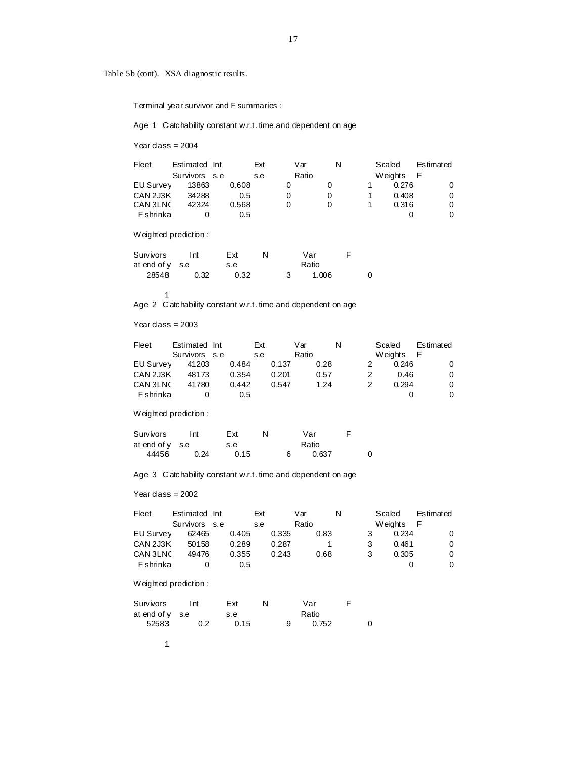Table 5b (cont). XSA diagnostic results.

Terminal year survivor and F summaries :

Age 1 Catchability constant w.r.t. time and dependent on age

Year class = 2004

| Fleet | Estimated Survivors | Int s.e | Ext s.e | Var Ratio | N | Scaled Weights | Estimated F |
|---|---|---|---|---|---|---|---|
| EU Survey | 13863 | 0.608 | 0 | 0 | 1 | 0.276 | 0 |
| CAN 2J3K | 34288 | 0.5 | 0 | 0 | 1 | 0.408 | 0 |
| CAN 3LNO | 42324 | 0.568 | 0 | 0 | 1 | 0.316 | 0 |
| F shrinka | 0 | 0.5 | | | | 0 | 0 |

Weighted prediction :

| Survivors at end of y | Int s.e | Ext s.e | N | Var Ratio | F |
|---|---|---|---|---|---|
| 28548 | 0.32 | 0.32 | 3 | 1.006 | 0 |

1

Age 2 Catchability constant w.r.t. time and dependent on age

Year class = 2003

| Fleet | Estimated Survivors | Int s.e | Ext s.e | Var Ratio | N | Scaled Weights | Estimated F |
|---|---|---|---|---|---|---|---|
| EU Survey | 41203 | 0.484 | 0.137 | 0.28 | 2 | 0.246 | 0 |
| CAN 2J3K | 48173 | 0.354 | 0.201 | 0.57 | 2 | 0.46 | 0 |
| CAN 3LNO | 41780 | 0.442 | 0.547 | 1.24 | 2 | 0.294 | 0 |
| F shrinka | 0 | 0.5 | | | | 0 | 0 |

Weighted prediction :

| Survivors at end of y | Int s.e | Ext s.e | N | Var Ratio | F |
|---|---|---|---|---|---|
| 44456 | 0.24 | 0.15 | 6 | 0.637 | 0 |

Age 3 Catchability constant w.r.t. time and dependent on age

Year class = 2002

| Fleet | Estimated Survivors | Int s.e | Ext s.e | Var Ratio | N | Scaled Weights | Estimated F |
|---|---|---|---|---|---|---|---|
| EU Survey | 62465 | 0.405 | 0.335 | 0.83 | 3 | 0.234 | 0 |
| CAN 2J3K | 50158 | 0.289 | 0.287 | 1 | 3 | 0.461 | 0 |
| CAN 3LNO | 49476 | 0.355 | 0.243 | 0.68 | 3 | 0.305 | 0 |
| F shrinka | 0 | 0.5 | | | | 0 | 0 |

Weighted prediction :

| Survivors at end of y | Int s.e | Ext s.e | N | Var Ratio | F |
|---|---|---|---|---|---|
| 52583 | 0.2 | 0.15 | 9 | 0.752 | 0 |

1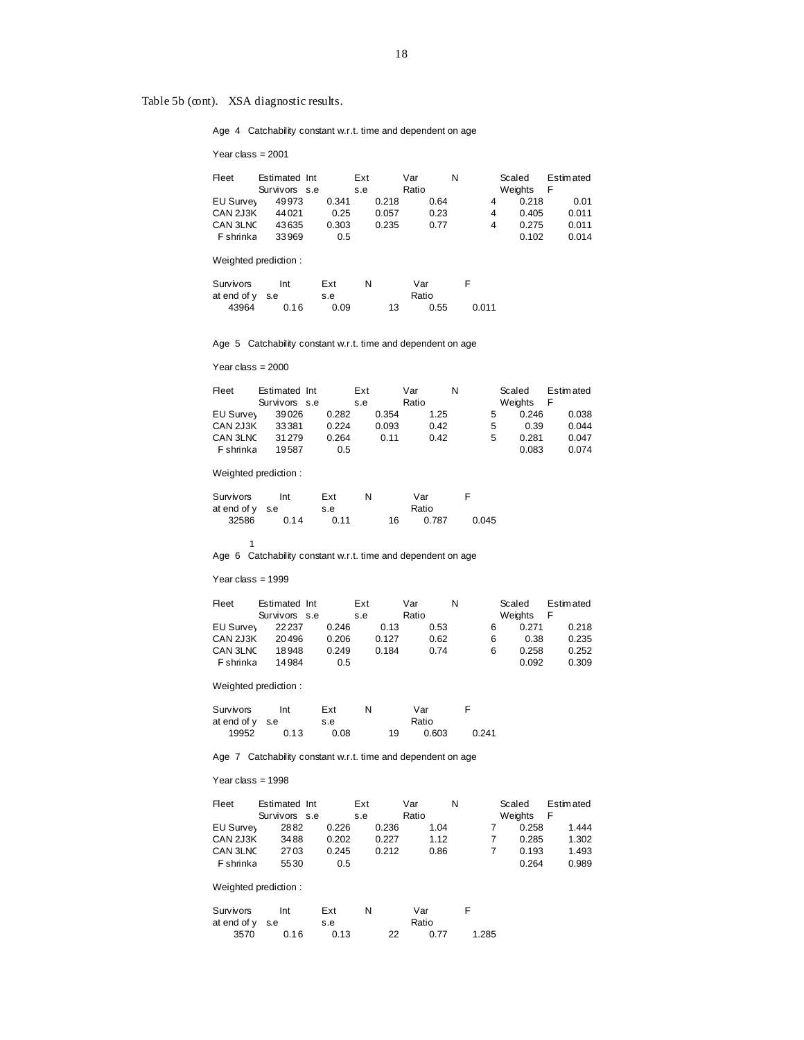Table 5b (cont). XSA diagnostic results.

Age 4 Catchability constant w.r.t. time and dependent on age

Year class = 2001

| Fleet | Estimated Survivors | Int s.e | Ext s.e | Var Ratio | N | Scaled Weights | Estimated F |
|---|---|---|---|---|---|---|---|
| EU Survey | 49973 | 0.341 | 0.218 | 0.64 | 4 | 0.218 | 0.01 |
| CAN 2J3K | 44021 | 0.25 | 0.057 | 0.23 | 4 | 0.405 | 0.011 |
| CAN 3LNC | 43635 | 0.303 | 0.235 | 0.77 | 4 | 0.275 | 0.011 |
| F shrinka | 33969 | 0.5 | | | | 0.102 | 0.014 |

Weighted prediction :

| Survivors at end of y | Int s.e | Ext s.e | N | Var Ratio | F |
|---|---|---|---|---|---|
| 43964 | 0.16 | 0.09 | 13 | 0.55 | 0.011 |

Age 5 Catchability constant w.r.t. time and dependent on age

Year class = 2000

| Fleet | Estimated Survivors | Int s.e | Ext s.e | Var Ratio | N | Scaled Weights | Estimated F |
|---|---|---|---|---|---|---|---|
| EU Survey | 39026 | 0.282 | 0.354 | 1.25 | 5 | 0.246 | 0.038 |
| CAN 2J3K | 33381 | 0.224 | 0.093 | 0.42 | 5 | 0.39 | 0.044 |
| CAN 3LNC | 31279 | 0.264 | 0.11 | 0.42 | 5 | 0.281 | 0.047 |
| F shrinka | 19587 | 0.5 | | | | 0.083 | 0.074 |

Weighted prediction :

| Survivors at end of y | Int s.e | Ext s.e | N | Var Ratio | F |
|---|---|---|---|---|---|
| 32586 | 0.14 | 0.11 | 16 | 0.787 | 0.045 |

1

Age 6 Catchability constant w.r.t. time and dependent on age

Year class = 1999

| Fleet | Estimated Survivors | Int s.e | Ext s.e | Var Ratio | N | Scaled Weights | Estimated F |
|---|---|---|---|---|---|---|---|
| EU Survey | 22237 | 0.246 | 0.13 | 0.53 | 6 | 0.271 | 0.218 |
| CAN 2J3K | 20496 | 0.206 | 0.127 | 0.62 | 6 | 0.38 | 0.235 |
| CAN 3LNC | 18948 | 0.249 | 0.184 | 0.74 | 6 | 0.258 | 0.252 |
| F shrinka | 14984 | 0.5 | | | | 0.092 | 0.309 |

Weighted prediction :

| Survivors at end of y | Int s.e | Ext s.e | N | Var Ratio | F |
|---|---|---|---|---|---|
| 19952 | 0.13 | 0.08 | 19 | 0.603 | 0.241 |

Age 7 Catchability constant w.r.t. time and dependent on age

Year class = 1998

| Fleet | Estimated Survivors | Int s.e | Ext s.e | Var Ratio | N | Scaled Weights | Estimated F |
|---|---|---|---|---|---|---|---|
| EU Survey | 2882 | 0.226 | 0.236 | 1.04 | 7 | 0.258 | 1.444 |
| CAN 2J3K | 3488 | 0.202 | 0.227 | 1.12 | 7 | 0.285 | 1.302 |
| CAN 3LNC | 2703 | 0.245 | 0.212 | 0.86 | 7 | 0.193 | 1.493 |
| F shrinka | 5530 | 0.5 | | | | 0.264 | 0.989 |

Weighted prediction :

| Survivors at end of y | Int s.e | Ext s.e | N | Var Ratio | F |
|---|---|---|---|---|---|
| 3570 | 0.16 | 0.13 | 22 | 0.77 | 1.285 |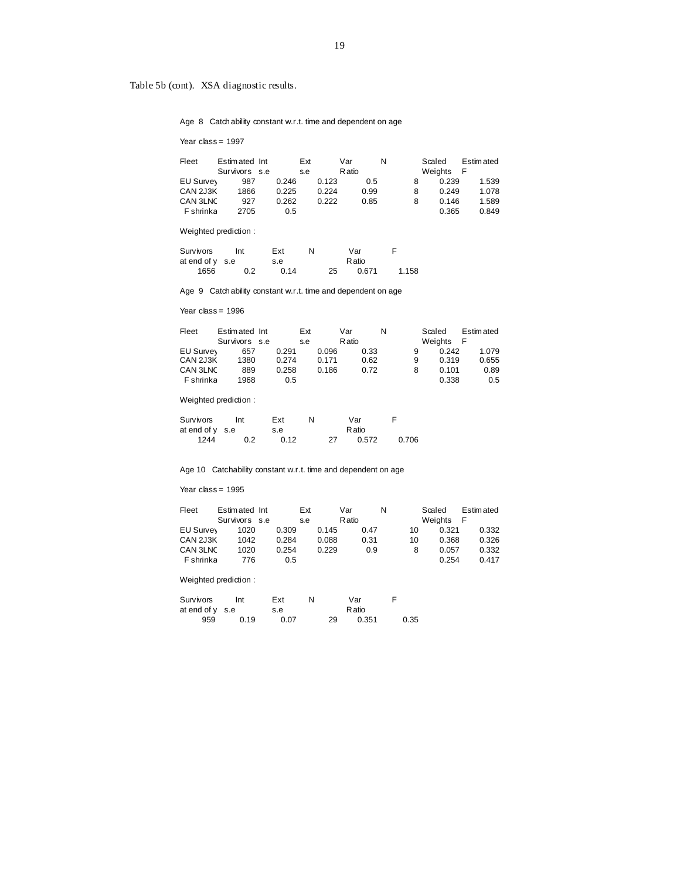Table 5b (cont). XSA diagnostic results.

Age 8 Catchability constant w.r.t. time and dependent on age

Year class = 1997

| Fleet | Estimated Survivors | Int s.e | Ext s.e | Var Ratio | N | Scaled Weights | Estimated F |
|---|---|---|---|---|---|---|---|
| EU Survey | 987 | 0.246 | 0.123 | 0.5 | 8 | 0.239 | 1.539 |
| CAN 2J3K | 1866 | 0.225 | 0.224 | 0.99 | 8 | 0.249 | 1.078 |
| CAN 3LNC | 927 | 0.262 | 0.222 | 0.85 | 8 | 0.146 | 1.589 |
| F shrinka | 2705 | 0.5 | | | | 0.365 | 0.849 |

Weighted prediction :

| Survivors at end of y | Int s.e | Ext s.e | N | Var Ratio | F |
|---|---|---|---|---|---|
| 1656 | 0.2 | 0.14 | 25 | 0.671 | 1.158 |

Age 9 Catchability constant w.r.t. time and dependent on age

Year class = 1996

| Fleet | Estimated Survivors | Int s.e | Ext s.e | Var Ratio | N | Scaled Weights | Estimated F |
|---|---|---|---|---|---|---|---|
| EU Survey | 657 | 0.291 | 0.096 | 0.33 | 9 | 0.242 | 1.079 |
| CAN 2J3K | 1380 | 0.274 | 0.171 | 0.62 | 9 | 0.319 | 0.655 |
| CAN 3LNC | 889 | 0.258 | 0.186 | 0.72 | 8 | 0.101 | 0.89 |
| F shrinka | 1968 | 0.5 | | | | 0.338 | 0.5 |

Weighted prediction :

| Survivors at end of y | Int s.e | Ext s.e | N | Var Ratio | F |
|---|---|---|---|---|---|
| 1244 | 0.2 | 0.12 | 27 | 0.572 | 0.706 |

Age 10 Catchability constant w.r.t. time and dependent on age

Year class = 1995

| Fleet | Estimated Survivors | Int s.e | Ext s.e | Var Ratio | N | Scaled Weights | Estimated F |
|---|---|---|---|---|---|---|---|
| EU Survey | 1020 | 0.309 | 0.145 | 0.47 | 10 | 0.321 | 0.332 |
| CAN 2J3K | 1042 | 0.284 | 0.088 | 0.31 | 10 | 0.368 | 0.326 |
| CAN 3LNC | 1020 | 0.254 | 0.229 | 0.9 | 8 | 0.057 | 0.332 |
| F shrinka | 776 | 0.5 | | | | 0.254 | 0.417 |

Weighted prediction :

| Survivors at end of y | Int s.e | Ext s.e | N | Var Ratio | F |
|---|---|---|---|---|---|
| 959 | 0.19 | 0.07 | 29 | 0.351 | 0.35 |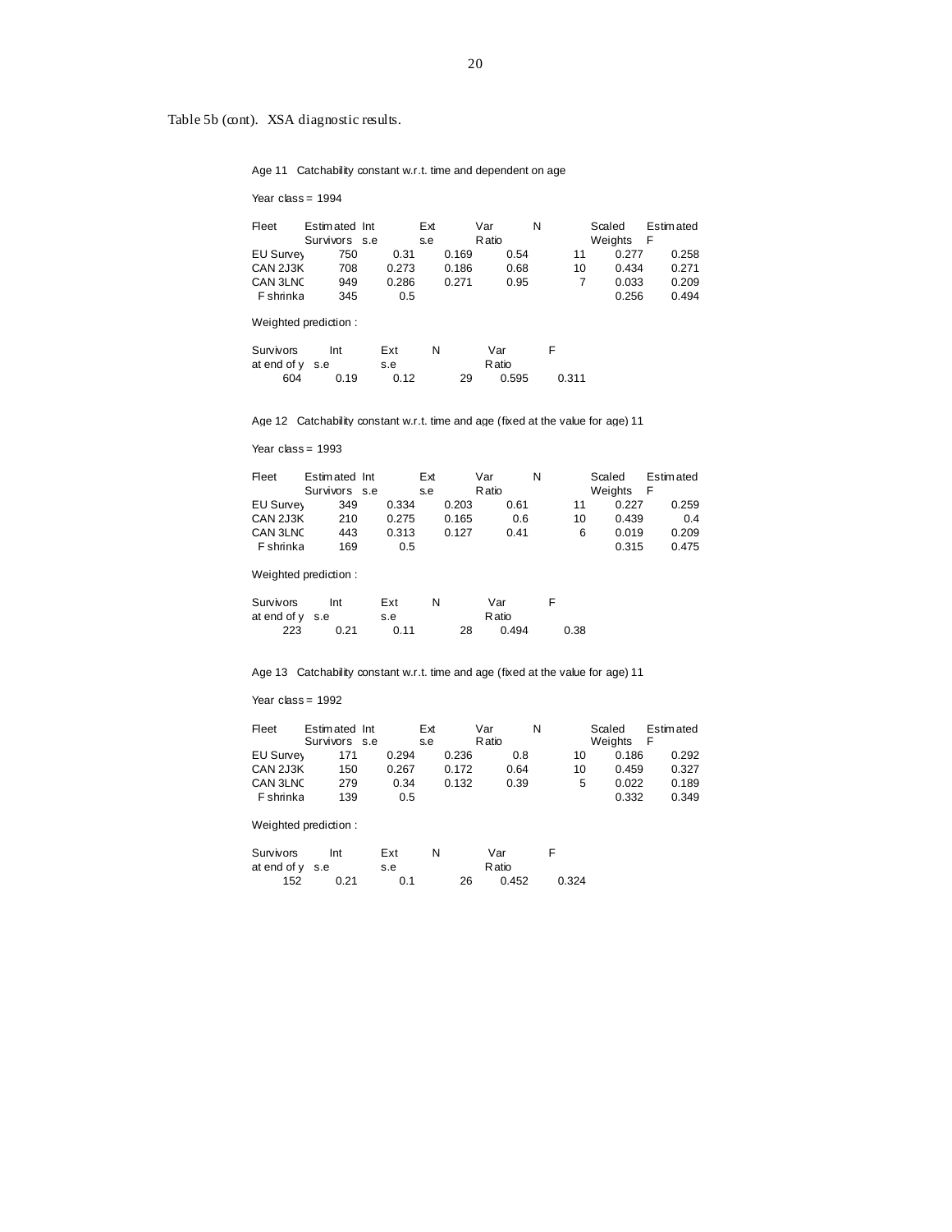Table 5b (cont). XSA diagnostic results.

Age 11 Catchability constant w.r.t. time and dependent on age

Year class = 1994

| Fleet | Estimated Survivors | Int s.e | Ext s.e | Var Ratio | N | Scaled Weights | Estimated F |
|---|---|---|---|---|---|---|---|
| EU Survey | 750 | 0.31 | 0.169 | 0.54 | 11 | 0.277 | 0.258 |
| CAN 2J3K | 708 | 0.273 | 0.186 | 0.68 | 10 | 0.434 | 0.271 |
| CAN 3LNC | 949 | 0.286 | 0.271 | 0.95 | 7 | 0.033 | 0.209 |
| F shrinka | 345 | 0.5 | | | | 0.256 | 0.494 |

Weighted prediction :

| Survivors at end of y | Int s.e | Ext s.e | N | Var Ratio | F |
|---|---|---|---|---|---|
| 604 | 0.19 | 0.12 | 29 | 0.595 | 0.311 |

Age 12 Catchability constant w.r.t. time and age (fixed at the value for age) 11

Year class = 1993

| Fleet | Estimated Survivors | Int s.e | Ext s.e | Var Ratio | N | Scaled Weights | Estimated F |
|---|---|---|---|---|---|---|---|
| EU Survey | 349 | 0.334 | 0.203 | 0.61 | 11 | 0.227 | 0.259 |
| CAN 2J3K | 210 | 0.275 | 0.165 | 0.6 | 10 | 0.439 | 0.4 |
| CAN 3LNC | 443 | 0.313 | 0.127 | 0.41 | 6 | 0.019 | 0.209 |
| F shrinka | 169 | 0.5 | | | | 0.315 | 0.475 |

Weighted prediction :

| Survivors at end of y | Int s.e | Ext s.e | N | Var Ratio | F |
|---|---|---|---|---|---|
| 223 | 0.21 | 0.11 | 28 | 0.494 | 0.38 |

Age 13 Catchability constant w.r.t. time and age (fixed at the value for age) 11

Year class = 1992

| Fleet | Estimated Survivors | Int s.e | Ext s.e | Var Ratio | N | Scaled Weights | Estimated F |
|---|---|---|---|---|---|---|---|
| EU Survey | 171 | 0.294 | 0.236 | 0.8 | 10 | 0.186 | 0.292 |
| CAN 2J3K | 150 | 0.267 | 0.172 | 0.64 | 10 | 0.459 | 0.327 |
| CAN 3LNC | 279 | 0.34 | 0.132 | 0.39 | 5 | 0.022 | 0.189 |
| F shrinka | 139 | 0.5 | | | | 0.332 | 0.349 |

Weighted prediction :

| Survivors at end of y | Int s.e | Ext s.e | N | Var Ratio | F |
|---|---|---|---|---|---|
| 152 | 0.21 | 0.1 | 26 | 0.452 | 0.324 |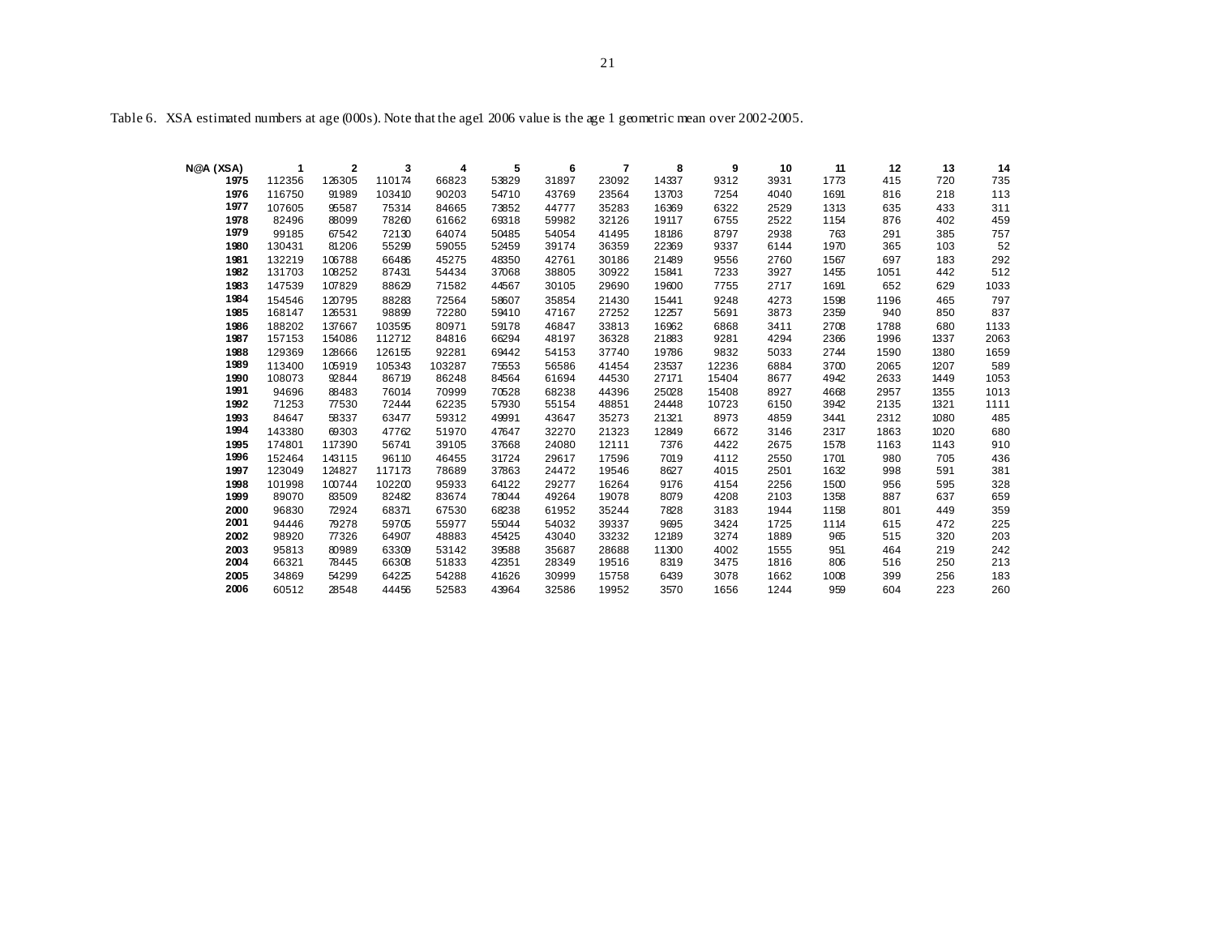Table 6. XSA estimated numbers at age (000s). Note that the age1 2006 value is the age 1 geometric mean over 2002-2005.

| N@A (XSA) | 1 | 2 | 3 | 4 | 5 | 6 | 7 | 8 | 9 | 10 | 11 | 12 | 13 | 14 |
|---|---|---|---|---|---|---|---|---|---|---|---|---|---|---|
| 1975 | 112356 | 126305 | 110174 | 66823 | 53829 | 31897 | 23092 | 14337 | 9312 | 3931 | 1773 | 415 | 720 | 735 |
| 1976 | 116750 | 91989 | 103410 | 90203 | 54710 | 43769 | 23564 | 13703 | 7254 | 4040 | 1691 | 816 | 218 | 113 |
| 1977 | 107605 | 95587 | 75314 | 84665 | 73852 | 44777 | 35283 | 16369 | 6322 | 2529 | 1313 | 635 | 433 | 311 |
| 1978 | 82496 | 88099 | 78260 | 61662 | 69318 | 59982 | 32126 | 19117 | 6755 | 2522 | 1154 | 876 | 402 | 459 |
| 1979 | 99185 | 67542 | 72130 | 64074 | 50485 | 54054 | 41495 | 18186 | 8797 | 2938 | 763 | 291 | 385 | 757 |
| 1980 | 130431 | 81206 | 55299 | 59055 | 52459 | 39174 | 36359 | 22369 | 9337 | 6144 | 1970 | 365 | 103 | 52 |
| 1981 | 132219 | 106788 | 66486 | 45275 | 48350 | 42761 | 30186 | 21489 | 9556 | 2760 | 1567 | 697 | 183 | 292 |
| 1982 | 131703 | 108252 | 87431 | 54434 | 37068 | 38805 | 30922 | 15841 | 7233 | 3927 | 1455 | 1051 | 442 | 512 |
| 1983 | 147539 | 107829 | 88629 | 71582 | 44567 | 30105 | 29690 | 19600 | 7755 | 2717 | 1691 | 652 | 629 | 1033 |
| 1984 | 154546 | 120795 | 88283 | 72564 | 58607 | 35854 | 21430 | 15441 | 9248 | 4273 | 1598 | 1196 | 465 | 797 |
| 1985 | 168147 | 126531 | 98899 | 72280 | 59410 | 47167 | 27252 | 12257 | 5691 | 3873 | 2359 | 940 | 850 | 837 |
| 1986 | 188202 | 137667 | 103595 | 80971 | 59178 | 46847 | 33813 | 16962 | 6868 | 3411 | 2708 | 1788 | 680 | 1133 |
| 1987 | 157153 | 154086 | 112712 | 84816 | 66294 | 48197 | 36328 | 21883 | 9281 | 4294 | 2366 | 1996 | 1337 | 2063 |
| 1988 | 129369 | 128666 | 126155 | 92281 | 69442 | 54153 | 37740 | 19786 | 9832 | 5033 | 2744 | 1590 | 1380 | 1659 |
| 1989 | 113400 | 105919 | 105343 | 103287 | 75553 | 56586 | 41454 | 23537 | 12236 | 6884 | 3700 | 2065 | 1207 | 589 |
| 1990 | 108073 | 92844 | 86719 | 86248 | 84564 | 61694 | 44530 | 27171 | 15404 | 8677 | 4942 | 2633 | 1449 | 1053 |
| 1991 | 94696 | 88483 | 76014 | 70999 | 70528 | 68238 | 44396 | 25028 | 15408 | 8927 | 4668 | 2957 | 1355 | 1013 |
| 1992 | 71253 | 77530 | 72444 | 62235 | 57930 | 55154 | 48851 | 24448 | 10723 | 6150 | 3942 | 2135 | 1321 | 1111 |
| 1993 | 84647 | 58337 | 63477 | 59312 | 49991 | 43647 | 35273 | 21321 | 8973 | 4859 | 3441 | 2312 | 1080 | 485 |
| 1994 | 143380 | 69303 | 47762 | 51970 | 47647 | 32270 | 21323 | 12849 | 6672 | 3146 | 2317 | 1863 | 1020 | 680 |
| 1995 | 174801 | 117390 | 56741 | 39105 | 37668 | 24080 | 12111 | 7376 | 4422 | 2675 | 1578 | 1163 | 1143 | 910 |
| 1996 | 152464 | 143115 | 96110 | 46455 | 31724 | 29617 | 17596 | 7019 | 4112 | 2550 | 1701 | 980 | 705 | 436 |
| 1997 | 123049 | 124827 | 117173 | 78689 | 37863 | 24472 | 19546 | 8627 | 4015 | 2501 | 1632 | 998 | 591 | 381 |
| 1998 | 101998 | 100744 | 102200 | 95933 | 64122 | 29277 | 16264 | 9176 | 4154 | 2256 | 1500 | 956 | 595 | 328 |
| 1999 | 89070 | 83509 | 82482 | 83674 | 78044 | 49264 | 19078 | 8079 | 4208 | 2103 | 1358 | 887 | 637 | 659 |
| 2000 | 96830 | 72924 | 68371 | 67530 | 68238 | 61952 | 35244 | 7828 | 3183 | 1944 | 1158 | 801 | 449 | 359 |
| 2001 | 94446 | 79278 | 59705 | 55977 | 55044 | 54032 | 39337 | 9695 | 3424 | 1725 | 1114 | 615 | 472 | 225 |
| 2002 | 98920 | 77326 | 64907 | 48883 | 45425 | 43040 | 33232 | 12189 | 3274 | 1889 | 965 | 515 | 320 | 203 |
| 2003 | 95813 | 80989 | 63309 | 53142 | 39588 | 35687 | 28688 | 11300 | 4002 | 1555 | 951 | 464 | 219 | 242 |
| 2004 | 66321 | 78445 | 66308 | 51833 | 42351 | 28349 | 19516 | 8319 | 3475 | 1816 | 806 | 516 | 250 | 213 |
| 2005 | 34869 | 54299 | 64225 | 54288 | 41626 | 30999 | 15758 | 6439 | 3078 | 1662 | 1008 | 399 | 256 | 183 |
| 2006 | 60512 | 28548 | 44456 | 52583 | 43964 | 32586 | 19952 | 3570 | 1656 | 1244 | 959 | 604 | 223 | 260 |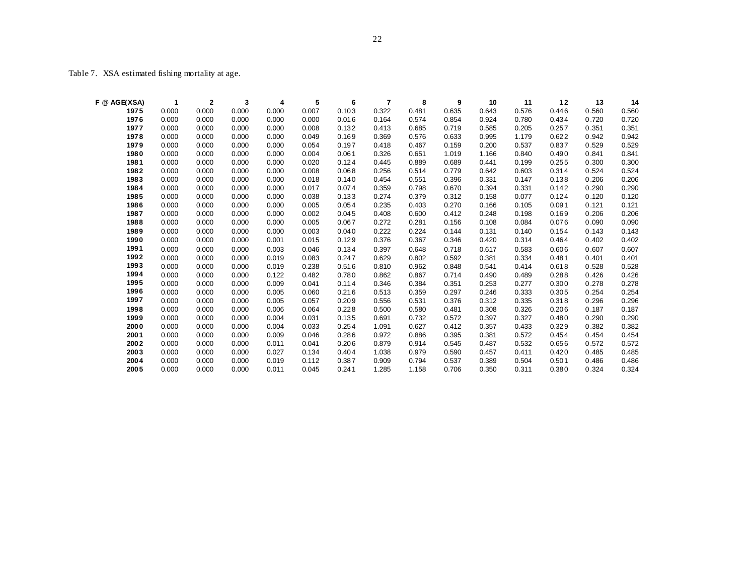Table 7. XSA estimated fishing mortality at age.

| F @ AGE(XSA) | 1 | 2 | 3 | 4 | 5 | 6 | 7 | 8 | 9 | 10 | 11 | 12 | 13 | 14 |
|---|---|---|---|---|---|---|---|---|---|---|---|---|---|---|
| 1975 | 0.000 | 0.000 | 0.000 | 0.000 | 0.007 | 0.103 | 0.322 | 0.481 | 0.635 | 0.643 | 0.576 | 0.446 | 0.560 | 0.560 |
| 1976 | 0.000 | 0.000 | 0.000 | 0.000 | 0.000 | 0.016 | 0.164 | 0.574 | 0.854 | 0.924 | 0.780 | 0.434 | 0.720 | 0.720 |
| 1977 | 0.000 | 0.000 | 0.000 | 0.000 | 0.008 | 0.132 | 0.413 | 0.685 | 0.719 | 0.585 | 0.205 | 0.257 | 0.351 | 0.351 |
| 1978 | 0.000 | 0.000 | 0.000 | 0.000 | 0.049 | 0.169 | 0.369 | 0.576 | 0.633 | 0.995 | 1.179 | 0.622 | 0.942 | 0.942 |
| 1979 | 0.000 | 0.000 | 0.000 | 0.000 | 0.054 | 0.197 | 0.418 | 0.467 | 0.159 | 0.200 | 0.537 | 0.837 | 0.529 | 0.529 |
| 1980 | 0.000 | 0.000 | 0.000 | 0.000 | 0.004 | 0.061 | 0.326 | 0.651 | 1.019 | 1.166 | 0.840 | 0.490 | 0.841 | 0.841 |
| 1981 | 0.000 | 0.000 | 0.000 | 0.000 | 0.020 | 0.124 | 0.445 | 0.889 | 0.689 | 0.441 | 0.199 | 0.255 | 0.300 | 0.300 |
| 1982 | 0.000 | 0.000 | 0.000 | 0.000 | 0.008 | 0.068 | 0.256 | 0.514 | 0.779 | 0.642 | 0.603 | 0.314 | 0.524 | 0.524 |
| 1983 | 0.000 | 0.000 | 0.000 | 0.000 | 0.018 | 0.140 | 0.454 | 0.551 | 0.396 | 0.331 | 0.147 | 0.138 | 0.206 | 0.206 |
| 1984 | 0.000 | 0.000 | 0.000 | 0.000 | 0.017 | 0.074 | 0.359 | 0.798 | 0.670 | 0.394 | 0.331 | 0.142 | 0.290 | 0.290 |
| 1985 | 0.000 | 0.000 | 0.000 | 0.000 | 0.038 | 0.133 | 0.274 | 0.379 | 0.312 | 0.158 | 0.077 | 0.124 | 0.120 | 0.120 |
| 1986 | 0.000 | 0.000 | 0.000 | 0.000 | 0.005 | 0.054 | 0.235 | 0.403 | 0.270 | 0.166 | 0.105 | 0.091 | 0.121 | 0.121 |
| 1987 | 0.000 | 0.000 | 0.000 | 0.000 | 0.002 | 0.045 | 0.408 | 0.600 | 0.412 | 0.248 | 0.198 | 0.169 | 0.206 | 0.206 |
| 1988 | 0.000 | 0.000 | 0.000 | 0.000 | 0.005 | 0.067 | 0.272 | 0.281 | 0.156 | 0.108 | 0.084 | 0.076 | 0.090 | 0.090 |
| 1989 | 0.000 | 0.000 | 0.000 | 0.000 | 0.003 | 0.040 | 0.222 | 0.224 | 0.144 | 0.131 | 0.140 | 0.154 | 0.143 | 0.143 |
| 1990 | 0.000 | 0.000 | 0.000 | 0.001 | 0.015 | 0.129 | 0.376 | 0.367 | 0.346 | 0.420 | 0.314 | 0.464 | 0.402 | 0.402 |
| 1991 | 0.000 | 0.000 | 0.000 | 0.003 | 0.046 | 0.134 | 0.397 | 0.648 | 0.718 | 0.617 | 0.583 | 0.606 | 0.607 | 0.607 |
| 1992 | 0.000 | 0.000 | 0.000 | 0.019 | 0.083 | 0.247 | 0.629 | 0.802 | 0.592 | 0.381 | 0.334 | 0.481 | 0.401 | 0.401 |
| 1993 | 0.000 | 0.000 | 0.000 | 0.019 | 0.238 | 0.516 | 0.810 | 0.962 | 0.848 | 0.541 | 0.414 | 0.618 | 0.528 | 0.528 |
| 1994 | 0.000 | 0.000 | 0.000 | 0.122 | 0.482 | 0.780 | 0.862 | 0.867 | 0.714 | 0.490 | 0.489 | 0.288 | 0.426 | 0.426 |
| 1995 | 0.000 | 0.000 | 0.000 | 0.009 | 0.041 | 0.114 | 0.346 | 0.384 | 0.351 | 0.253 | 0.277 | 0.300 | 0.278 | 0.278 |
| 1996 | 0.000 | 0.000 | 0.000 | 0.005 | 0.060 | 0.216 | 0.513 | 0.359 | 0.297 | 0.246 | 0.333 | 0.305 | 0.254 | 0.254 |
| 1997 | 0.000 | 0.000 | 0.000 | 0.005 | 0.057 | 0.209 | 0.556 | 0.531 | 0.376 | 0.312 | 0.335 | 0.318 | 0.296 | 0.296 |
| 1998 | 0.000 | 0.000 | 0.000 | 0.006 | 0.064 | 0.228 | 0.500 | 0.580 | 0.481 | 0.308 | 0.326 | 0.206 | 0.187 | 0.187 |
| 1999 | 0.000 | 0.000 | 0.000 | 0.004 | 0.031 | 0.135 | 0.691 | 0.732 | 0.572 | 0.397 | 0.327 | 0.480 | 0.290 | 0.290 |
| 2000 | 0.000 | 0.000 | 0.000 | 0.004 | 0.033 | 0.254 | 1.091 | 0.627 | 0.412 | 0.357 | 0.433 | 0.329 | 0.382 | 0.382 |
| 2001 | 0.000 | 0.000 | 0.000 | 0.009 | 0.046 | 0.286 | 0.972 | 0.886 | 0.395 | 0.381 | 0.572 | 0.454 | 0.454 | 0.454 |
| 2002 | 0.000 | 0.000 | 0.000 | 0.011 | 0.041 | 0.206 | 0.879 | 0.914 | 0.545 | 0.487 | 0.532 | 0.656 | 0.572 | 0.572 |
| 2003 | 0.000 | 0.000 | 0.000 | 0.027 | 0.134 | 0.404 | 1.038 | 0.979 | 0.590 | 0.457 | 0.411 | 0.420 | 0.485 | 0.485 |
| 2004 | 0.000 | 0.000 | 0.000 | 0.019 | 0.112 | 0.387 | 0.909 | 0.794 | 0.537 | 0.389 | 0.504 | 0.501 | 0.486 | 0.486 |
| 2005 | 0.000 | 0.000 | 0.000 | 0.011 | 0.045 | 0.241 | 1.285 | 1.158 | 0.706 | 0.350 | 0.311 | 0.380 | 0.324 | 0.324 |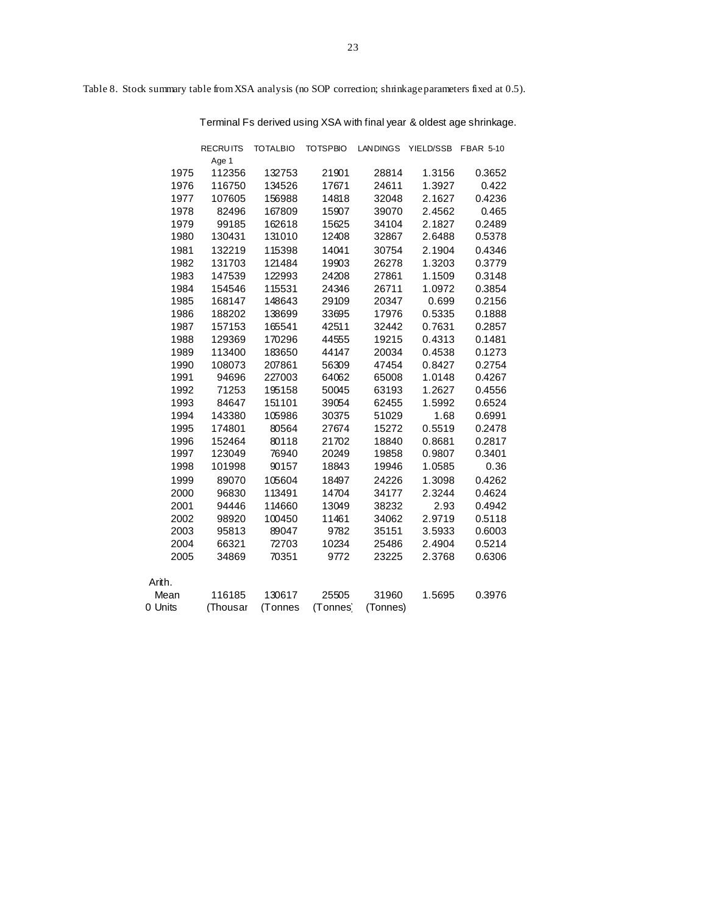Table 8. Stock summary table from XSA analysis (no SOP correction; shrinkage parameters fixed at 0.5).

Terminal Fs derived using XSA with final year & oldest age shrinkage.

| | RECRUITS Age 1 | TOTALBIO | TOTSPBIO | LANDINGS | YIELD/SSB | FBAR 5-10 |
|---|---|---|---|---|---|---|
| 1975 | 112356 | 132753 | 21901 | 28814 | 1.3156 | 0.3652 |
| 1976 | 116750 | 134526 | 17671 | 24611 | 1.3927 | 0.422 |
| 1977 | 107605 | 156988 | 14818 | 32048 | 2.1627 | 0.4236 |
| 1978 | 82496 | 167809 | 15907 | 39070 | 2.4562 | 0.465 |
| 1979 | 99185 | 162618 | 15625 | 34104 | 2.1827 | 0.2489 |
| 1980 | 130431 | 131010 | 12408 | 32867 | 2.6488 | 0.5378 |
| 1981 | 132219 | 115398 | 14041 | 30754 | 2.1904 | 0.4346 |
| 1982 | 131703 | 121484 | 19903 | 26278 | 1.3203 | 0.3779 |
| 1983 | 147539 | 122993 | 24208 | 27861 | 1.1509 | 0.3148 |
| 1984 | 154546 | 115531 | 24346 | 26711 | 1.0972 | 0.3854 |
| 1985 | 168147 | 148643 | 29109 | 20347 | 0.699 | 0.2156 |
| 1986 | 188202 | 138699 | 33695 | 17976 | 0.5335 | 0.1888 |
| 1987 | 157153 | 165541 | 42511 | 32442 | 0.7631 | 0.2857 |
| 1988 | 129369 | 170296 | 44555 | 19215 | 0.4313 | 0.1481 |
| 1989 | 113400 | 183650 | 44147 | 20034 | 0.4538 | 0.1273 |
| 1990 | 108073 | 207861 | 56309 | 47454 | 0.8427 | 0.2754 |
| 1991 | 94696 | 227003 | 64062 | 65008 | 1.0148 | 0.4267 |
| 1992 | 71253 | 195158 | 50045 | 63193 | 1.2627 | 0.4556 |
| 1993 | 84647 | 151101 | 39054 | 62455 | 1.5992 | 0.6524 |
| 1994 | 143380 | 105986 | 30375 | 51029 | 1.68 | 0.6991 |
| 1995 | 174801 | 80564 | 27674 | 15272 | 0.5519 | 0.2478 |
| 1996 | 152464 | 80118 | 21702 | 18840 | 0.8681 | 0.2817 |
| 1997 | 123049 | 76940 | 20249 | 19858 | 0.9807 | 0.3401 |
| 1998 | 101998 | 90157 | 18843 | 19946 | 1.0585 | 0.36 |
| 1999 | 89070 | 105604 | 18497 | 24226 | 1.3098 | 0.4262 |
| 2000 | 96830 | 113491 | 14704 | 34177 | 2.3244 | 0.4624 |
| 2001 | 94446 | 114660 | 13049 | 38232 | 2.93 | 0.4942 |
| 2002 | 98920 | 100450 | 11461 | 34062 | 2.9719 | 0.5118 |
| 2003 | 95813 | 89047 | 9782 | 35151 | 3.5933 | 0.6003 |
| 2004 | 66321 | 72703 | 10234 | 25486 | 2.4904 | 0.5214 |
| 2005 | 34869 | 70351 | 9772 | 23225 | 2.3768 | 0.6306 |
| Arith. Mean | 116185 | 130617 | 25505 | 31960 | 1.5695 | 0.3976 |
| 0 Units | (Thousar | (Tonnes | (Tonnes) | (Tonnes) | | |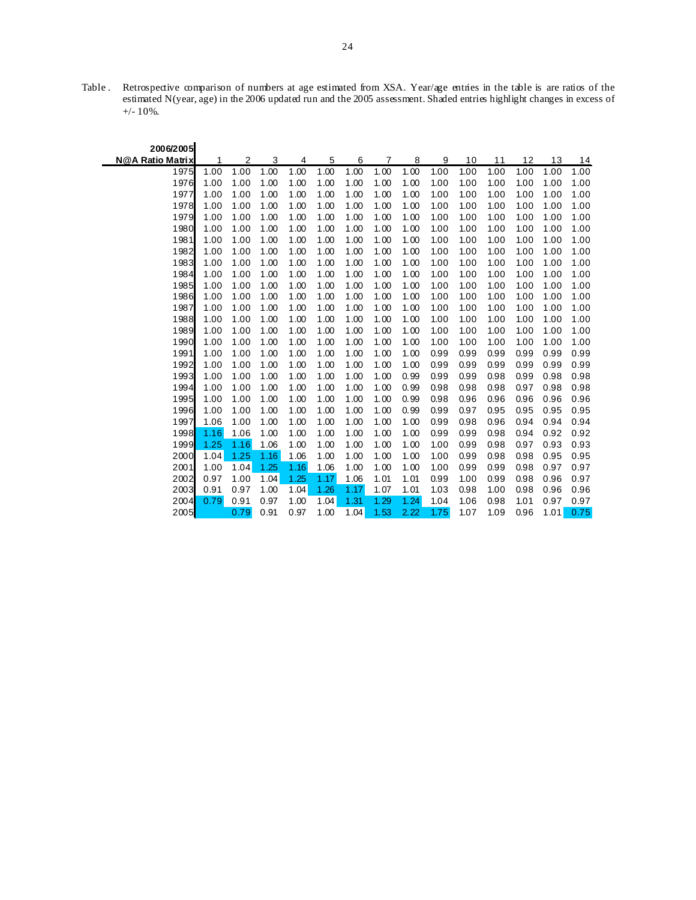Table . Retrospective comparison of numbers at age estimated from XSA. Year/age entries in the table is are ratios of the estimated N(year, age) in the 2006 updated run and the 2005 assessment. Shaded entries highlight changes in excess of +/- 10%.

| 2006/2005 N@A Ratio Matrix | 1 | 2 | 3 | 4 | 5 | 6 | 7 | 8 | 9 | 10 | 11 | 12 | 13 | 14 |
|---|---|---|---|---|---|---|---|---|---|---|---|---|---|---|
| 1975 | 1.00 | 1.00 | 1.00 | 1.00 | 1.00 | 1.00 | 1.00 | 1.00 | 1.00 | 1.00 | 1.00 | 1.00 | 1.00 | 1.00 |
| 1976 | 1.00 | 1.00 | 1.00 | 1.00 | 1.00 | 1.00 | 1.00 | 1.00 | 1.00 | 1.00 | 1.00 | 1.00 | 1.00 | 1.00 |
| 1977 | 1.00 | 1.00 | 1.00 | 1.00 | 1.00 | 1.00 | 1.00 | 1.00 | 1.00 | 1.00 | 1.00 | 1.00 | 1.00 | 1.00 |
| 1978 | 1.00 | 1.00 | 1.00 | 1.00 | 1.00 | 1.00 | 1.00 | 1.00 | 1.00 | 1.00 | 1.00 | 1.00 | 1.00 | 1.00 |
| 1979 | 1.00 | 1.00 | 1.00 | 1.00 | 1.00 | 1.00 | 1.00 | 1.00 | 1.00 | 1.00 | 1.00 | 1.00 | 1.00 | 1.00 |
| 1980 | 1.00 | 1.00 | 1.00 | 1.00 | 1.00 | 1.00 | 1.00 | 1.00 | 1.00 | 1.00 | 1.00 | 1.00 | 1.00 | 1.00 |
| 1981 | 1.00 | 1.00 | 1.00 | 1.00 | 1.00 | 1.00 | 1.00 | 1.00 | 1.00 | 1.00 | 1.00 | 1.00 | 1.00 | 1.00 |
| 1982 | 1.00 | 1.00 | 1.00 | 1.00 | 1.00 | 1.00 | 1.00 | 1.00 | 1.00 | 1.00 | 1.00 | 1.00 | 1.00 | 1.00 |
| 1983 | 1.00 | 1.00 | 1.00 | 1.00 | 1.00 | 1.00 | 1.00 | 1.00 | 1.00 | 1.00 | 1.00 | 1.00 | 1.00 | 1.00 |
| 1984 | 1.00 | 1.00 | 1.00 | 1.00 | 1.00 | 1.00 | 1.00 | 1.00 | 1.00 | 1.00 | 1.00 | 1.00 | 1.00 | 1.00 |
| 1985 | 1.00 | 1.00 | 1.00 | 1.00 | 1.00 | 1.00 | 1.00 | 1.00 | 1.00 | 1.00 | 1.00 | 1.00 | 1.00 | 1.00 |
| 1986 | 1.00 | 1.00 | 1.00 | 1.00 | 1.00 | 1.00 | 1.00 | 1.00 | 1.00 | 1.00 | 1.00 | 1.00 | 1.00 | 1.00 |
| 1987 | 1.00 | 1.00 | 1.00 | 1.00 | 1.00 | 1.00 | 1.00 | 1.00 | 1.00 | 1.00 | 1.00 | 1.00 | 1.00 | 1.00 |
| 1988 | 1.00 | 1.00 | 1.00 | 1.00 | 1.00 | 1.00 | 1.00 | 1.00 | 1.00 | 1.00 | 1.00 | 1.00 | 1.00 | 1.00 |
| 1989 | 1.00 | 1.00 | 1.00 | 1.00 | 1.00 | 1.00 | 1.00 | 1.00 | 1.00 | 1.00 | 1.00 | 1.00 | 1.00 | 1.00 |
| 1990 | 1.00 | 1.00 | 1.00 | 1.00 | 1.00 | 1.00 | 1.00 | 1.00 | 1.00 | 1.00 | 1.00 | 1.00 | 1.00 | 1.00 |
| 1991 | 1.00 | 1.00 | 1.00 | 1.00 | 1.00 | 1.00 | 1.00 | 1.00 | 0.99 | 0.99 | 0.99 | 0.99 | 0.99 | 0.99 |
| 1992 | 1.00 | 1.00 | 1.00 | 1.00 | 1.00 | 1.00 | 1.00 | 1.00 | 0.99 | 0.99 | 0.99 | 0.99 | 0.99 | 0.99 |
| 1993 | 1.00 | 1.00 | 1.00 | 1.00 | 1.00 | 1.00 | 1.00 | 0.99 | 0.99 | 0.99 | 0.98 | 0.99 | 0.98 | 0.98 |
| 1994 | 1.00 | 1.00 | 1.00 | 1.00 | 1.00 | 1.00 | 1.00 | 0.99 | 0.98 | 0.98 | 0.98 | 0.97 | 0.98 | 0.98 |
| 1995 | 1.00 | 1.00 | 1.00 | 1.00 | 1.00 | 1.00 | 1.00 | 0.99 | 0.98 | 0.96 | 0.96 | 0.96 | 0.96 | 0.96 |
| 1996 | 1.00 | 1.00 | 1.00 | 1.00 | 1.00 | 1.00 | 1.00 | 0.99 | 0.99 | 0.97 | 0.95 | 0.95 | 0.95 | 0.95 |
| 1997 | 1.06 | 1.00 | 1.00 | 1.00 | 1.00 | 1.00 | 1.00 | 1.00 | 0.99 | 0.98 | 0.96 | 0.94 | 0.94 | 0.94 |
| 1998 | 1.16 | 1.06 | 1.00 | 1.00 | 1.00 | 1.00 | 1.00 | 1.00 | 0.99 | 0.99 | 0.98 | 0.94 | 0.92 | 0.92 |
| 1999 | 1.25 | 1.16 | 1.06 | 1.00 | 1.00 | 1.00 | 1.00 | 1.00 | 1.00 | 0.99 | 0.98 | 0.97 | 0.93 | 0.93 |
| 2000 | 1.04 | 1.25 | 1.16 | 1.06 | 1.00 | 1.00 | 1.00 | 1.00 | 1.00 | 0.99 | 0.98 | 0.98 | 0.95 | 0.95 |
| 2001 | 1.00 | 1.04 | 1.25 | 1.16 | 1.06 | 1.00 | 1.00 | 1.00 | 1.00 | 0.99 | 0.99 | 0.98 | 0.97 | 0.97 |
| 2002 | 0.97 | 1.00 | 1.04 | 1.25 | 1.17 | 1.06 | 1.01 | 1.01 | 0.99 | 1.00 | 0.99 | 0.98 | 0.96 | 0.97 |
| 2003 | 0.91 | 0.97 | 1.00 | 1.04 | 1.26 | 1.17 | 1.07 | 1.01 | 1.03 | 0.98 | 1.00 | 0.98 | 0.96 | 0.96 |
| 2004 | 0.79 | 0.91 | 0.97 | 1.00 | 1.04 | 1.31 | 1.29 | 1.24 | 1.04 | 1.06 | 0.98 | 1.01 | 0.97 | 0.97 |
| 2005 | | 0.79 | 0.91 | 0.97 | 1.00 | 1.04 | 1.53 | 2.22 | 1.75 | 1.07 | 1.09 | 0.96 | 1.01 | 0.75 |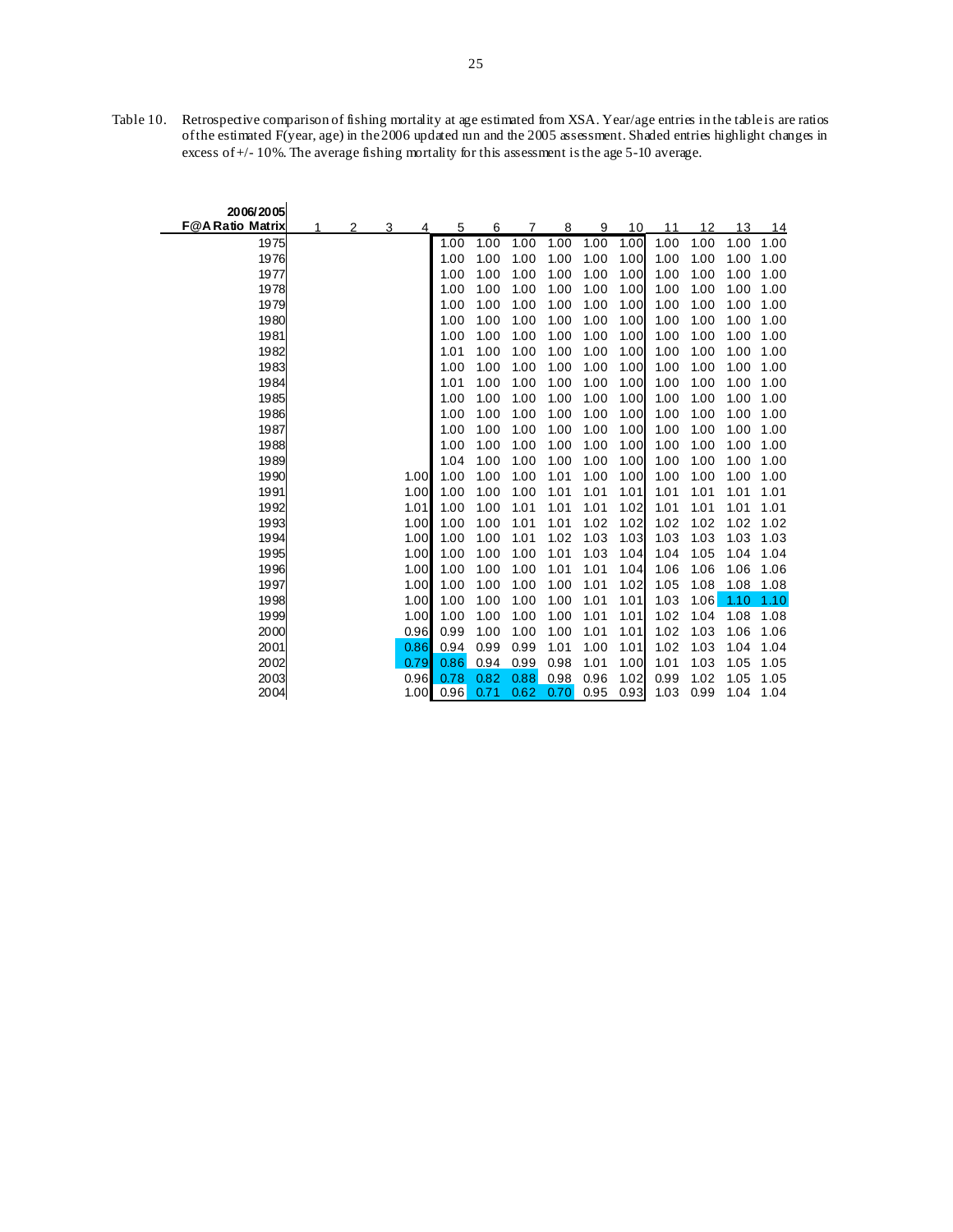Table 10. Retrospective comparison of fishing mortality at age estimated from XSA. Year/age entries in the table is are ratios of the estimated F(year, age) in the 2006 updated run and the 2005 assessment. Shaded entries highlight changes in excess of +/- 10%. The average fishing mortality for this assessment is the age 5-10 average.

| 2006/2005 F@A Ratio Matrix | 1 | 2 | 3 | 4 | 5 | 6 | 7 | 8 | 9 | 10 | 11 | 12 | 13 | 14 |
|---|---|---|---|---|---|---|---|---|---|---|---|---|---|---|
| 1975 | | | | | 1.00 | 1.00 | 1.00 | 1.00 | 1.00 | 1.00 | 1.00 | 1.00 | 1.00 | 1.00 |
| 1976 | | | | | 1.00 | 1.00 | 1.00 | 1.00 | 1.00 | 1.00 | 1.00 | 1.00 | 1.00 | 1.00 |
| 1977 | | | | | 1.00 | 1.00 | 1.00 | 1.00 | 1.00 | 1.00 | 1.00 | 1.00 | 1.00 | 1.00 |
| 1978 | | | | | 1.00 | 1.00 | 1.00 | 1.00 | 1.00 | 1.00 | 1.00 | 1.00 | 1.00 | 1.00 |
| 1979 | | | | | 1.00 | 1.00 | 1.00 | 1.00 | 1.00 | 1.00 | 1.00 | 1.00 | 1.00 | 1.00 |
| 1980 | | | | | 1.00 | 1.00 | 1.00 | 1.00 | 1.00 | 1.00 | 1.00 | 1.00 | 1.00 | 1.00 |
| 1981 | | | | | 1.00 | 1.00 | 1.00 | 1.00 | 1.00 | 1.00 | 1.00 | 1.00 | 1.00 | 1.00 |
| 1982 | | | | | 1.01 | 1.00 | 1.00 | 1.00 | 1.00 | 1.00 | 1.00 | 1.00 | 1.00 | 1.00 |
| 1983 | | | | | 1.00 | 1.00 | 1.00 | 1.00 | 1.00 | 1.00 | 1.00 | 1.00 | 1.00 | 1.00 |
| 1984 | | | | | 1.01 | 1.00 | 1.00 | 1.00 | 1.00 | 1.00 | 1.00 | 1.00 | 1.00 | 1.00 |
| 1985 | | | | | 1.00 | 1.00 | 1.00 | 1.00 | 1.00 | 1.00 | 1.00 | 1.00 | 1.00 | 1.00 |
| 1986 | | | | | 1.00 | 1.00 | 1.00 | 1.00 | 1.00 | 1.00 | 1.00 | 1.00 | 1.00 | 1.00 |
| 1987 | | | | | 1.00 | 1.00 | 1.00 | 1.00 | 1.00 | 1.00 | 1.00 | 1.00 | 1.00 | 1.00 |
| 1988 | | | | | 1.00 | 1.00 | 1.00 | 1.00 | 1.00 | 1.00 | 1.00 | 1.00 | 1.00 | 1.00 |
| 1989 | | | | | 1.04 | 1.00 | 1.00 | 1.00 | 1.00 | 1.00 | 1.00 | 1.00 | 1.00 | 1.00 |
| 1990 | | | | 1.00 | 1.00 | 1.00 | 1.00 | 1.01 | 1.00 | 1.00 | 1.00 | 1.00 | 1.00 | 1.00 |
| 1991 | | | | 1.00 | 1.00 | 1.00 | 1.00 | 1.01 | 1.01 | 1.01 | 1.01 | 1.01 | 1.01 | 1.01 |
| 1992 | | | | 1.01 | 1.00 | 1.00 | 1.01 | 1.01 | 1.01 | 1.02 | 1.01 | 1.01 | 1.01 | 1.01 |
| 1993 | | | | 1.00 | 1.00 | 1.00 | 1.01 | 1.01 | 1.02 | 1.02 | 1.02 | 1.02 | 1.02 | 1.02 |
| 1994 | | | | 1.00 | 1.00 | 1.00 | 1.01 | 1.02 | 1.03 | 1.03 | 1.03 | 1.03 | 1.03 | 1.03 |
| 1995 | | | | 1.00 | 1.00 | 1.00 | 1.00 | 1.01 | 1.03 | 1.04 | 1.04 | 1.05 | 1.04 | 1.04 |
| 1996 | | | | 1.00 | 1.00 | 1.00 | 1.00 | 1.01 | 1.01 | 1.04 | 1.06 | 1.06 | 1.06 | 1.06 |
| 1997 | | | | 1.00 | 1.00 | 1.00 | 1.00 | 1.00 | 1.01 | 1.02 | 1.05 | 1.08 | 1.08 | 1.08 |
| 1998 | | | | 1.00 | 1.00 | 1.00 | 1.00 | 1.00 | 1.01 | 1.01 | 1.03 | 1.06 | 1.10 | 1.10 |
| 1999 | | | | 1.00 | 1.00 | 1.00 | 1.00 | 1.00 | 1.01 | 1.01 | 1.02 | 1.04 | 1.08 | 1.08 |
| 2000 | | | | 0.96 | 0.99 | 1.00 | 1.00 | 1.00 | 1.01 | 1.01 | 1.02 | 1.03 | 1.06 | 1.06 |
| 2001 | | | | 0.86 | 0.94 | 0.99 | 0.99 | 1.01 | 1.00 | 1.01 | 1.02 | 1.03 | 1.04 | 1.04 |
| 2002 | | | | 0.79 | 0.86 | 0.94 | 0.99 | 0.98 | 1.01 | 1.00 | 1.01 | 1.03 | 1.05 | 1.05 |
| 2003 | | | | 0.96 | 0.78 | 0.82 | 0.88 | 0.98 | 0.96 | 1.02 | 0.99 | 1.02 | 1.05 | 1.05 |
| 2004 | | | | 1.00 | 0.96 | 0.71 | 0.62 | 0.70 | 0.95 | 0.93 | 1.03 | 0.99 | 1.04 | 1.04 |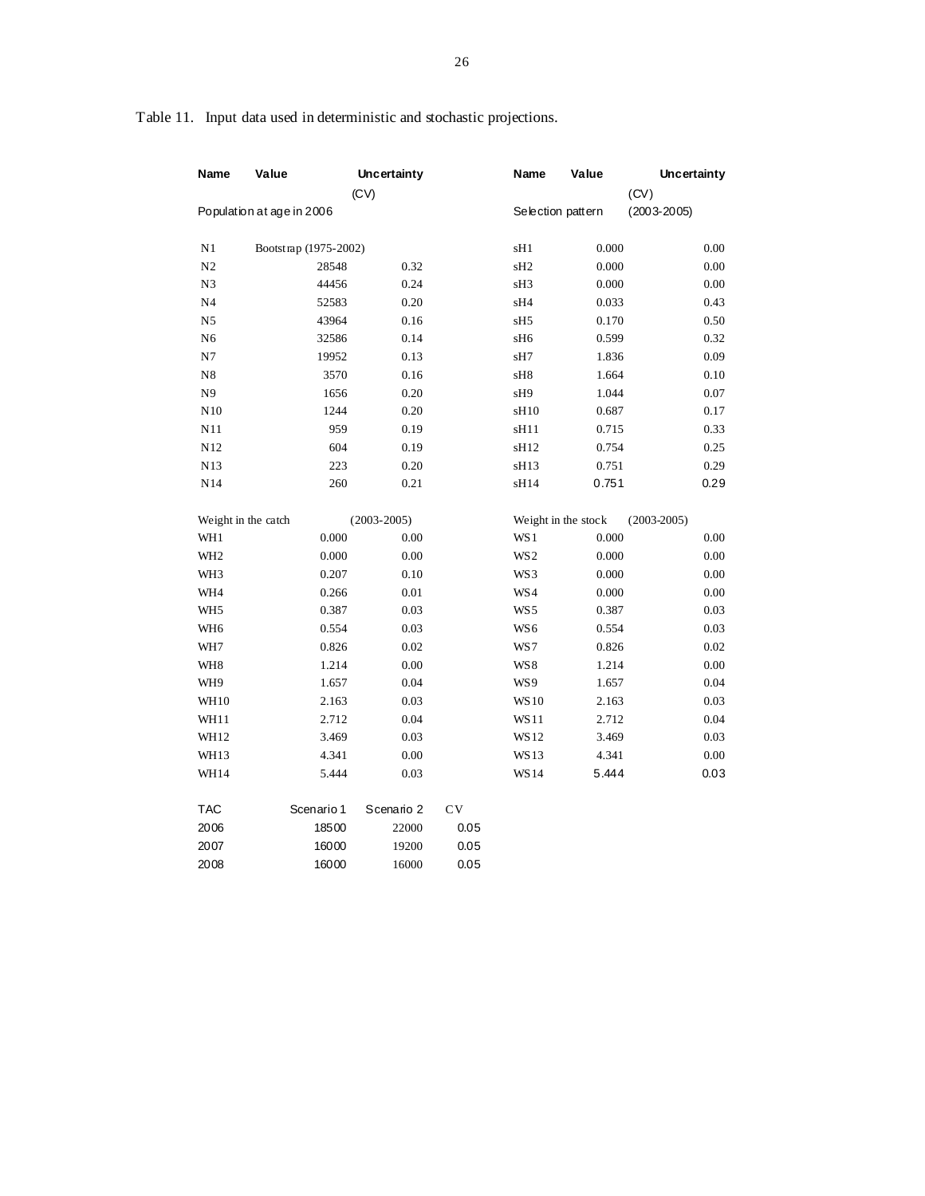Table 11. Input data used in deterministic and stochastic projections.

| Name | Value | Uncertainty (CV) | Name | Value | Uncertainty (CV) |
|---|---|---|---|---|---|
| Population at age in 2006 | | | Selection pattern | | (2003-2005) |
| N1 | Bootstrap (1975-2002) | | sH1 | 0.000 | 0.00 |
| N2 | 28548 | 0.32 | sH2 | 0.000 | 0.00 |
| N3 | 44456 | 0.24 | sH3 | 0.000 | 0.00 |
| N4 | 52583 | 0.20 | sH4 | 0.033 | 0.43 |
| N5 | 43964 | 0.16 | sH5 | 0.170 | 0.50 |
| N6 | 32586 | 0.14 | sH6 | 0.599 | 0.32 |
| N7 | 19952 | 0.13 | sH7 | 1.836 | 0.09 |
| N8 | 3570 | 0.16 | sH8 | 1.664 | 0.10 |
| N9 | 1656 | 0.20 | sH9 | 1.044 | 0.07 |
| N10 | 1244 | 0.20 | sH10 | 0.687 | 0.17 |
| N11 | 959 | 0.19 | sH11 | 0.715 | 0.33 |
| N12 | 604 | 0.19 | sH12 | 0.754 | 0.25 |
| N13 | 223 | 0.20 | sH13 | 0.751 | 0.29 |
| N14 | 260 | 0.21 | sH14 | 0.751 | 0.29 |
| Weight in the catch | | (2003-2005) | Weight in the stock | | (2003-2005) |
| WH1 | 0.000 | 0.00 | WS1 | 0.000 | 0.00 |
| WH2 | 0.000 | 0.00 | WS2 | 0.000 | 0.00 |
| WH3 | 0.207 | 0.10 | WS3 | 0.000 | 0.00 |
| WH4 | 0.266 | 0.01 | WS4 | 0.000 | 0.00 |
| WH5 | 0.387 | 0.03 | WS5 | 0.387 | 0.03 |
| WH6 | 0.554 | 0.03 | WS6 | 0.554 | 0.03 |
| WH7 | 0.826 | 0.02 | WS7 | 0.826 | 0.02 |
| WH8 | 1.214 | 0.00 | WS8 | 1.214 | 0.00 |
| WH9 | 1.657 | 0.04 | WS9 | 1.657 | 0.04 |
| WH10 | 2.163 | 0.03 | WS10 | 2.163 | 0.03 |
| WH11 | 2.712 | 0.04 | WS11 | 2.712 | 0.04 |
| WH12 | 3.469 | 0.03 | WS12 | 3.469 | 0.03 |
| WH13 | 4.341 | 0.00 | WS13 | 4.341 | 0.00 |
| WH14 | 5.444 | 0.03 | WS14 | 5.444 | 0.03 |

| TAC | Scenario 1 | Scenario 2 | CV |
|---|---|---|---|
| 2006 | 18500 | 22000 | 0.05 |
| 2007 | 16000 | 19200 | 0.05 |
| 2008 | 16000 | 16000 | 0.05 |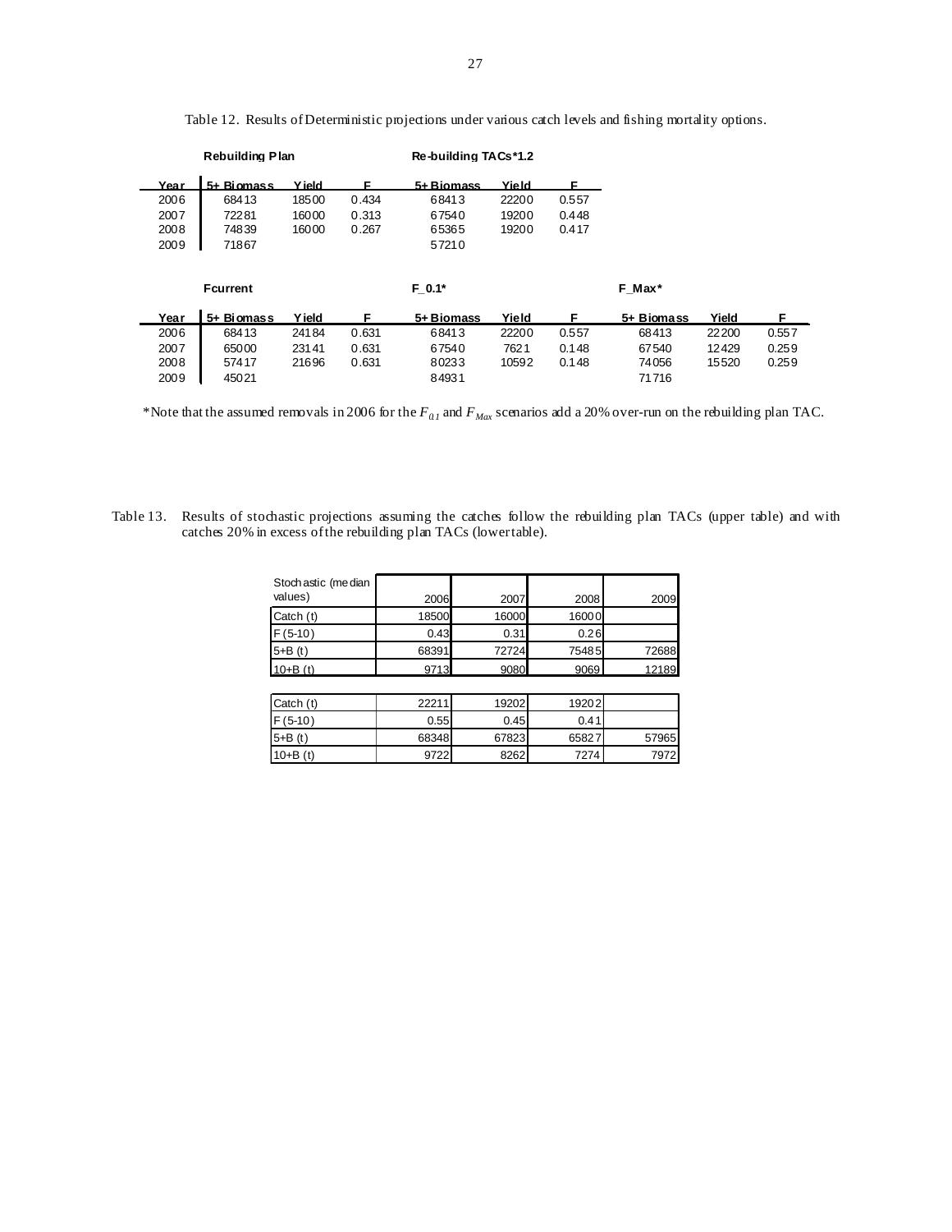Table 12. Results of Deterministic projections under various catch levels and fishing mortality options.

| | Rebuilding Plan | | | Re-building TACs*1.2 | | |
|---|---|---|---|---|---|---|
| Year | 5+ Biomass | Yield | F | 5+ Biomass | Yield | F |
| 2006 | 68413 | 18500 | 0.434 | 68413 | 22200 | 0.557 |
| 2007 | 72281 | 16000 | 0.313 | 67540 | 19200 | 0.448 |
| 2008 | 74839 | 16000 | 0.267 | 65365 | 19200 | 0.417 |
| 2009 | 71867 | | | 57210 | | |

| | Fcurrent | | | F_0.1* | | | F_Max* | | |
|---|---|---|---|---|---|---|---|---|---|
| Year | 5+ Biomass | Yield | F | 5+ Biomass | Yield | F | 5+ Biomass | Yield | F |
| 2006 | 68413 | 24184 | 0.631 | 68413 | 22200 | 0.557 | 68413 | 22200 | 0.557 |
| 2007 | 65000 | 23141 | 0.631 | 67540 | 7621 | 0.148 | 67540 | 12429 | 0.259 |
| 2008 | 57417 | 21696 | 0.631 | 80233 | 10592 | 0.148 | 74056 | 15520 | 0.259 |
| 2009 | 45021 | | | 84931 | | | 71716 | | |

*Note that the assumed removals in 2006 for the $F_{0.1}$ and $F_{Max}$ scenarios add a 20% over-run on the rebuilding plan TAC.

Table 13. Results of stochastic projections assuming the catches follow the rebuilding plan TACs (upper table) and with catches 20% in excess of the rebuilding plan TACs (lower table).

| Stochastic (median values) | 2006 | 2007 | 2008 | 2009 |
|---|---|---|---|---|
| Catch (t) | 18500 | 16000 | 16000 | |
| F (5-10) | 0.43 | 0.31 | 0.26 | |
| 5+B (t) | 68391 | 72724 | 75485 | 72688 |
| 10+B (t) | 9713 | 9080 | 9069 | 12189 |

| | | | | |
|---|---|---|---|---|
| Catch (t) | 22211 | 19202 | 19202 | |
| F (5-10) | 0.55 | 0.45 | 0.41 | |
| 5+B (t) | 68348 | 67823 | 65827 | 57965 |
| 10+B (t) | 9722 | 8262 | 7274 | 7972 |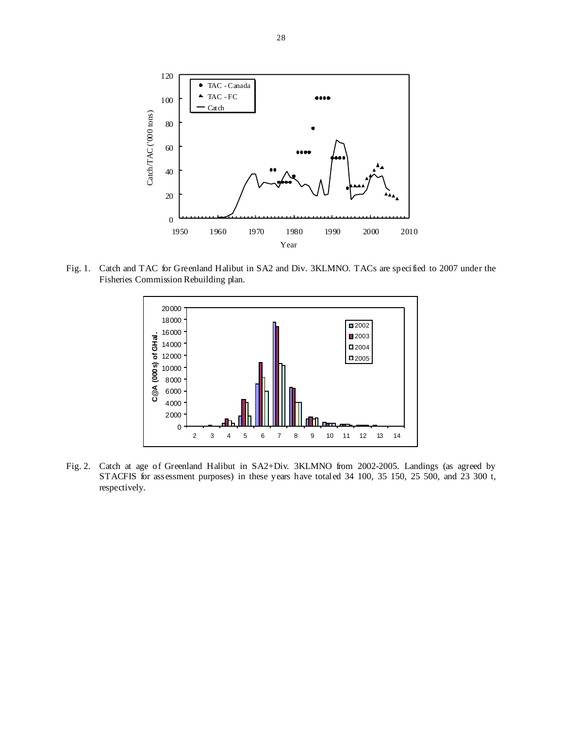Fig. 1. Catch and TAC for Greenland Halibut in SA2 and Div. 3KLMNO. TACs are specified to 2007 under the Fisheries Commission Rebuilding plan.

Fig. 2. Catch at age of Greenland Halibut in SA2+Div. 3KLMNO from 2002-2005. Landings (as agreed by STACFIS for assessment purposes) in these years have totaled 34 100, 35 150, 25 500, and 23 300 t, respectively.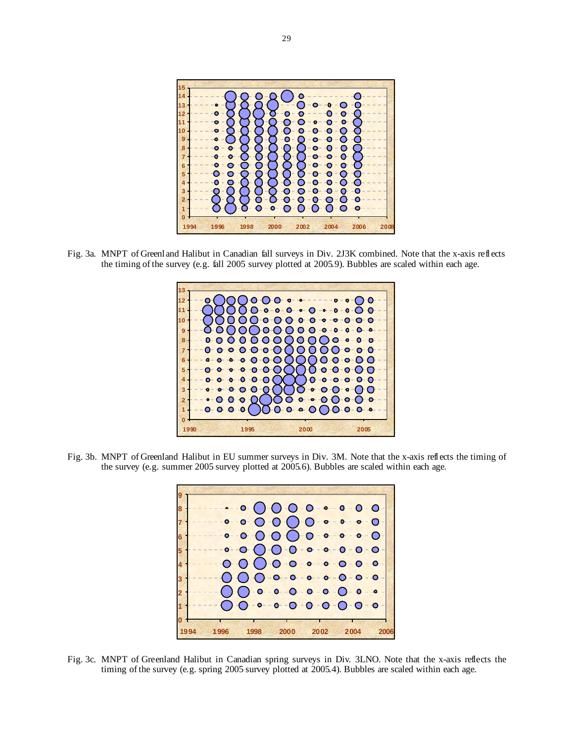Fig. 3a. MNPT of Greenland Halibut in Canadian fall surveys in Div. 2J3K combined. Note that the x-axis reflects the timing of the survey (e.g. fall 2005 survey plotted at 2005.9). Bubbles are scaled within each age.

Fig. 3b. MNPT of Greenland Halibut in EU summer surveys in Div. 3M. Note that the x-axis reflects the timing of the survey (e.g. summer 2005 survey plotted at 2005.6). Bubbles are scaled within each age.

Fig. 3c. MNPT of Greenland Halibut in Canadian spring surveys in Div. 3LNO. Note that the x-axis reflects the timing of the survey (e.g. spring 2005 survey plotted at 2005.4). Bubbles are scaled within each age.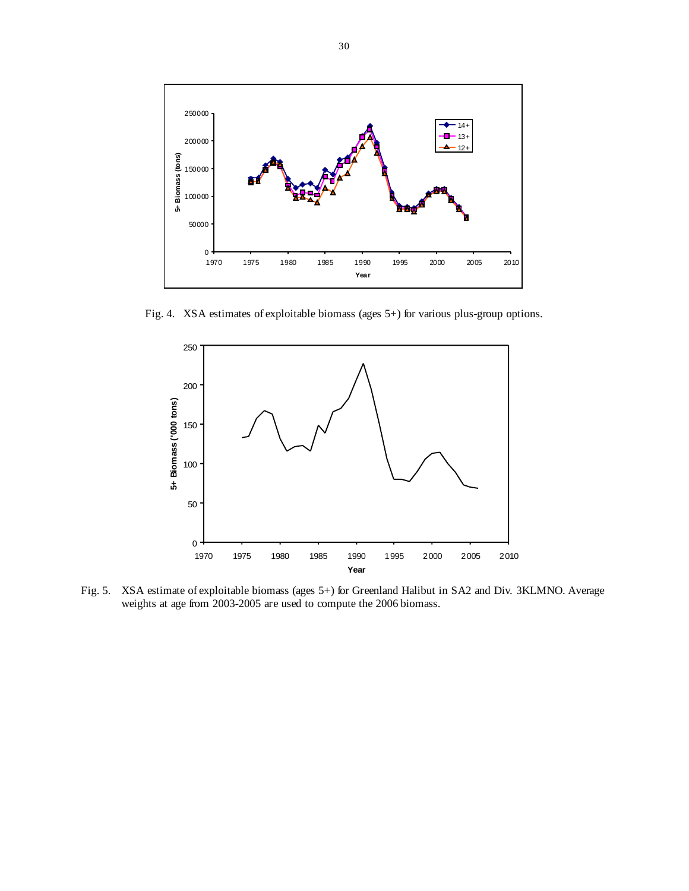Fig. 4. XSA estimates of exploitable biomass (ages 5+) for various plus-group options.

Fig. 5. XSA estimate of exploitable biomass (ages 5+) for Greenland Halibut in SA2 and Div. 3KLMNO. Average weights at age from 2003-2005 are used to compute the 2006 biomass.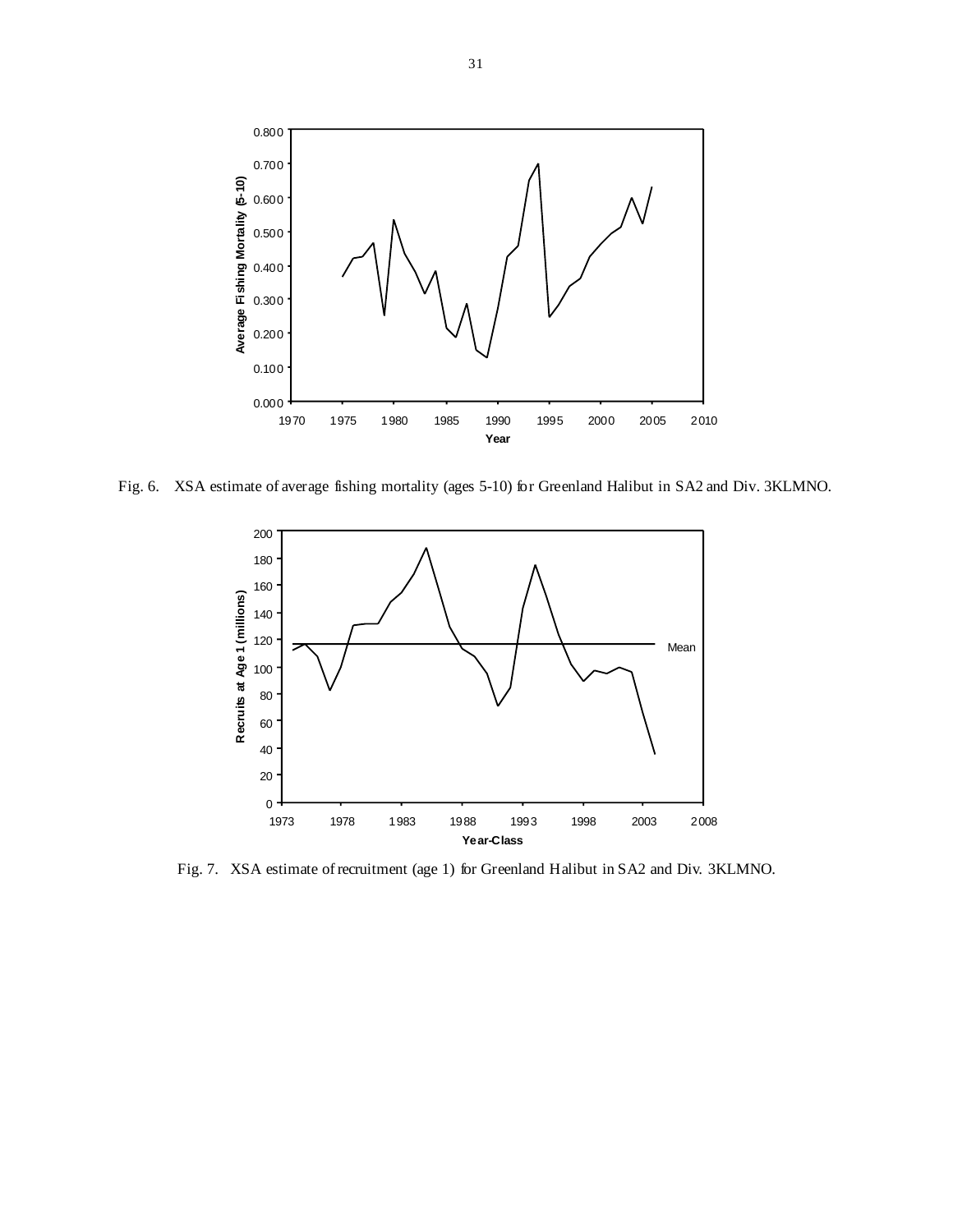Fig. 6. XSA estimate of average fishing mortality (ages 5-10) for Greenland Halibut in SA2 and Div. 3KLMNO.

Fig. 7. XSA estimate of recruitment (age 1) for Greenland Halibut in SA2 and Div. 3KLMNO.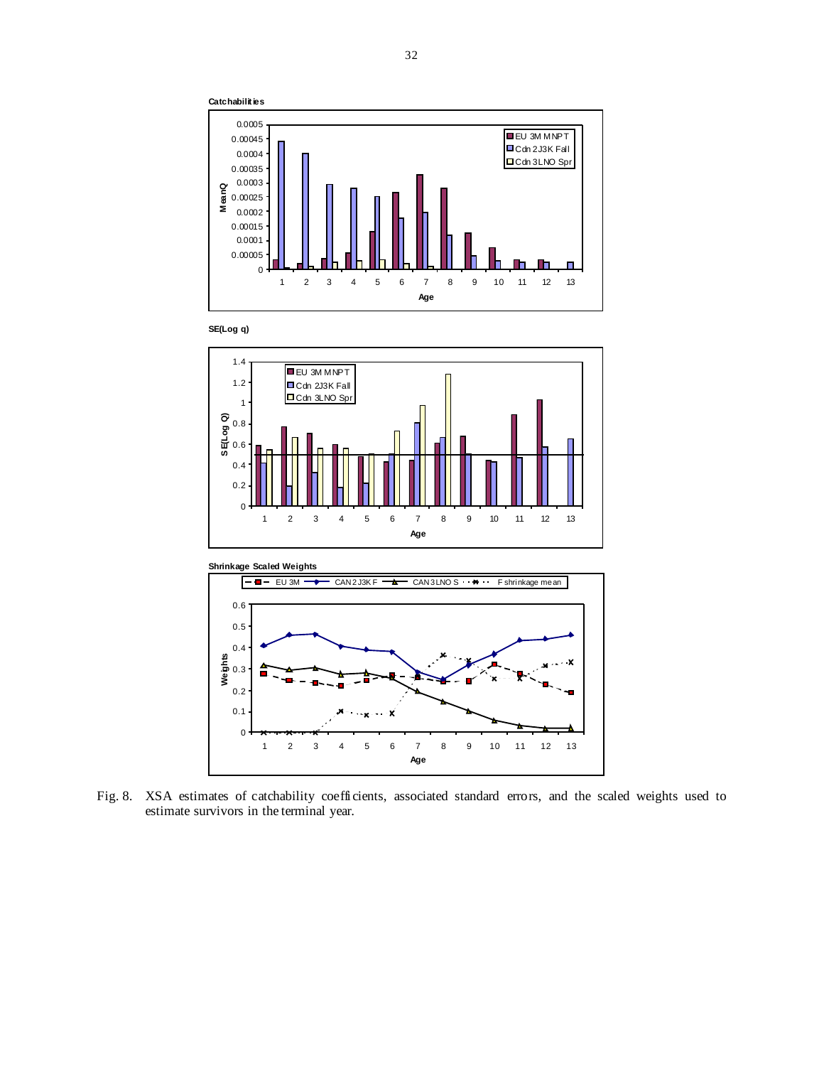**Catchabilities**

**SE(Log q)**

**Shrinkage Scaled Weights**

Fig. 8. XSA estimates of catchability coefficients, associated standard errors, and the scaled weights used to estimate survivors in the terminal year.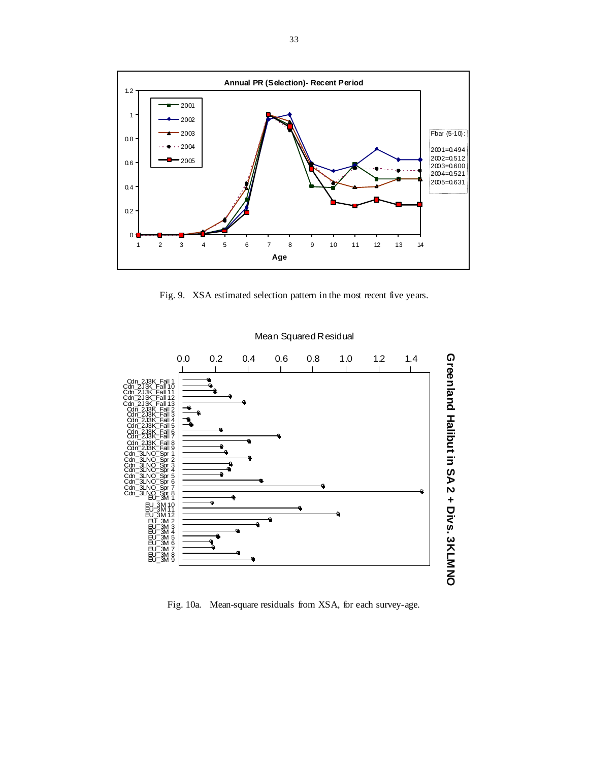Fig. 9. XSA estimated selection pattern in the most recent five years.

Fig. 10a. Mean-square residuals from XSA, for each survey-age.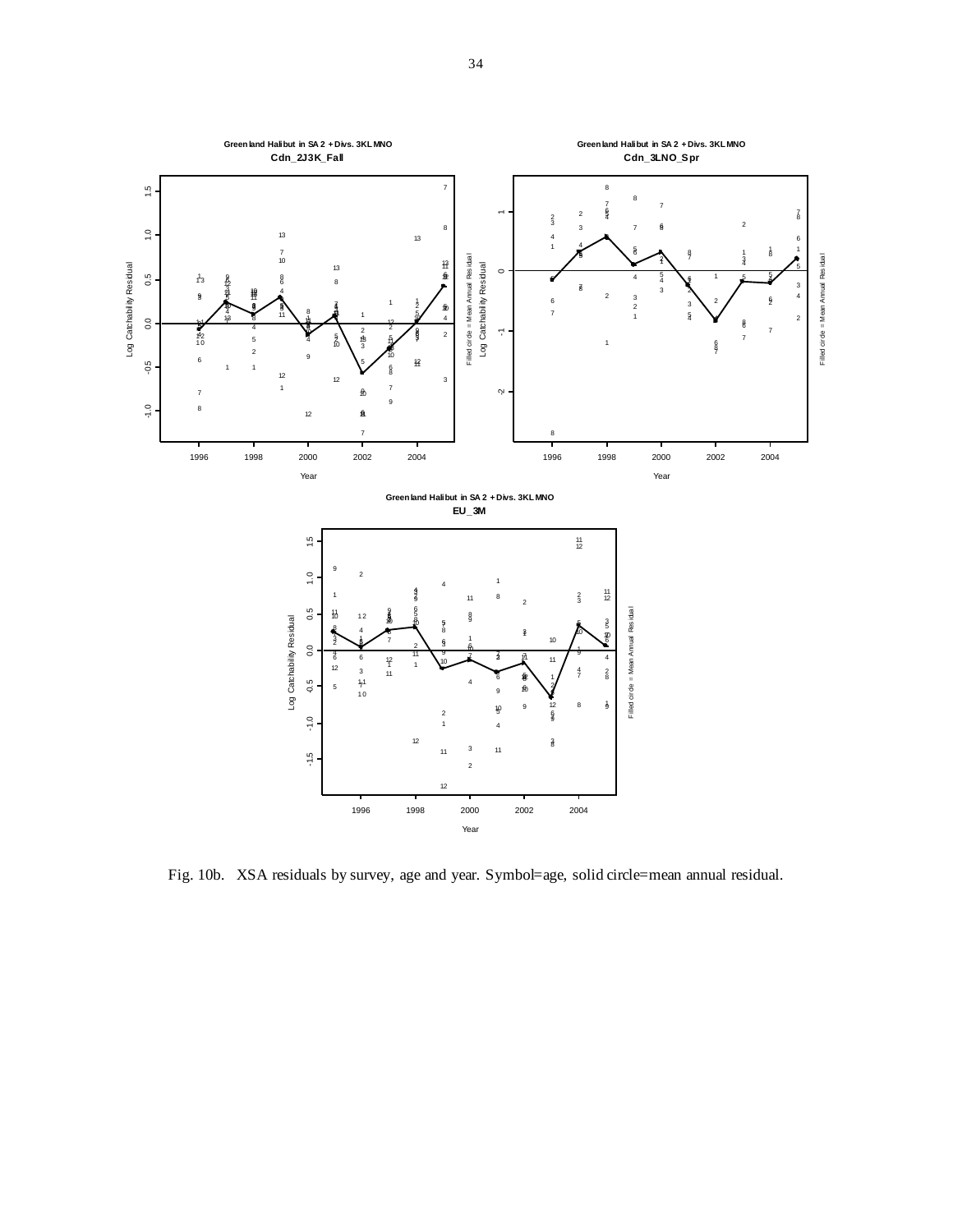Fig. 10b. XSA residuals by survey, age and year. Symbol=age, solid circle=mean annual residual.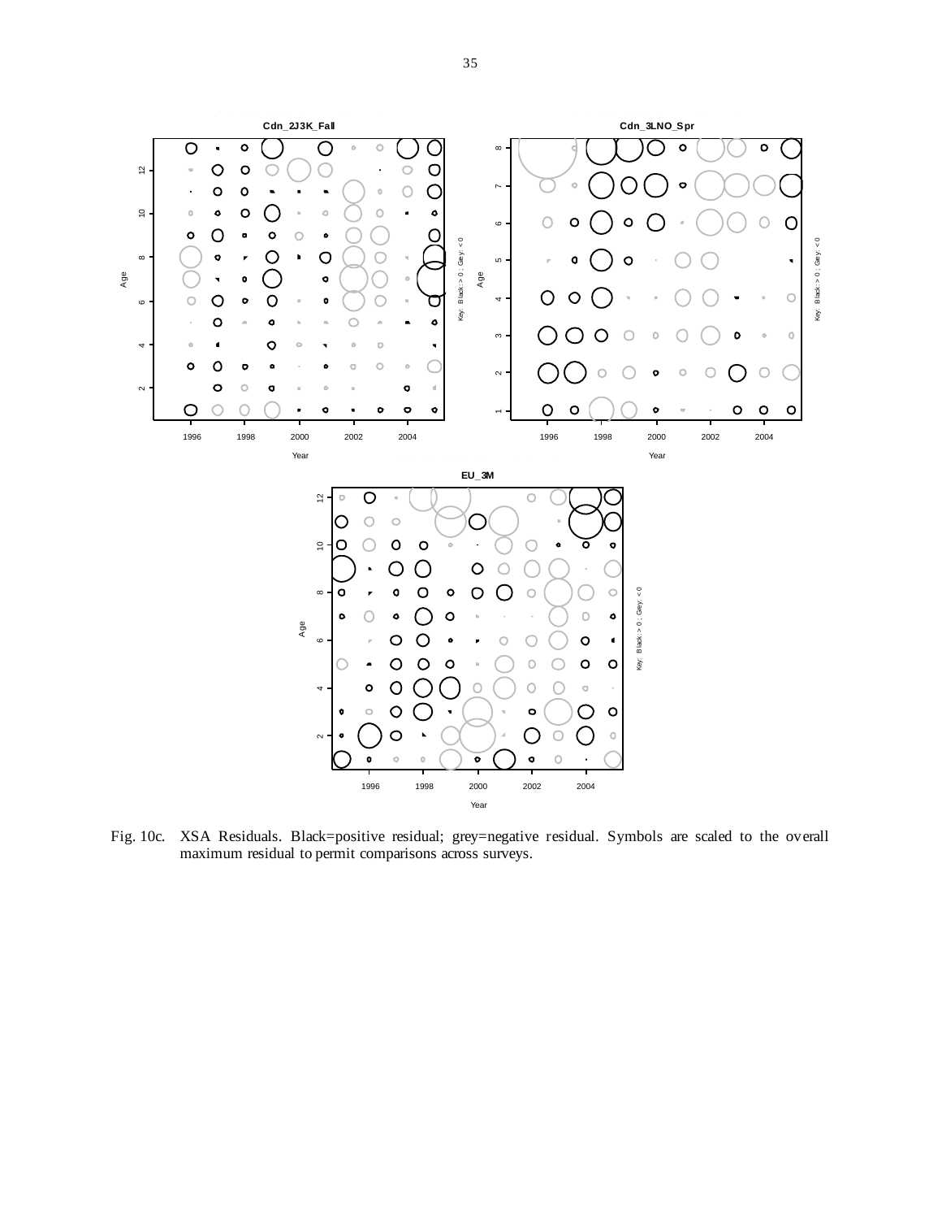Fig. 10c. XSA Residuals. Black=positive residual; grey=negative residual. Symbols are scaled to the overall maximum residual to permit comparisons across surveys.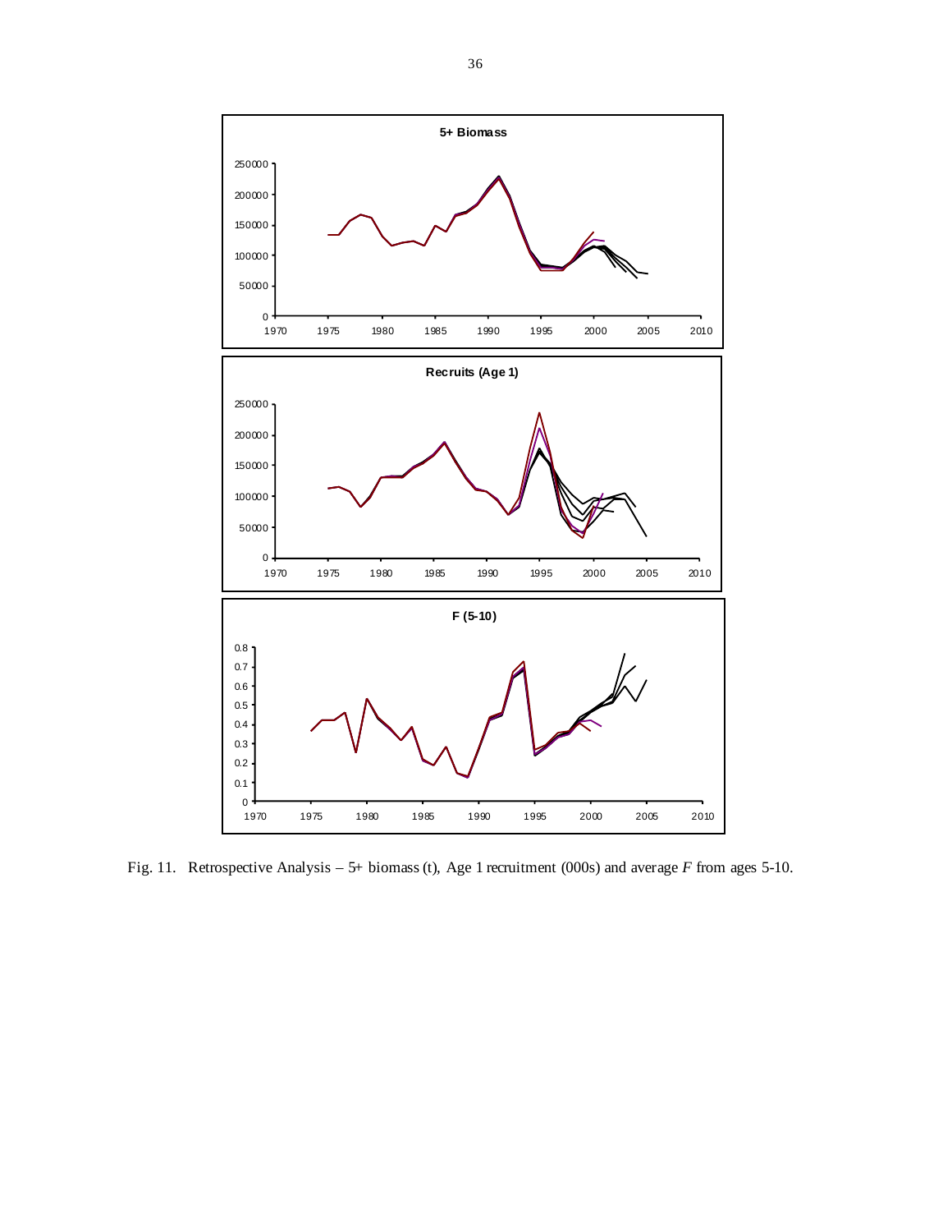Fig. 11. Retrospective Analysis – 5+ biomass (t), Age 1 recruitment (000s) and average *F* from ages 5-10.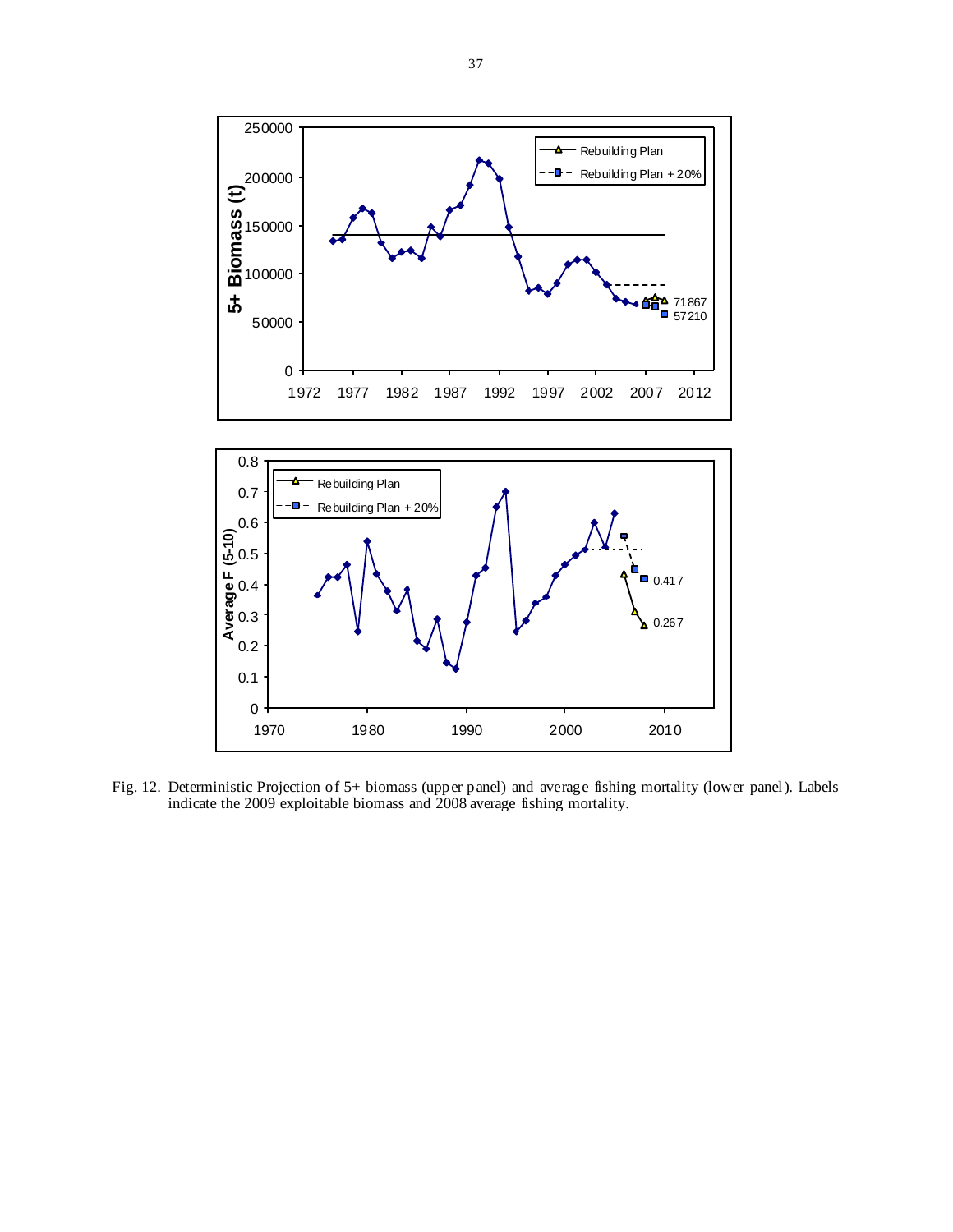Fig. 12. Deterministic Projection of 5+ biomass (upper panel) and average fishing mortality (lower panel). Labels indicate the 2009 exploitable biomass and 2008 average fishing mortality.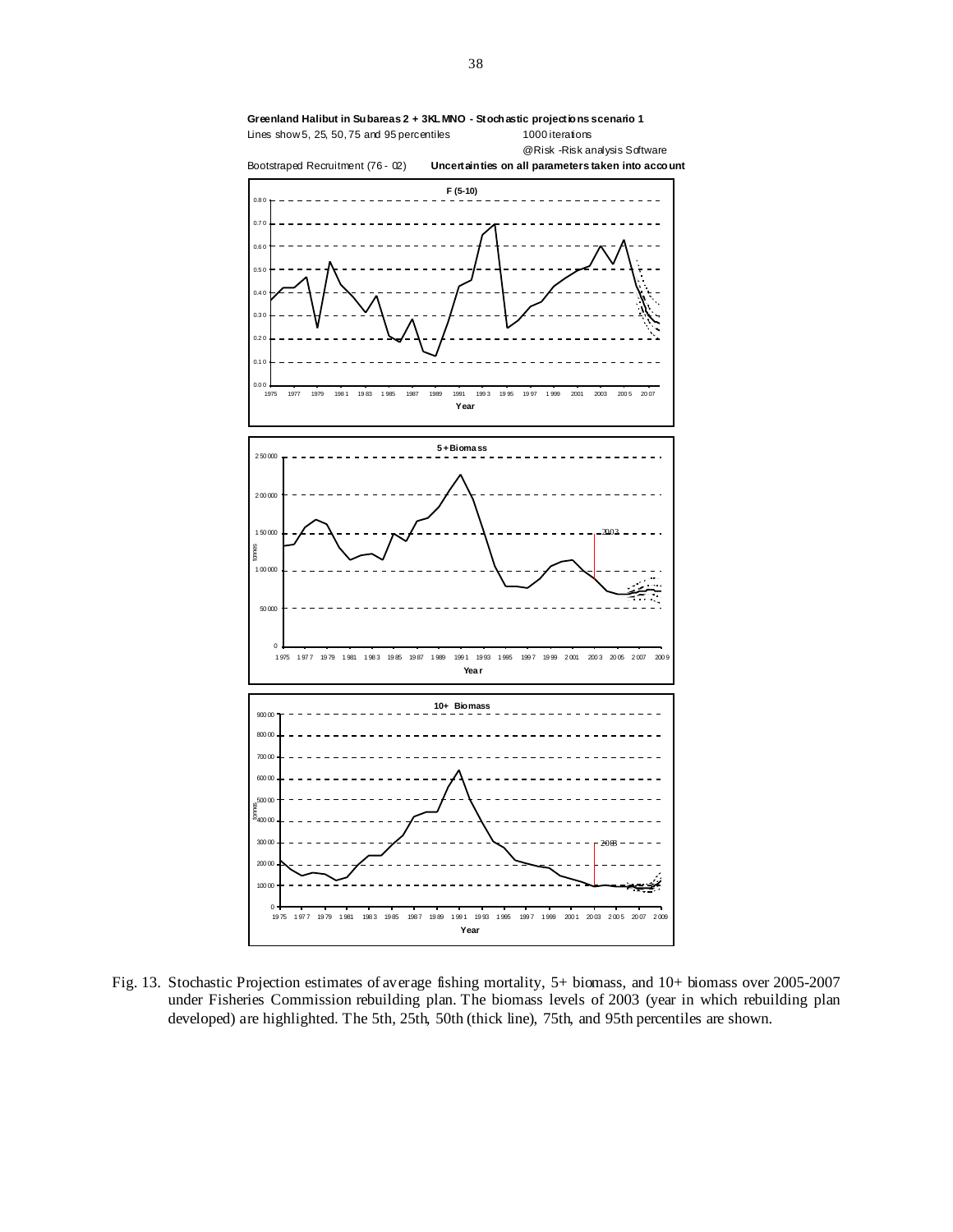**Greenland Halibut in Subareas 2 + 3KLMNO - Stochastic projections scenario 1**

Lines show 5, 25, 50, 75 and 95 percentiles

1000 iterations

@Risk -Risk analysis Software

Bootstraped Recruitment (76 - 02)

**Uncertainties on all parameters taken into account**

Fig. 13. Stochastic Projection estimates of average fishing mortality, 5+ biomass, and 10+ biomass over 2005-2007 under Fisheries Commission rebuilding plan. The biomass levels of 2003 (year in which rebuilding plan developed) are highlighted. The 5th, 25th, 50th (thick line), 75th, and 95th percentiles are shown.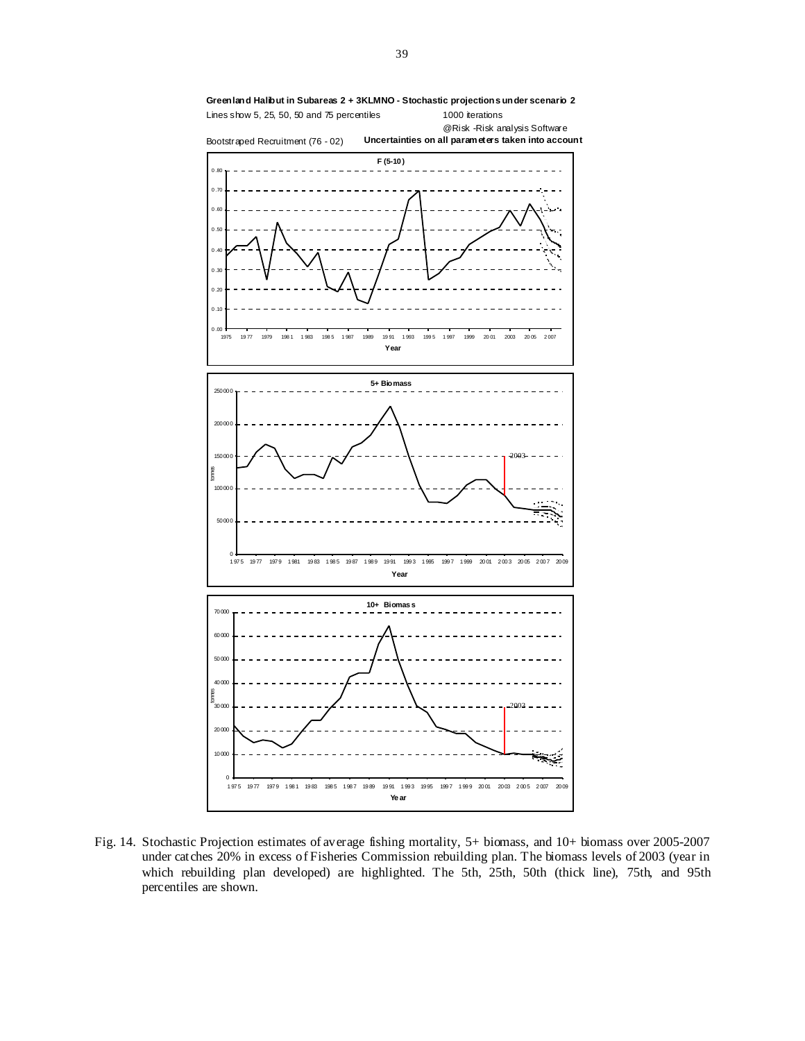**Greenland Halibut in Subareas 2 + 3KLMNO - Stochastic projections under scenario 2**

Lines show 5, 25, 50, 50 and 75 percentiles

1000 iterations

@Risk -Risk analysis Software

Bootstraped Recruitment (76 - 02)

**Uncertainties on all parameters taken into account**

**F (5-10)**

0.80
0.70
0.60
0.50
0.40
0.30
0.20
0.10
0.00

1975 1977 1979 1981 1983 1985 1987 1989 1991 1993 1995 1997 1999 2001 2003 2005 2007

**Year**

**5+ Biomass**

250000
200000
150000
100000
50000
0

tonnes

2003

1975 1977 1979 1981 1983 1985 1987 1989 1991 1993 1995 1997 1999 2001 2003 2005 2007 2009

**Year**

**10+ Biomass**

70000
60000
50000
40000
30000
20000
10000
0

tonnes

2003

1975 1977 1979 1981 1983 1985 1987 1989 1991 1993 1995 1997 1999 2001 2003 2005 2007 2009

**Year**

Fig. 14. Stochastic Projection estimates of average fishing mortality, 5+ biomass, and 10+ biomass over 2005-2007 under catches 20% in excess of Fisheries Commission rebuilding plan. The biomass levels of 2003 (year in which rebuilding plan developed) are highlighted. The 5th, 25th, 50th (thick line), 75th, and 95th percentiles are shown.